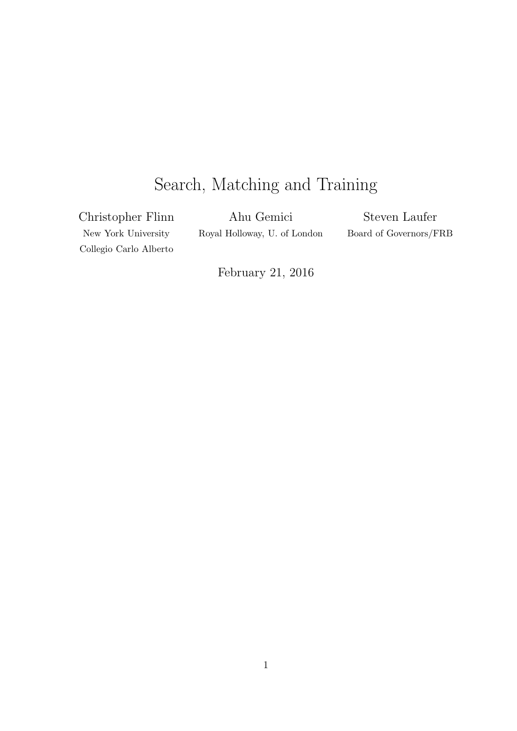# Search, Matching and Training

Christopher Flinn
New York University
Collegio Carlo Alberto

Ahu Gemici
Royal Holloway, U. of London

Steven Laufer
Board of Governors/FRB

February 21, 2016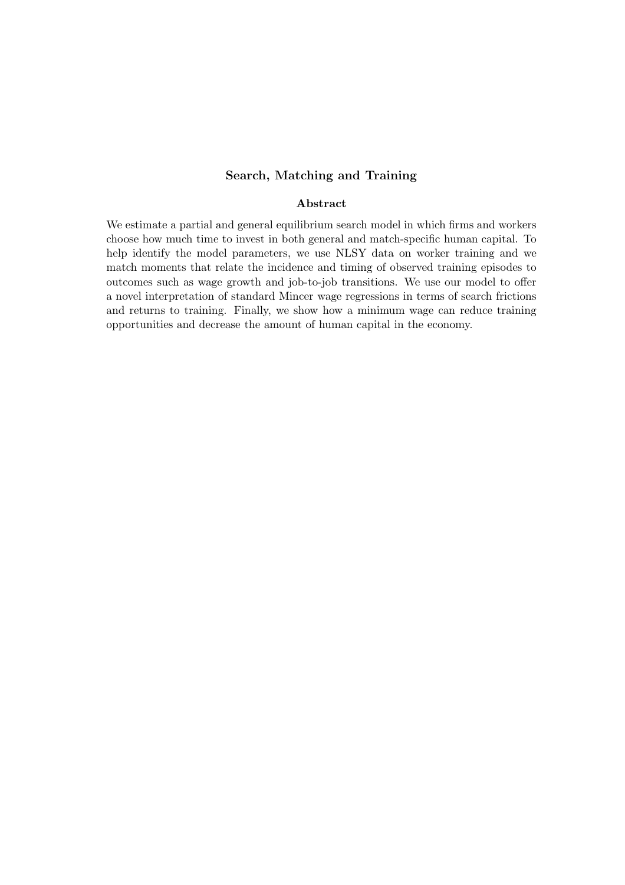# Search, Matching and Training

## Abstract

We estimate a partial and general equilibrium search model in which firms and workers choose how much time to invest in both general and match-specific human capital. To help identify the model parameters, we use NLSY data on worker training and we match moments that relate the incidence and timing of observed training episodes to outcomes such as wage growth and job-to-job transitions. We use our model to offer a novel interpretation of standard Mincer wage regressions in terms of search frictions and returns to training. Finally, we show how a minimum wage can reduce training opportunities and decrease the amount of human capital in the economy.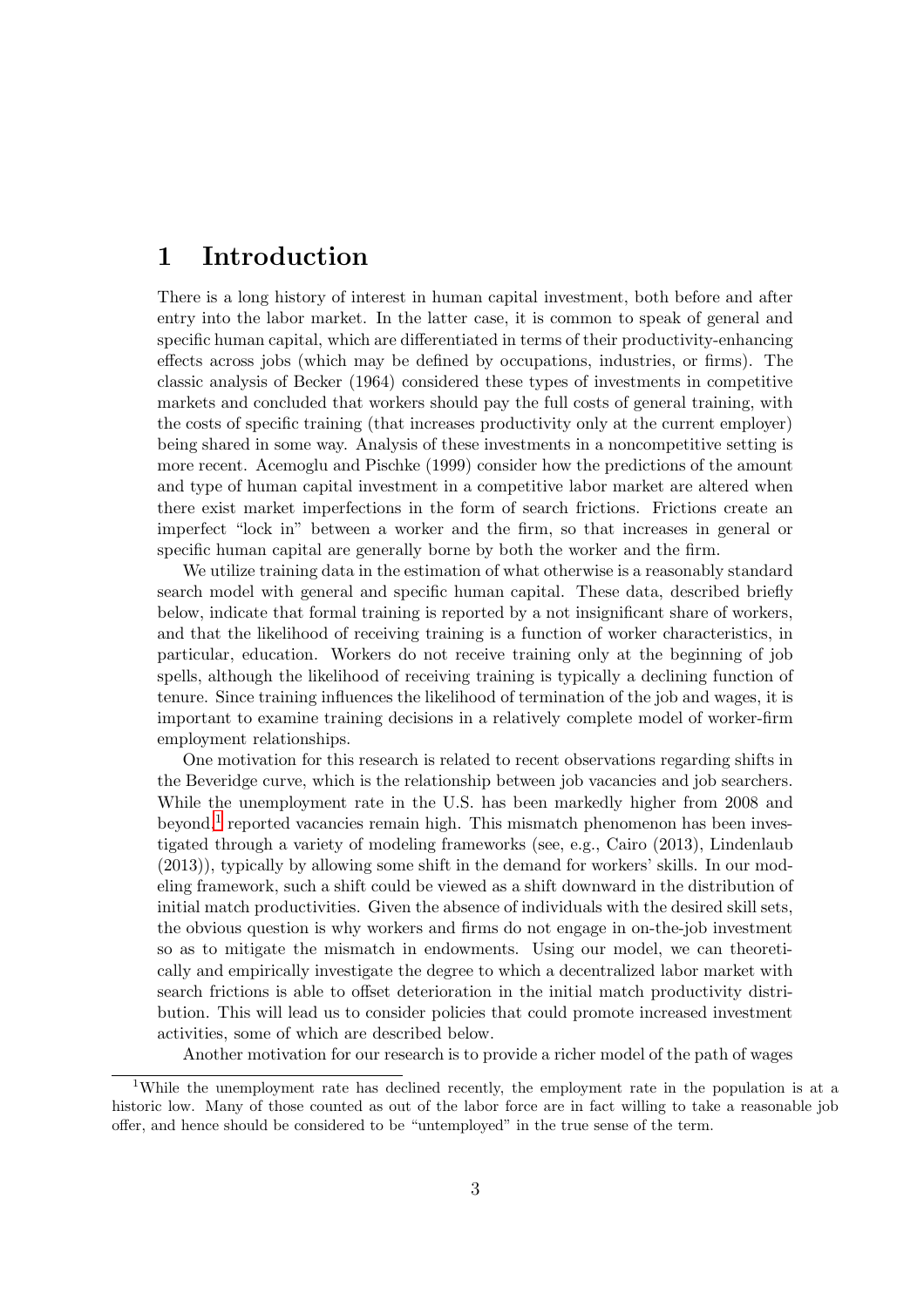# 1 Introduction

There is a long history of interest in human capital investment, both before and after entry into the labor market. In the latter case, it is common to speak of general and specific human capital, which are differentiated in terms of their productivity-enhancing effects across jobs (which may be defined by occupations, industries, or firms). The classic analysis of Becker (1964) considered these types of investments in competitive markets and concluded that workers should pay the full costs of general training, with the costs of specific training (that increases productivity only at the current employer) being shared in some way. Analysis of these investments in a noncompetitive setting is more recent. Acemoglu and Pischke (1999) consider how the predictions of the amount and type of human capital investment in a competitive labor market are altered when there exist market imperfections in the form of search frictions. Frictions create an imperfect "lock in" between a worker and the firm, so that increases in general or specific human capital are generally borne by both the worker and the firm.

We utilize training data in the estimation of what otherwise is a reasonably standard search model with general and specific human capital. These data, described briefly below, indicate that formal training is reported by a not insignificant share of workers, and that the likelihood of receiving training is a function of worker characteristics, in particular, education. Workers do not receive training only at the beginning of job spells, although the likelihood of receiving training is typically a declining function of tenure. Since training influences the likelihood of termination of the job and wages, it is important to examine training decisions in a relatively complete model of worker-firm employment relationships.

One motivation for this research is related to recent observations regarding shifts in the Beveridge curve, which is the relationship between job vacancies and job searchers. While the unemployment rate in the U.S. has been markedly higher from 2008 and beyond,[1] reported vacancies remain high. This mismatch phenomenon has been investigated through a variety of modeling frameworks (see, e.g., Cairo (2013), Lindenlaub (2013)), typically by allowing some shift in the demand for workers' skills. In our modeling framework, such a shift could be viewed as a shift downward in the distribution of initial match productivities. Given the absence of individuals with the desired skill sets, the obvious question is why workers and firms do not engage in on-the-job investment so as to mitigate the mismatch in endowments. Using our model, we can theoretically and empirically investigate the degree to which a decentralized labor market with search frictions is able to offset deterioration in the initial match productivity distribution. This will lead us to consider policies that could promote increased investment activities, some of which are described below.

Another motivation for our research is to provide a richer model of the path of wages

[1] While the unemployment rate has declined recently, the employment rate in the population is at a historic low. Many of those counted as out of the labor force are in fact willing to take a reasonable job offer, and hence should be considered to be "untemployed" in the true sense of the term.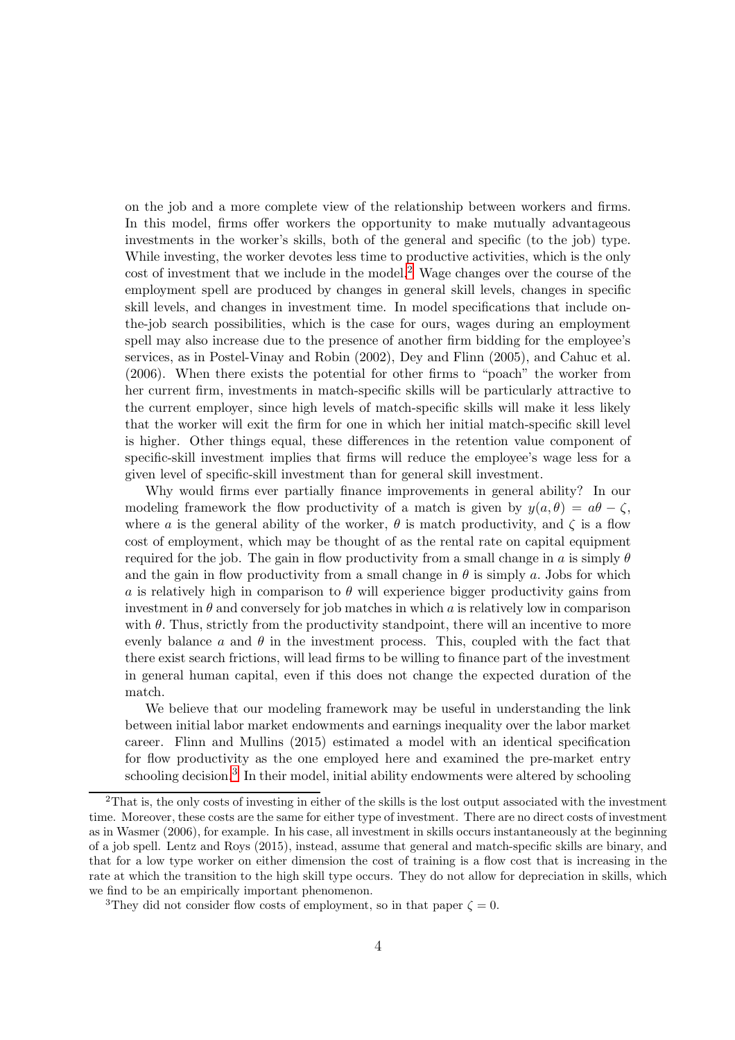on the job and a more complete view of the relationship between workers and firms. In this model, firms offer workers the opportunity to make mutually advantageous investments in the worker's skills, both of the general and specific (to the job) type. While investing, the worker devotes less time to productive activities, which is the only cost of investment that we include in the model.[2] Wage changes over the course of the employment spell are produced by changes in general skill levels, changes in specific skill levels, and changes in investment time. In model specifications that include on-the-job search possibilities, which is the case for ours, wages during an employment spell may also increase due to the presence of another firm bidding for the employee's services, as in Postel-Vinay and Robin (2002), Dey and Flinn (2005), and Cahuc et al. (2006). When there exists the potential for other firms to "poach" the worker from her current firm, investments in match-specific skills will be particularly attractive to the current employer, since high levels of match-specific skills will make it less likely that the worker will exit the firm for one in which her initial match-specific skill level is higher. Other things equal, these differences in the retention value component of specific-skill investment implies that firms will reduce the employee's wage less for a given level of specific-skill investment than for general skill investment.

Why would firms ever partially finance improvements in general ability? In our modeling framework the flow productivity of a match is given by $y(a, \theta) = a\theta - \zeta$, where $a$ is the general ability of the worker, $\theta$ is match productivity, and $\zeta$ is a flow cost of employment, which may be thought of as the rental rate on capital equipment required for the job. The gain in flow productivity from a small change in $a$ is simply $\theta$ and the gain in flow productivity from a small change in $\theta$ is simply $a$. Jobs for which $a$ is relatively high in comparison to $\theta$ will experience bigger productivity gains from investment in $\theta$ and conversely for job matches in which $a$ is relatively low in comparison with $\theta$. Thus, strictly from the productivity standpoint, there will an incentive to more evenly balance $a$ and $\theta$ in the investment process. This, coupled with the fact that there exist search frictions, will lead firms to be willing to finance part of the investment in general human capital, even if this does not change the expected duration of the match.

We believe that our modeling framework may be useful in understanding the link between initial labor market endowments and earnings inequality over the labor market career. Flinn and Mullins (2015) estimated a model with an identical specification for flow productivity as the one employed here and examined the pre-market entry schooling decision.[3] In their model, initial ability endowments were altered by schooling

[2] That is, the only costs of investing in either of the skills is the lost output associated with the investment time. Moreover, these costs are the same for either type of investment. There are no direct costs of investment as in Wasmer (2006), for example. In his case, all investment in skills occurs instantaneously at the beginning of a job spell. Lentz and Roys (2015), instead, assume that general and match-specific skills are binary, and that for a low type worker on either dimension the cost of training is a flow cost that is increasing in the rate at which the transition to the high skill type occurs. They do not allow for depreciation in skills, which we find to be an empirically important phenomenon.

[3] They did not consider flow costs of employment, so in that paper $\zeta = 0$.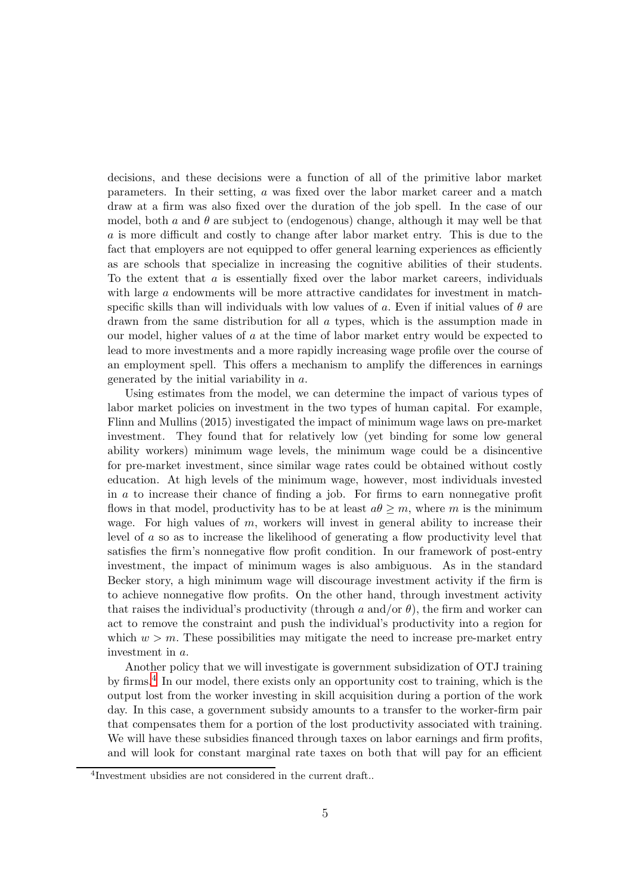decisions, and these decisions were a function of all of the primitive labor market parameters. In their setting, $a$ was fixed over the labor market career and a match draw at a firm was also fixed over the duration of the job spell. In the case of our model, both $a$ and $\theta$ are subject to (endogenous) change, although it may well be that $a$ is more difficult and costly to change after labor market entry. This is due to the fact that employers are not equipped to offer general learning experiences as efficiently as are schools that specialize in increasing the cognitive abilities of their students. To the extent that $a$ is essentially fixed over the labor market careers, individuals with large $a$ endowments will be more attractive candidates for investment in match-specific skills than will individuals with low values of $a$. Even if initial values of $\theta$ are drawn from the same distribution for all $a$ types, which is the assumption made in our model, higher values of $a$ at the time of labor market entry would be expected to lead to more investments and a more rapidly increasing wage profile over the course of an employment spell. This offers a mechanism to amplify the differences in earnings generated by the initial variability in $a$.

Using estimates from the model, we can determine the impact of various types of labor market policies on investment in the two types of human capital. For example, Flinn and Mullins (2015) investigated the impact of minimum wage laws on pre-market investment. They found that for relatively low (yet binding for some low general ability workers) minimum wage levels, the minimum wage could be a disincentive for pre-market investment, since similar wage rates could be obtained without costly education. At high levels of the minimum wage, however, most individuals invested in $a$ to increase their chance of finding a job. For firms to earn nonnegative profit flows in that model, productivity has to be at least $a\theta \geq m$, where $m$ is the minimum wage. For high values of $m$, workers will invest in general ability to increase their level of $a$ so as to increase the likelihood of generating a flow productivity level that satisfies the firm's nonnegative flow profit condition. In our framework of post-entry investment, the impact of minimum wages is also ambiguous. As in the standard Becker story, a high minimum wage will discourage investment activity if the firm is to achieve nonnegative flow profits. On the other hand, through investment activity that raises the individual's productivity (through $a$ and/or $\theta$), the firm and worker can act to remove the constraint and push the individual's productivity into a region for which $w > m$. These possibilities may mitigate the need to increase pre-market entry investment in $a$.

Another policy that we will investigate is government subsidization of OTJ training by firms.[4] In our model, there exists only an opportunity cost to training, which is the output lost from the worker investing in skill acquisition during a portion of the work day. In this case, a government subsidy amounts to a transfer to the worker-firm pair that compensates them for a portion of the lost productivity associated with training. We will have these subsidies financed through taxes on labor earnings and firm profits, and will look for constant marginal rate taxes on both that will pay for an efficient

[4] Investment ubsidies are not considered in the current draft..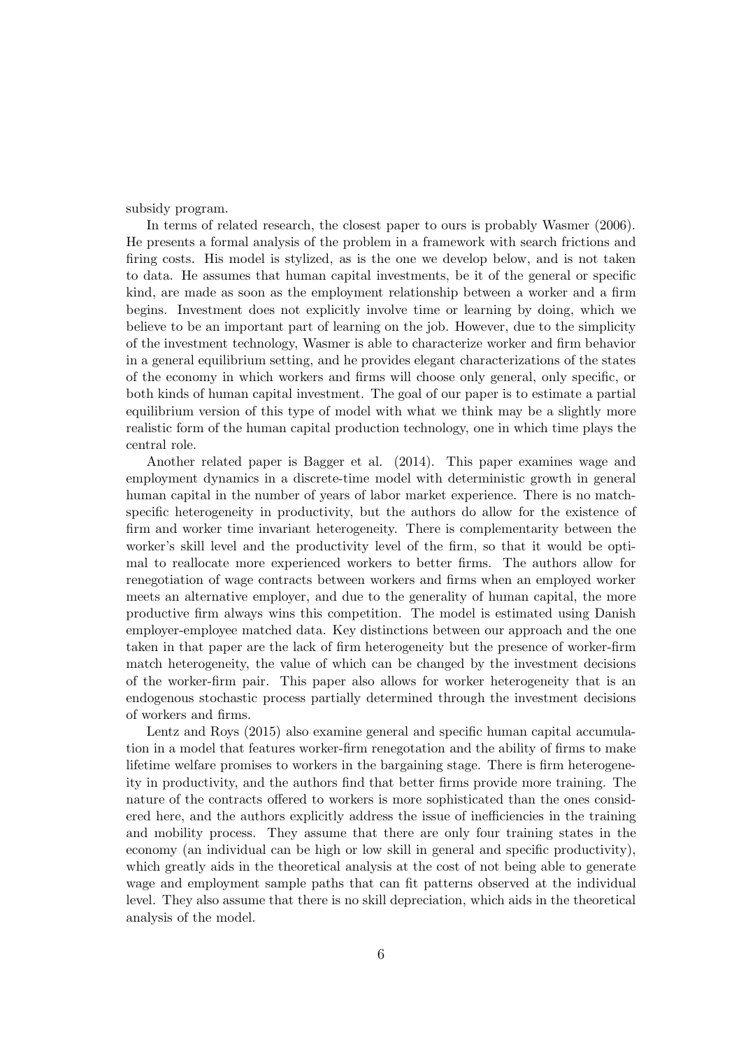subsidy program.

In terms of related research, the closest paper to ours is probably Wasmer (2006). He presents a formal analysis of the problem in a framework with search frictions and firing costs. His model is stylized, as is the one we develop below, and is not taken to data. He assumes that human capital investments, be it of the general or specific kind, are made as soon as the employment relationship between a worker and a firm begins. Investment does not explicitly involve time or learning by doing, which we believe to be an important part of learning on the job. However, due to the simplicity of the investment technology, Wasmer is able to characterize worker and firm behavior in a general equilibrium setting, and he provides elegant characterizations of the states of the economy in which workers and firms will choose only general, only specific, or both kinds of human capital investment. The goal of our paper is to estimate a partial equilibrium version of this type of model with what we think may be a slightly more realistic form of the human capital production technology, one in which time plays the central role.

Another related paper is Bagger et al. (2014). This paper examines wage and employment dynamics in a discrete-time model with deterministic growth in general human capital in the number of years of labor market experience. There is no match-specific heterogeneity in productivity, but the authors do allow for the existence of firm and worker time invariant heterogeneity. There is complementarity between the worker's skill level and the productivity level of the firm, so that it would be optimal to reallocate more experienced workers to better firms. The authors allow for renegotiation of wage contracts between workers and firms when an employed worker meets an alternative employer, and due to the generality of human capital, the more productive firm always wins this competition. The model is estimated using Danish employer-employee matched data. Key distinctions between our approach and the one taken in that paper are the lack of firm heterogeneity but the presence of worker-firm match heterogeneity, the value of which can be changed by the investment decisions of the worker-firm pair. This paper also allows for worker heterogeneity that is an endogenous stochastic process partially determined through the investment decisions of workers and firms.

Lentz and Roys (2015) also examine general and specific human capital accumulation in a model that features worker-firm renegotiation and the ability of firms to make lifetime welfare promises to workers in the bargaining stage. There is firm heterogeneity in productivity, and the authors find that better firms provide more training. The nature of the contracts offered to workers is more sophisticated than the ones considered here, and the authors explicitly address the issue of inefficiencies in the training and mobility process. They assume that there are only four training states in the economy (an individual can be high or low skill in general and specific productivity), which greatly aids in the theoretical analysis at the cost of not being able to generate wage and employment sample paths that can fit patterns observed at the individual level. They also assume that there is no skill depreciation, which aids in the theoretical analysis of the model.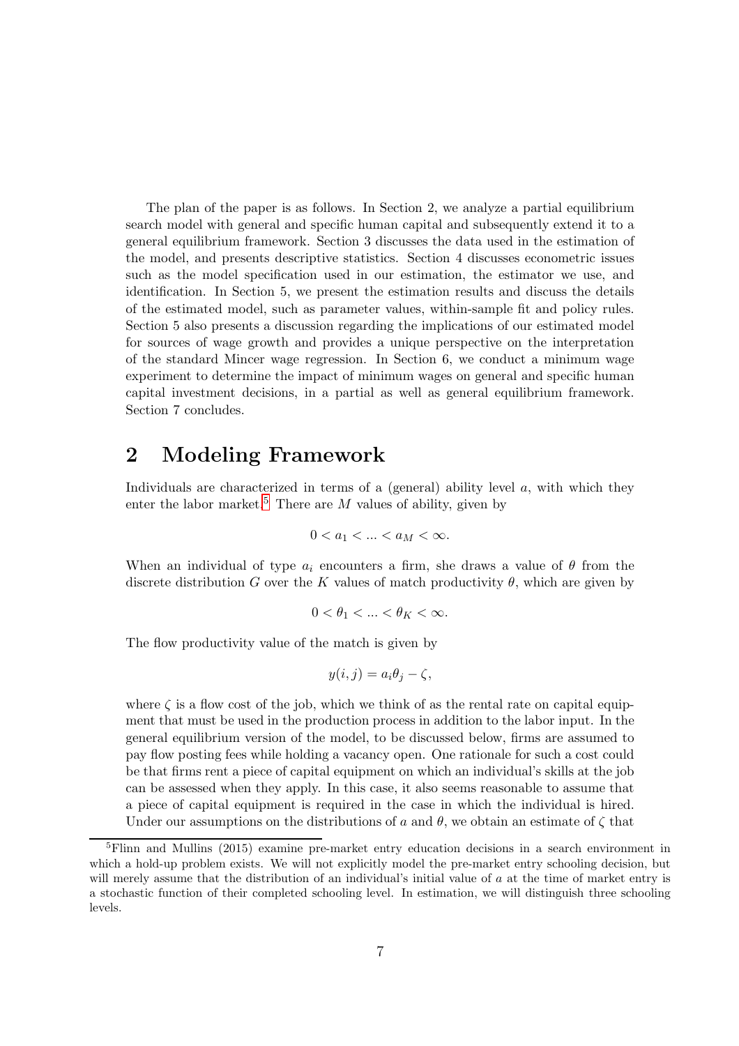The plan of the paper is as follows. In Section 2, we analyze a partial equilibrium search model with general and specific human capital and subsequently extend it to a general equilibrium framework. Section 3 discusses the data used in the estimation of the model, and presents descriptive statistics. Section 4 discusses econometric issues such as the model specification used in our estimation, the estimator we use, and identification. In Section 5, we present the estimation results and discuss the details of the estimated model, such as parameter values, within-sample fit and policy rules. Section 5 also presents a discussion regarding the implications of our estimated model for sources of wage growth and provides a unique perspective on the interpretation of the standard Mincer wage regression. In Section 6, we conduct a minimum wage experiment to determine the impact of minimum wages on general and specific human capital investment decisions, in a partial as well as general equilibrium framework. Section 7 concludes.

## 2 Modeling Framework

Individuals are characterized in terms of a (general) ability level $a$, with which they enter the labor market.[5] There are $M$ values of ability, given by

$$0 < a_1 < ... < a_M < \infty.$$

When an individual of type $a_i$ encounters a firm, she draws a value of $\theta$ from the discrete distribution $G$ over the $K$ values of match productivity $\theta$, which are given by

$$0 < \theta_1 < ... < \theta_K < \infty.$$

The flow productivity value of the match is given by

$$y(i,j) = a_i \theta_j - \zeta,$$

where $\zeta$ is a flow cost of the job, which we think of as the rental rate on capital equipment that must be used in the production process in addition to the labor input. In the general equilibrium version of the model, to be discussed below, firms are assumed to pay flow posting fees while holding a vacancy open. One rationale for such a cost could be that firms rent a piece of capital equipment on which an individual's skills at the job can be assessed when they apply. In this case, it also seems reasonable to assume that a piece of capital equipment is required in the case in which the individual is hired. Under our assumptions on the distributions of $a$ and $\theta$, we obtain an estimate of $\zeta$ that

[5] Flinn and Mullins (2015) examine pre-market entry education decisions in a search environment in which a hold-up problem exists. We will not explicitly model the pre-market entry schooling decision, but will merely assume that the distribution of an individual's initial value of $a$ at the time of market entry is a stochastic function of their completed schooling level. In estimation, we will distinguish three schooling levels.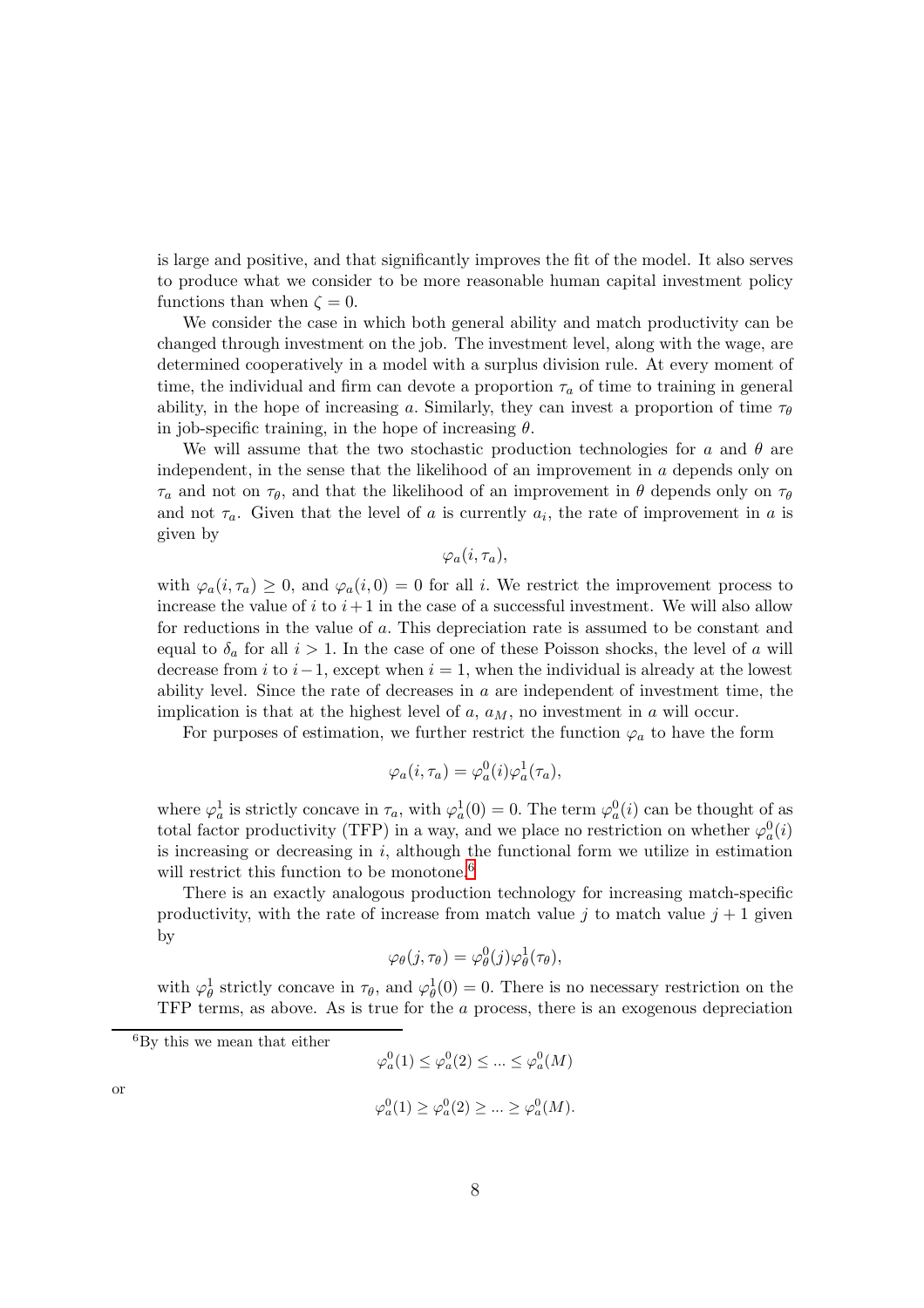is large and positive, and that significantly improves the fit of the model. It also serves to produce what we consider to be more reasonable human capital investment policy functions than when $\zeta = 0$.

We consider the case in which both general ability and match productivity can be changed through investment on the job. The investment level, along with the wage, are determined cooperatively in a model with a surplus division rule. At every moment of time, the individual and firm can devote a proportion $\tau_a$ of time to training in general ability, in the hope of increasing $a$. Similarly, they can invest a proportion of time $\tau_\theta$ in job-specific training, in the hope of increasing $\theta$.

We will assume that the two stochastic production technologies for $a$ and $\theta$ are independent, in the sense that the likelihood of an improvement in $a$ depends only on $\tau_a$ and not on $\tau_\theta$, and that the likelihood of an improvement in $\theta$ depends only on $\tau_\theta$ and not $\tau_a$. Given that the level of $a$ is currently $a_i$, the rate of improvement in $a$ is given by

$$\varphi_a(i, \tau_a),$$

with $\varphi_a(i, \tau_a) \geq 0$, and $\varphi_a(i, 0) = 0$ for all $i$. We restrict the improvement process to increase the value of $i$ to $i+1$ in the case of a successful investment. We will also allow for reductions in the value of $a$. This depreciation rate is assumed to be constant and equal to $\delta_a$ for all $i > 1$. In the case of one of these Poisson shocks, the level of $a$ will decrease from $i$ to $i-1$, except when $i = 1$, when the individual is already at the lowest ability level. Since the rate of decreases in $a$ are independent of investment time, the implication is that at the highest level of $a$, $a_M$, no investment in $a$ will occur.

For purposes of estimation, we further restrict the function $\varphi_a$ to have the form

$$\varphi_a(i, \tau_a) = \varphi_a^0(i)\varphi_a^1(\tau_a),$$

where $\varphi_a^1$ is strictly concave in $\tau_a$, with $\varphi_a^1(0) = 0$. The term $\varphi_a^0(i)$ can be thought of as total factor productivity (TFP) in a way, and we place no restriction on whether $\varphi_a^0(i)$ is increasing or decreasing in $i$, although the functional form we utilize in estimation will restrict this function to be monotone.[6]

There is an exactly analogous production technology for increasing match-specific productivity, with the rate of increase from match value $j$ to match value $j+1$ given by

$$\varphi_\theta(j, \tau_\theta) = \varphi_\theta^0(j)\varphi_\theta^1(\tau_\theta),$$

with $\varphi_\theta^1$ strictly concave in $\tau_\theta$, and $\varphi_\theta^1(0) = 0$. There is no necessary restriction on the TFP terms, as above. As is true for the $a$ process, there is an exogenous depreciation

---

[6] By this we mean that either

$$\varphi_a^0(1) \leq \varphi_a^0(2) \leq ... \leq \varphi_a^0(M)$$

or

$$\varphi_a^0(1) \geq \varphi_a^0(2) \geq ... \geq \varphi_a^0(M).$$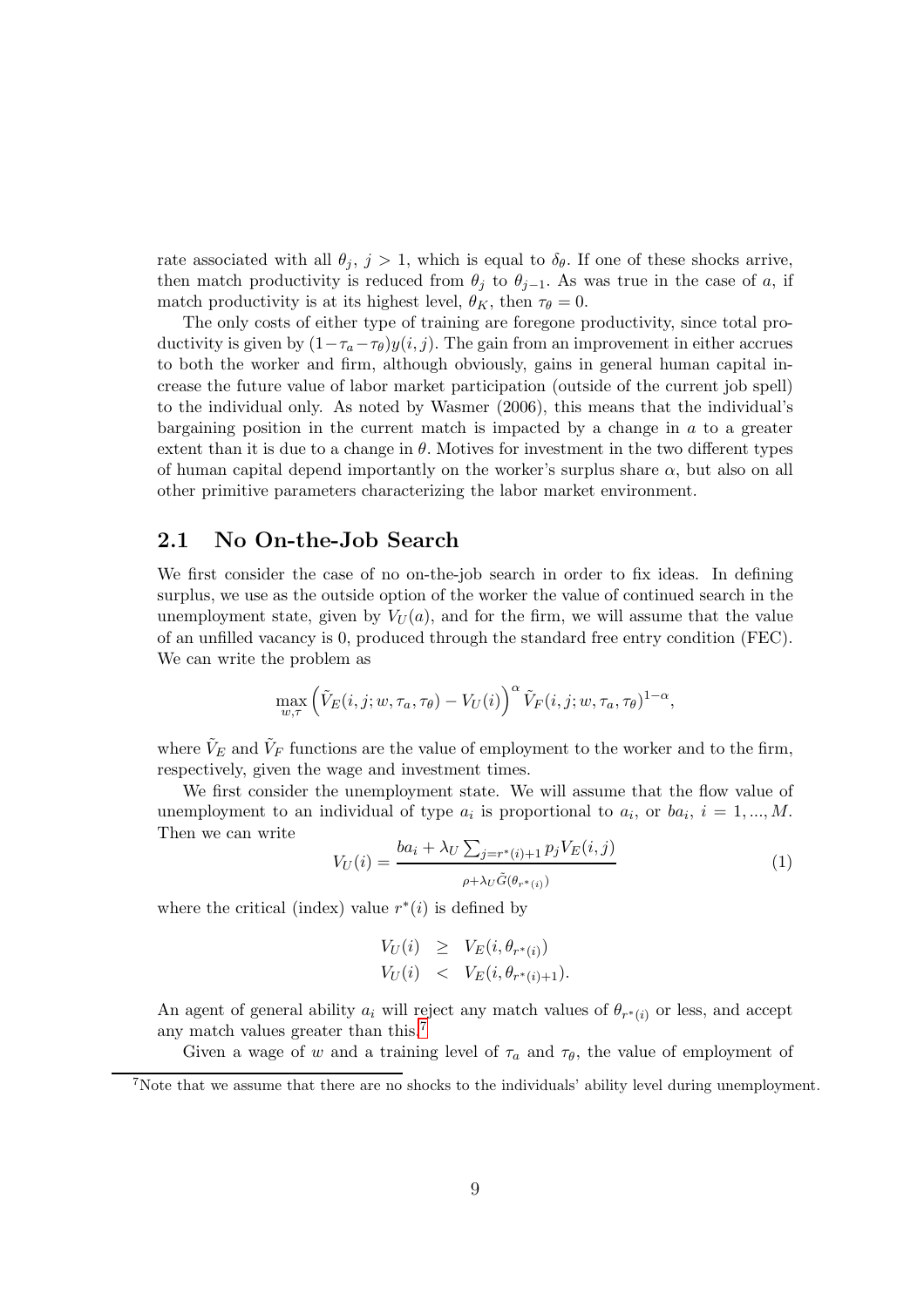rate associated with all $\theta_j$, $j > 1$, which is equal to $\delta_\theta$. If one of these shocks arrive, then match productivity is reduced from $\theta_j$ to $\theta_{j-1}$. As was true in the case of $a$, if match productivity is at its highest level, $\theta_K$, then $\tau_\theta = 0$.

The only costs of either type of training are foregone productivity, since total productivity is given by $(1-\tau_a-\tau_\theta)y(i,j)$. The gain from an improvement in either accrues to both the worker and firm, although obviously, gains in general human capital increase the future value of labor market participation (outside of the current job spell) to the individual only. As noted by Wasmer (2006), this means that the individual's bargaining position in the current match is impacted by a change in $a$ to a greater extent than it is due to a change in $\theta$. Motives for investment in the two different types of human capital depend importantly on the worker's surplus share $\alpha$, but also on all other primitive parameters characterizing the labor market environment.

## 2.1 No On-the-Job Search

We first consider the case of no on-the-job search in order to fix ideas. In defining surplus, we use as the outside option of the worker the value of continued search in the unemployment state, given by $V_U(a)$, and for the firm, we will assume that the value of an unfilled vacancy is 0, produced through the standard free entry condition (FEC). We can write the problem as

$$\max_{w,\tau} \left(\tilde{V}_E(i,j;w,\tau_a,\tau_\theta) - V_U(i)\right)^\alpha \tilde{V}_F(i,j;w,\tau_a,\tau_\theta)^{1-\alpha},$$

where $\tilde{V}_E$ and $\tilde{V}_F$ functions are the value of employment to the worker and to the firm, respectively, given the wage and investment times.

We first consider the unemployment state. We will assume that the flow value of unemployment to an individual of type $a_i$ is proportional to $a_i$, or $ba_i$, $i = 1,...,M$. Then we can write

$$V_U(i) = \frac{ba_i + \lambda_U \sum_{j=r^*(i)+1} p_j V_E(i,j)}{\rho + \lambda_U \tilde{G}(\theta_{r^*(i)})} \tag{1}$$

where the critical (index) value $r^*(i)$ is defined by

$$\begin{aligned} V_U(i) &\geq V_E(i,\theta_{r^*(i)}) \\ V_U(i) &< V_E(i,\theta_{r^*(i)+1}). \end{aligned}$$

An agent of general ability $a_i$ will reject any match values of $\theta_{r^*(i)}$ or less, and accept any match values greater than this.[7]

Given a wage of $w$ and a training level of $\tau_a$ and $\tau_\theta$, the value of employment of

[7] Note that we assume that there are no shocks to the individuals' ability level during unemployment.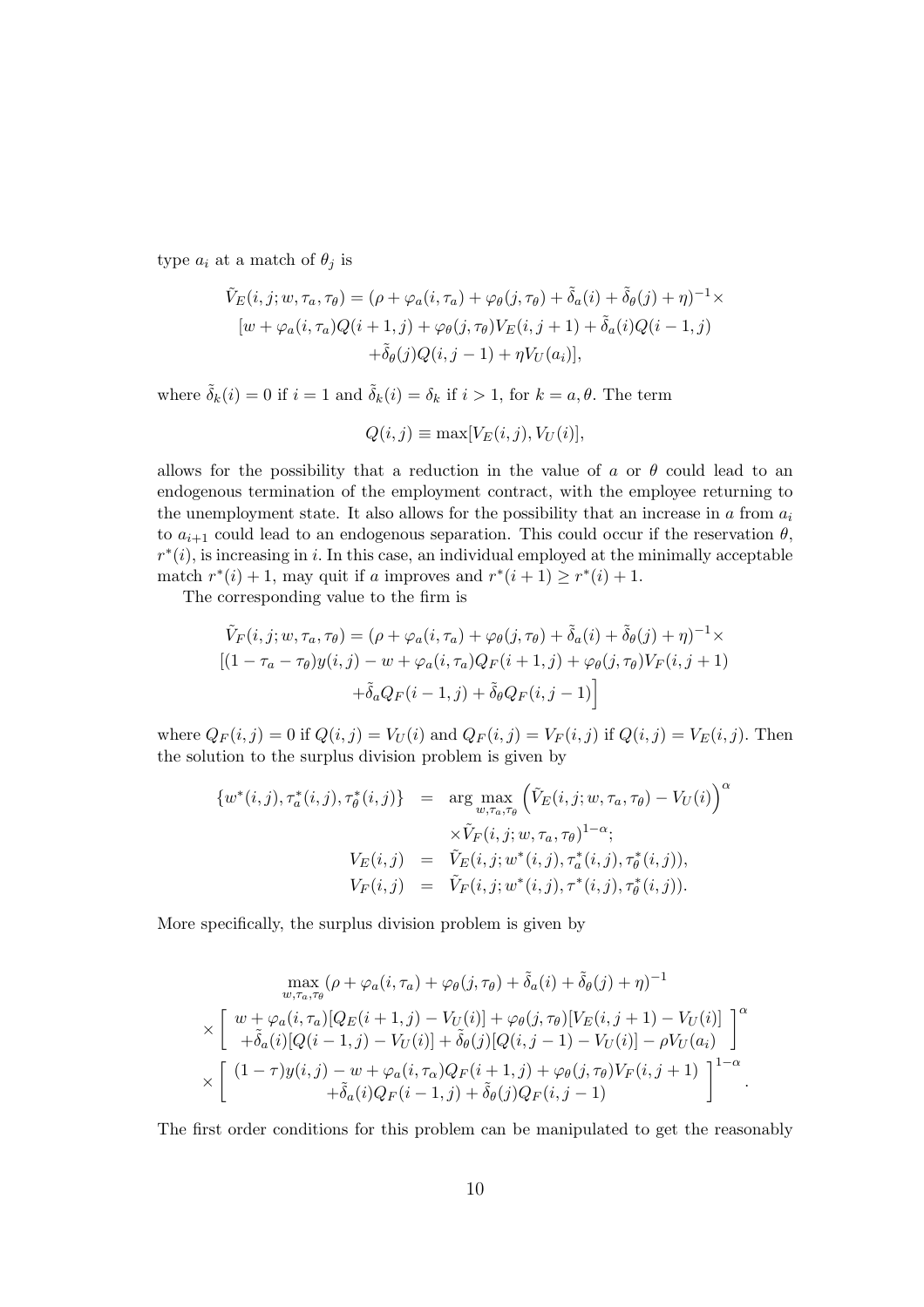type $a_i$ at a match of $\theta_j$ is

$$
\begin{aligned}
\tilde{V}_E(i,j;w,\tau_a,\tau_\theta) &= (\rho + \varphi_a(i,\tau_a) + \varphi_\theta(j,\tau_\theta) + \tilde{\delta}_a(i) + \tilde{\delta}_\theta(j) + \eta)^{-1} \times \\
&[w + \varphi_a(i,\tau_a)Q(i+1,j) + \varphi_\theta(j,\tau_\theta)V_E(i,j+1) + \tilde{\delta}_a(i)Q(i-1,j) \\
&\quad + \tilde{\delta}_\theta(j)Q(i,j-1) + \eta V_U(a_i)],
\end{aligned}
$$

where $\tilde{\delta}_k(i) = 0$ if $i = 1$ and $\tilde{\delta}_k(i) = \delta_k$ if $i > 1$, for $k = a, \theta$. The term

$$
Q(i,j) \equiv \max[V_E(i,j), V_U(i)],
$$

allows for the possibility that a reduction in the value of $a$ or $\theta$ could lead to an endogenous termination of the employment contract, with the employee returning to the unemployment state. It also allows for the possibility that an increase in $a$ from $a_i$ to $a_{i+1}$ could lead to an endogenous separation. This could occur if the reservation $\theta$, $r^*(i)$, is increasing in $i$. In this case, an individual employed at the minimally acceptable match $r^*(i)+1$, may quit if $a$ improves and $r^*(i+1) \geq r^*(i)+1$.

The corresponding value to the firm is

$$
\begin{aligned}
\tilde{V}_F(i,j;w,\tau_a,\tau_\theta) &= (\rho + \varphi_a(i,\tau_a) + \varphi_\theta(j,\tau_\theta) + \tilde{\delta}_a(i) + \tilde{\delta}_\theta(j) + \eta)^{-1} \times \\
&[(1-\tau_a-\tau_\theta)y(i,j) - w + \varphi_a(i,\tau_a)Q_F(i+1,j) + \varphi_\theta(j,\tau_\theta)V_F(i,j+1) \\
&\quad + \tilde{\delta}_a Q_F(i-1,j) + \tilde{\delta}_\theta Q_F(i,j-1)\Big]
\end{aligned}
$$

where $Q_F(i,j) = 0$ if $Q(i,j) = V_U(i)$ and $Q_F(i,j) = V_F(i,j)$ if $Q(i,j) = V_E(i,j)$. Then the solution to the surplus division problem is given by

$$
\begin{aligned}
\{w^*(i,j), \tau_a^*(i,j), \tau_\theta^*(i,j)\} &= \arg\max_{w,\tau_a,\tau_\theta} \left(\tilde{V}_E(i,j;w,\tau_a,\tau_\theta) - V_U(i)\right)^\alpha \\
&\quad \times \tilde{V}_F(i,j;w,\tau_a,\tau_\theta)^{1-\alpha}; \\
V_E(i,j) &= \tilde{V}_E(i,j;w^*(i,j),\tau_a^*(i,j),\tau_\theta^*(i,j)), \\
V_F(i,j) &= \tilde{V}_F(i,j;w^*(i,j),\tau^*(i,j),\tau_\theta^*(i,j)).
\end{aligned}
$$

More specifically, the surplus division problem is given by

$$
\begin{aligned}
&\max_{w,\tau_a,\tau_\theta} (\rho + \varphi_a(i,\tau_a) + \varphi_\theta(j,\tau_\theta) + \tilde{\delta}_a(i) + \tilde{\delta}_\theta(j) + \eta)^{-1} \\
&\times \left[ \begin{array}{c} w + \varphi_a(i,\tau_a)[Q_E(i+1,j) - V_U(i)] + \varphi_\theta(j,\tau_\theta)[V_E(i,j+1) - V_U(i)] \\ + \tilde{\delta}_a(i)[Q(i-1,j) - V_U(i)] + \tilde{\delta}_\theta(j)[Q(i,j-1) - V_U(i)] - \rho V_U(a_i) \end{array} \right]^\alpha \\
&\times \left[ \begin{array}{c} (1-\tau)y(i,j) - w + \varphi_a(i,\tau_\alpha)Q_F(i+1,j) + \varphi_\theta(j,\tau_\theta)V_F(i,j+1) \\ + \tilde{\delta}_a(i)Q_F(i-1,j) + \tilde{\delta}_\theta(j)Q_F(i,j-1) \end{array} \right]^{1-\alpha}.
\end{aligned}
$$

The first order conditions for this problem can be manipulated to get the reasonably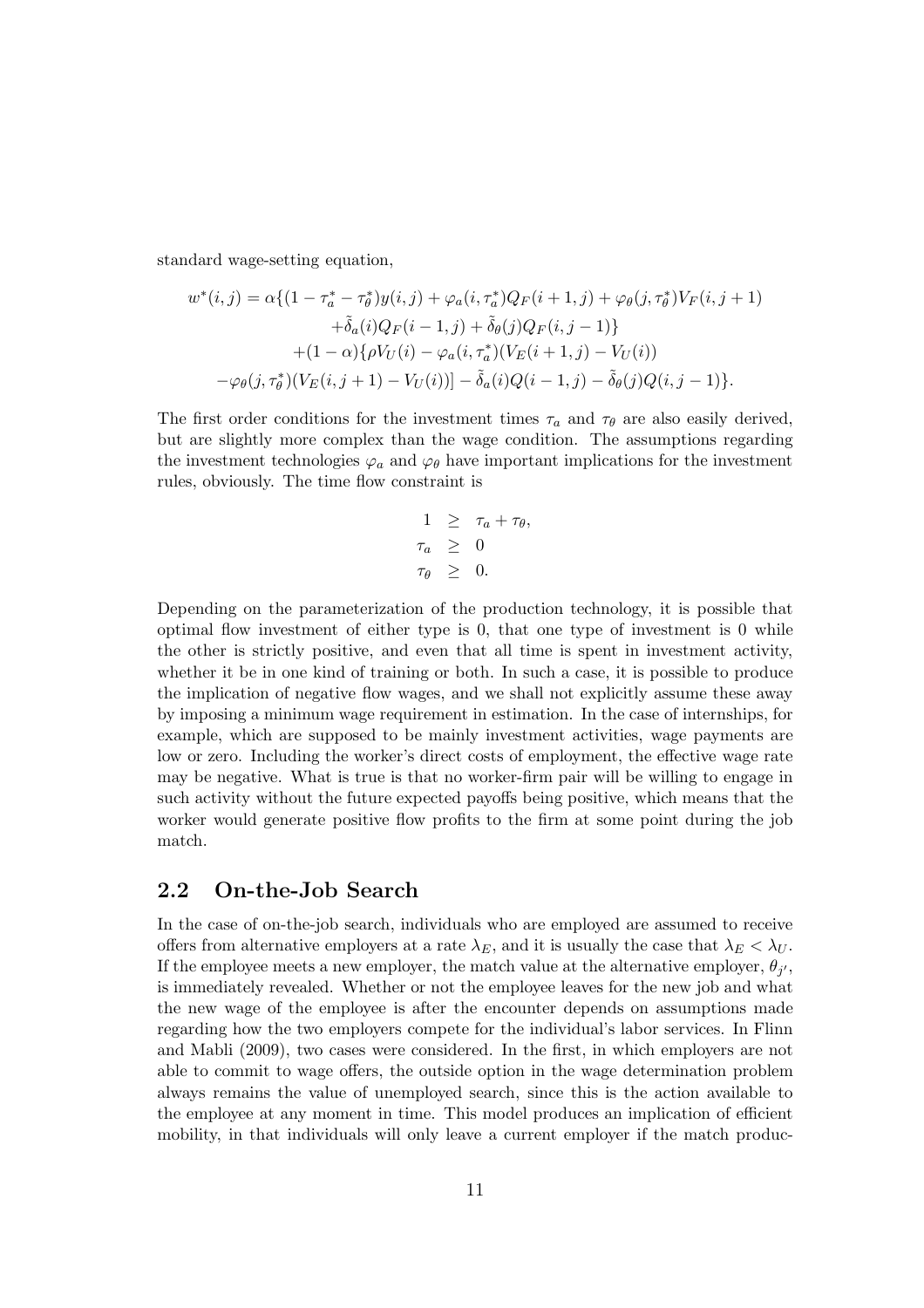standard wage-setting equation,

$$
\begin{aligned}
w^*(i,j) = \alpha\{ & (1-\tau_a^*-\tau_\theta^*)y(i,j) + \varphi_a(i,\tau_a^*)Q_F(i+1,j) + \varphi_\theta(j,\tau_\theta^*)V_F(i,j+1) \\
& +\tilde{\delta}_a(i)Q_F(i-1,j) + \tilde{\delta}_\theta(j)Q_F(i,j-1)\} \\
& +(1-\alpha)\{\rho V_U(i) - \varphi_a(i,\tau_a^*)(V_E(i+1,j)-V_U(i)) \\
& -\varphi_\theta(j,\tau_\theta^*)(V_E(i,j+1)-V_U(i))] - \tilde{\delta}_a(i)Q(i-1,j) - \tilde{\delta}_\theta(j)Q(i,j-1)\}.
\end{aligned}
$$

The first order conditions for the investment times $\tau_a$ and $\tau_\theta$ are also easily derived, but are slightly more complex than the wage condition. The assumptions regarding the investment technologies $\varphi_a$ and $\varphi_\theta$ have important implications for the investment rules, obviously. The time flow constraint is

$$
\begin{aligned}
1 &\geq \tau_a + \tau_\theta, \\
\tau_a &\geq 0 \\
\tau_\theta &\geq 0.
\end{aligned}
$$

Depending on the parameterization of the production technology, it is possible that optimal flow investment of either type is 0, that one type of investment is 0 while the other is strictly positive, and even that all time is spent in investment activity, whether it be in one kind of training or both. In such a case, it is possible to produce the implication of negative flow wages, and we shall not explicitly assume these away by imposing a minimum wage requirement in estimation. In the case of internships, for example, which are supposed to be mainly investment activities, wage payments are low or zero. Including the worker's direct costs of employment, the effective wage rate may be negative. What is true is that no worker-firm pair will be willing to engage in such activity without the future expected payoffs being positive, which means that the worker would generate positive flow profits to the firm at some point during the job match.

## 2.2 On-the-Job Search

In the case of on-the-job search, individuals who are employed are assumed to receive offers from alternative employers at a rate $\lambda_E$, and it is usually the case that $\lambda_E < \lambda_U$. If the employee meets a new employer, the match value at the alternative employer, $\theta_{j'}$, is immediately revealed. Whether or not the employee leaves for the new job and what the new wage of the employee is after the encounter depends on assumptions made regarding how the two employers compete for the individual's labor services. In Flinn and Mabli (2009), two cases were considered. In the first, in which employers are not able to commit to wage offers, the outside option in the wage determination problem always remains the value of unemployed search, since this is the action available to the employee at any moment in time. This model produces an implication of efficient mobility, in that individuals will only leave a current employer if the match produc-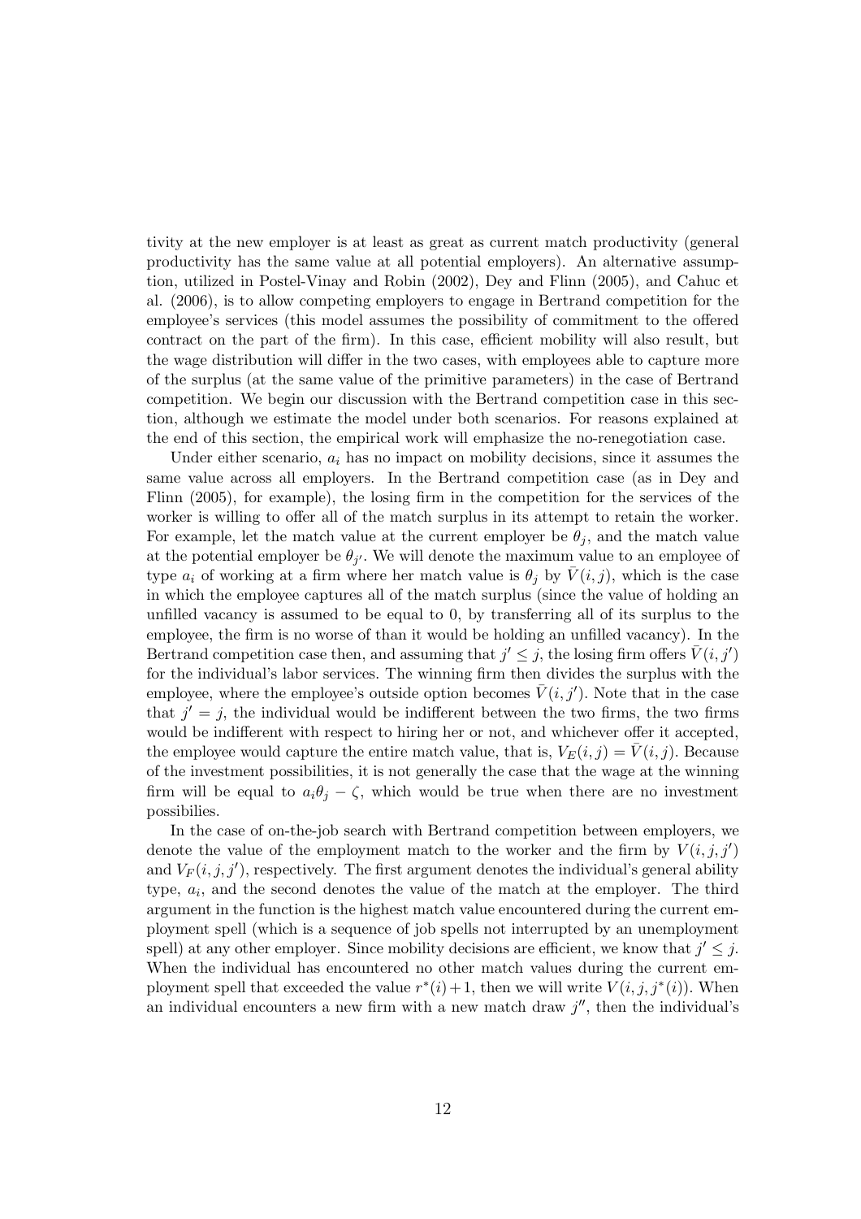tivity at the new employer is at least as great as current match productivity (general productivity has the same value at all potential employers). An alternative assumption, utilized in Postel-Vinay and Robin (2002), Dey and Flinn (2005), and Cahuc et al. (2006), is to allow competing employers to engage in Bertrand competition for the employee's services (this model assumes the possibility of commitment to the offered contract on the part of the firm). In this case, efficient mobility will also result, but the wage distribution will differ in the two cases, with employees able to capture more of the surplus (at the same value of the primitive parameters) in the case of Bertrand competition. We begin our discussion with the Bertrand competition case in this section, although we estimate the model under both scenarios. For reasons explained at the end of this section, the empirical work will emphasize the no-renegotiation case.

Under either scenario, $a_i$ has no impact on mobility decisions, since it assumes the same value across all employers. In the Bertrand competition case (as in Dey and Flinn (2005), for example), the losing firm in the competition for the services of the worker is willing to offer all of the match surplus in its attempt to retain the worker. For example, let the match value at the current employer be $\theta_j$, and the match value at the potential employer be $\theta_{j'}$. We will denote the maximum value to an employee of type $a_i$ of working at a firm where her match value is $\theta_j$ by $\bar{V}(i,j)$, which is the case in which the employee captures all of the match surplus (since the value of holding an unfilled vacancy is assumed to be equal to 0, by transferring all of its surplus to the employee, the firm is no worse of than it would be holding an unfilled vacancy). In the Bertrand competition case then, and assuming that $j' \leq j$, the losing firm offers $\bar{V}(i,j')$ for the individual's labor services. The winning firm then divides the surplus with the employee, where the employee's outside option becomes $\bar{V}(i,j')$. Note that in the case that $j' = j$, the individual would be indifferent between the two firms, the two firms would be indifferent with respect to hiring her or not, and whichever offer it accepted, the employee would capture the entire match value, that is, $V_E(i,j) = \bar{V}(i,j)$. Because of the investment possibilities, it is not generally the case that the wage at the winning firm will be equal to $a_i\theta_j - \zeta$, which would be true when there are no investment possibilies.

In the case of on-the-job search with Bertrand competition between employers, we denote the value of the employment match to the worker and the firm by $V(i,j,j')$ and $V_F(i,j,j')$, respectively. The first argument denotes the individual's general ability type, $a_i$, and the second denotes the value of the match at the employer. The third argument in the function is the highest match value encountered during the current employment spell (which is a sequence of job spells not interrupted by an unemployment spell) at any other employer. Since mobility decisions are efficient, we know that $j' \leq j$. When the individual has encountered no other match values during the current employment spell that exceeded the value $r^*(i)+1$, then we will write $V(i,j,j^*(i))$. When an individual encounters a new firm with a new match draw $j''$, then the individual's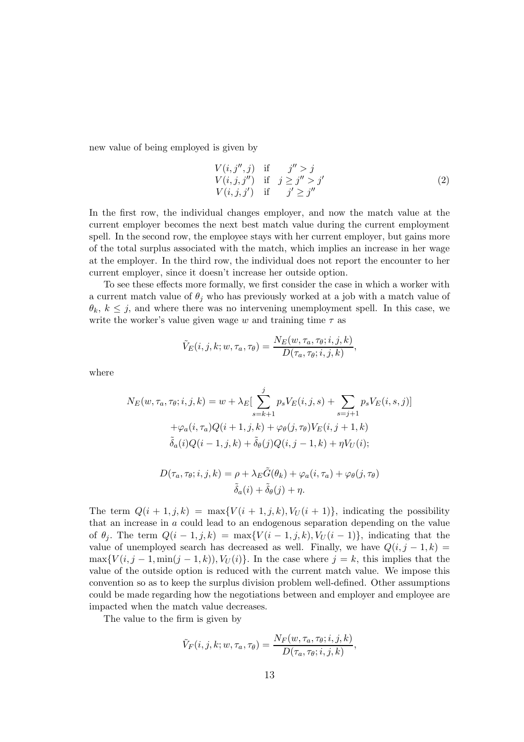new value of being employed is given by

$$
\begin{array}{lll}
V(i,j'',j) & \text{if} & j'' > j \\
V(i,j,j'') & \text{if} & j \geq j'' > j' \\
V(i,j,j') & \text{if} & j' \geq j''
\end{array}
\tag{2}
$$

In the first row, the individual changes employer, and now the match value at the current employer becomes the next best match value during the current employment spell. In the second row, the employee stays with her current employer, but gains more of the total surplus associated with the match, which implies an increase in her wage at the employer. In the third row, the individual does not report the encounter to her current employer, since it doesn't increase her outside option.

To see these effects more formally, we first consider the case in which a worker with a current match value of $\theta_j$ who has previously worked at a job with a match value of $\theta_k$, $k \leq j$, and where there was no intervening unemployment spell. In this case, we write the worker's value given wage $w$ and training time $\tau$ as

$$
\tilde{V}_E(i,j,k;w,\tau_a,\tau_\theta) = \frac{N_E(w,\tau_a,\tau_\theta;i,j,k)}{D(\tau_a,\tau_\theta;i,j,k)},
$$

where

$$
\begin{aligned}
N_E(w,\tau_a,\tau_\theta;i,j,k) = w &+ \lambda_E[\sum_{s=k+1}^{j} p_s V_E(i,j,s) + \sum_{s=j+1} p_s V_E(i,s,j)] \\
&+ \varphi_a(i,\tau_a)Q(i+1,j,k) + \varphi_\theta(j,\tau_\theta)V_E(i,j+1,k) \\
&\tilde{\delta}_a(i)Q(i-1,j,k) + \tilde{\delta}_\theta(j)Q(i,j-1,k) + \eta V_U(i);
\end{aligned}
$$

$$
\begin{aligned}
D(\tau_a,\tau_\theta;i,j,k) = \rho &+ \lambda_E \tilde{G}(\theta_k) + \varphi_a(i,\tau_a) + \varphi_\theta(j,\tau_\theta) \\
&\tilde{\delta}_a(i) + \tilde{\delta}_\theta(j) + \eta.
\end{aligned}
$$

The term $Q(i+1,j,k) = \max\{V(i+1,j,k), V_U(i+1)\}$, indicating the possibility that an increase in $a$ could lead to an endogenous separation depending on the value of $\theta_j$. The term $Q(i-1,j,k) = \max\{V(i-1,j,k), V_U(i-1)\}$, indicating that the value of unemployed search has decreased as well. Finally, we have $Q(i,j-1,k) = \max\{V(i,j-1,\min(j-1,k)), V_U(i)\}$. In the case where $j = k$, this implies that the value of the outside option is reduced with the current match value. We impose this convention so as to keep the surplus division problem well-defined. Other assumptions could be made regarding how the negotiations between and employer and employee are impacted when the match value decreases.

The value to the firm is given by

$$
\tilde{V}_F(i,j,k;w,\tau_a,\tau_\theta) = \frac{N_F(w,\tau_a,\tau_\theta;i,j,k)}{D(\tau_a,\tau_\theta;i,j,k)},
$$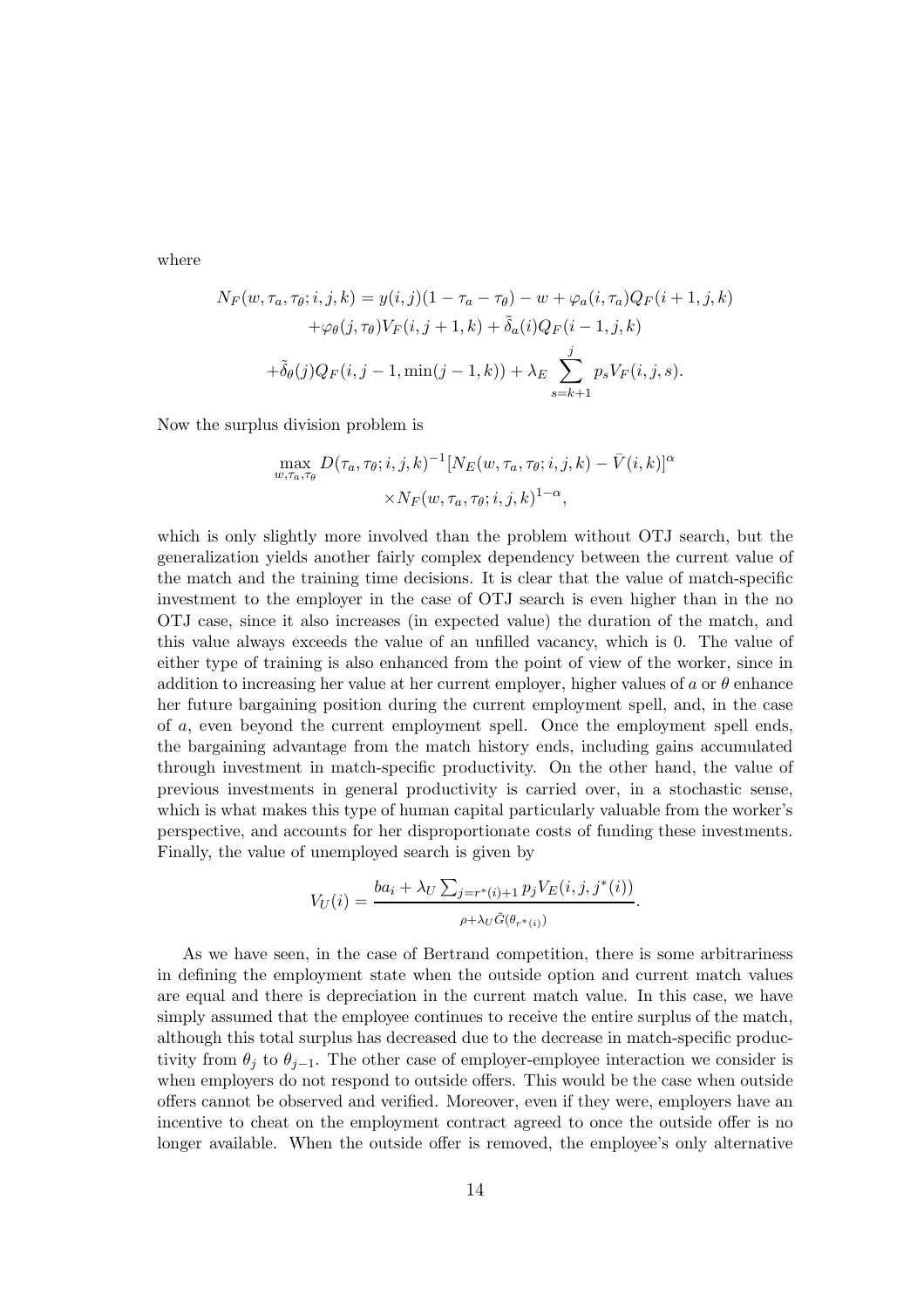where

$$
\begin{aligned}
N_F(w, \tau_a, \tau_\theta; i, j, k) &= y(i,j)(1 - \tau_a - \tau_\theta) - w + \varphi_a(i, \tau_a) Q_F(i+1, j, k) \\
&+ \varphi_\theta(j, \tau_\theta) V_F(i, j+1, k) + \tilde{\delta}_a(i) Q_F(i-1, j, k) \\
&+ \tilde{\delta}_\theta(j) Q_F(i, j-1, \min(j-1, k)) + \lambda_E \sum_{s=k+1}^{j} p_s V_F(i, j, s).
\end{aligned}
$$

Now the surplus division problem is

$$
\begin{aligned}
\max_{w, \tau_a, \tau_\theta} D(\tau_a, \tau_\theta; i, j, k)^{-1} &[N_E(w, \tau_a, \tau_\theta; i, j, k) - \bar{V}(i, k)]^\alpha \\
&\times N_F(w, \tau_a, \tau_\theta; i, j, k)^{1-\alpha},
\end{aligned}
$$

which is only slightly more involved than the problem without OTJ search, but the generalization yields another fairly complex dependency between the current value of the match and the training time decisions. It is clear that the value of match-specific investment to the employer in the case of OTJ search is even higher than in the no OTJ case, since it also increases (in expected value) the duration of the match, and this value always exceeds the value of an unfilled vacancy, which is 0. The value of either type of training is also enhanced from the point of view of the worker, since in addition to increasing her value at her current employer, higher values of $a$ or $\theta$ enhance her future bargaining position during the current employment spell, and, in the case of $a$, even beyond the current employment spell. Once the employment spell ends, the bargaining advantage from the match history ends, including gains accumulated through investment in match-specific productivity. On the other hand, the value of previous investments in general productivity is carried over, in a stochastic sense, which is what makes this type of human capital particularly valuable from the worker's perspective, and accounts for her disproportionate costs of funding these investments. Finally, the value of unemployed search is given by

$$
V_U(i) = \frac{b a_i + \lambda_U \sum_{j=r^*(i)+1} p_j V_E(i, j, j^*(i))}{\rho + \lambda_U \tilde{G}(\theta_{r^*(i)})}.
$$

As we have seen, in the case of Bertrand competition, there is some arbitrariness in defining the employment state when the outside option and current match values are equal and there is depreciation in the current match value. In this case, we have simply assumed that the employee continues to receive the entire surplus of the match, although this total surplus has decreased due to the decrease in match-specific productivity from $\theta_j$ to $\theta_{j-1}$. The other case of employer-employee interaction we consider is when employers do not respond to outside offers. This would be the case when outside offers cannot be observed and verified. Moreover, even if they were, employers have an incentive to cheat on the employment contract agreed to once the outside offer is no longer available. When the outside offer is removed, the employee's only alternative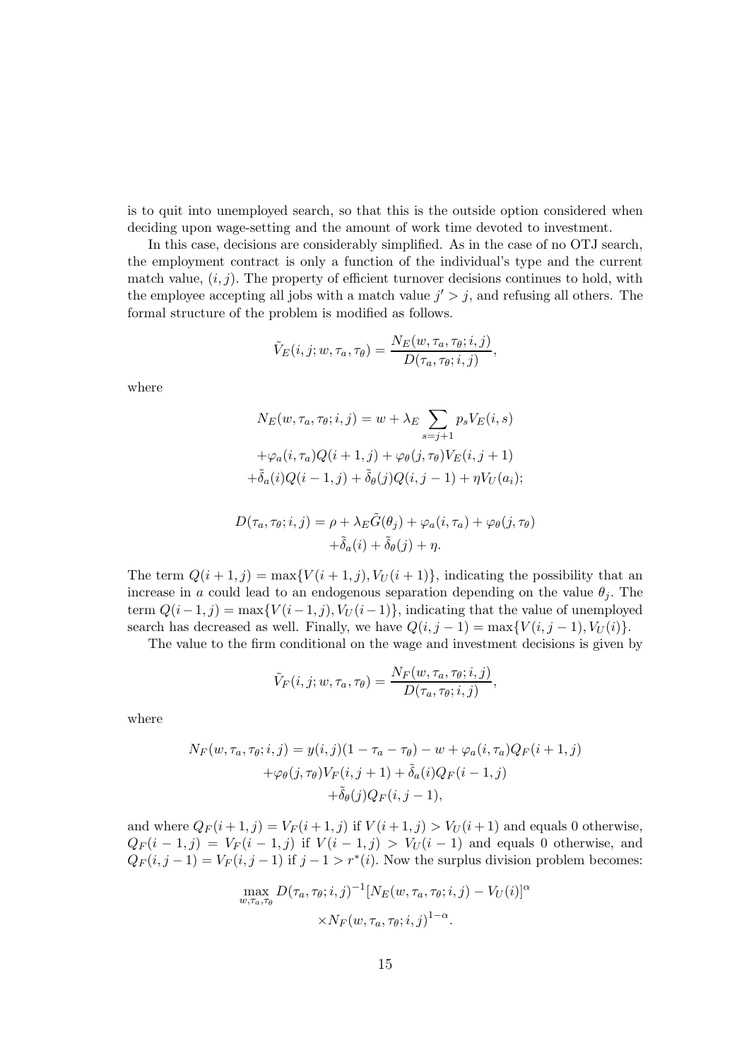is to quit into unemployed search, so that this is the outside option considered when deciding upon wage-setting and the amount of work time devoted to investment.

In this case, decisions are considerably simplified. As in the case of no OTJ search, the employment contract is only a function of the individual's type and the current match value, $(i, j)$. The property of efficient turnover decisions continues to hold, with the employee accepting all jobs with a match value $j' > j$, and refusing all others. The formal structure of the problem is modified as follows.

$$\tilde{V}_E(i, j; w, \tau_a, \tau_\theta) = \frac{N_E(w, \tau_a, \tau_\theta; i, j)}{D(\tau_a, \tau_\theta; i, j)},$$

where

$$\begin{aligned}
N_E(w, \tau_a, \tau_\theta; i, j) &= w + \lambda_E \sum_{s=j+1} p_s V_E(i, s) \\
&+ \varphi_a(i, \tau_a) Q(i+1, j) + \varphi_\theta(j, \tau_\theta) V_E(i, j+1) \\
&+ \tilde{\delta}_a(i) Q(i-1, j) + \tilde{\delta}_\theta(j) Q(i, j-1) + \eta V_U(a_i);
\end{aligned}$$

$$\begin{aligned}
D(\tau_a, \tau_\theta; i, j) &= \rho + \lambda_E \tilde{G}(\theta_j) + \varphi_a(i, \tau_a) + \varphi_\theta(j, \tau_\theta) \\
&+ \tilde{\delta}_a(i) + \tilde{\delta}_\theta(j) + \eta.
\end{aligned}$$

The term $Q(i+1, j) = \max\{V(i+1, j), V_U(i+1)\}$, indicating the possibility that an increase in $a$ could lead to an endogenous separation depending on the value $\theta_j$. The term $Q(i-1, j) = \max\{V(i-1, j), V_U(i-1)\}$, indicating that the value of unemployed search has decreased as well. Finally, we have $Q(i, j-1) = \max\{V(i, j-1), V_U(i)\}$.

The value to the firm conditional on the wage and investment decisions is given by

$$\tilde{V}_F(i, j; w, \tau_a, \tau_\theta) = \frac{N_F(w, \tau_a, \tau_\theta; i, j)}{D(\tau_a, \tau_\theta; i, j)},$$

where

$$\begin{aligned}
N_F(w, \tau_a, \tau_\theta; i, j) = y(i, j)(1 - \tau_a - \tau_\theta) - w &+ \varphi_a(i, \tau_a) Q_F(i+1, j) \\
+ \varphi_\theta(j, \tau_\theta) V_F(i, j+1) &+ \tilde{\delta}_a(i) Q_F(i-1, j) \\
&+ \tilde{\delta}_\theta(j) Q_F(i, j-1),
\end{aligned}$$

and where $Q_F(i+1, j) = V_F(i+1, j)$ if $V(i+1, j) > V_U(i+1)$ and equals 0 otherwise, $Q_F(i-1, j) = V_F(i-1, j)$ if $V(i-1, j) > V_U(i-1)$ and equals 0 otherwise, and $Q_F(i, j-1) = V_F(i, j-1)$ if $j - 1 > r^*(i)$. Now the surplus division problem becomes:

$$\begin{aligned}
\max_{w, \tau_a, \tau_\theta} D(\tau_a, \tau_\theta; i, j)^{-1} &[N_E(w, \tau_a, \tau_\theta; i, j) - V_U(i)]^\alpha \\
&\times N_F(w, \tau_a, \tau_\theta; i, j)^{1-\alpha}.
\end{aligned}$$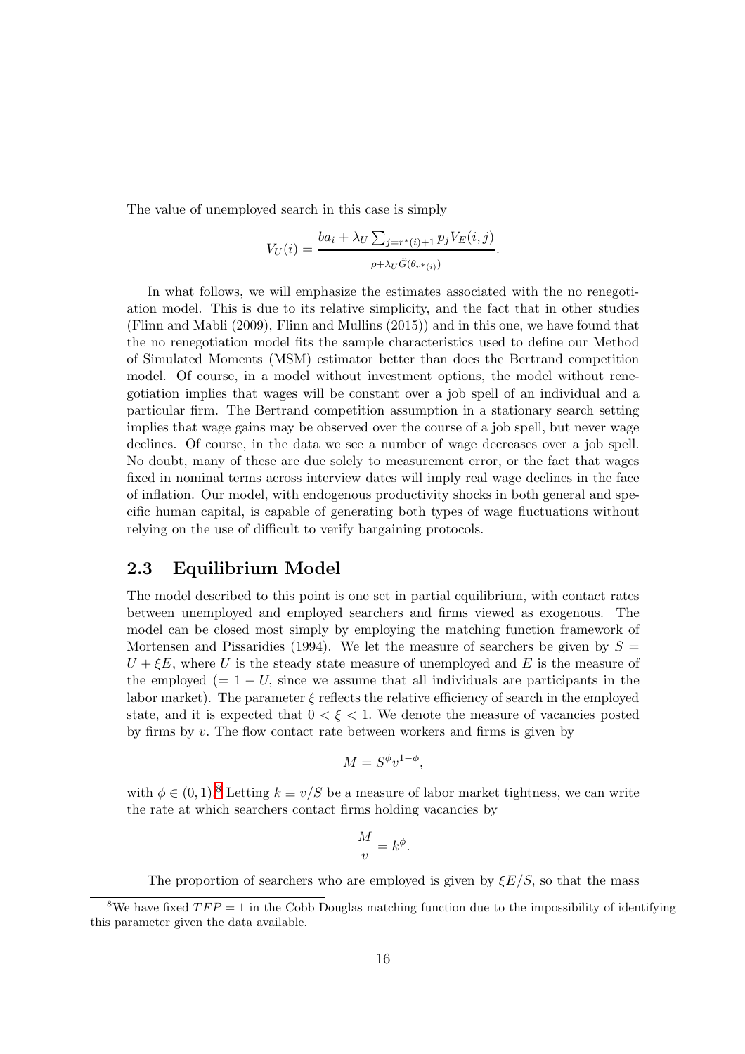The value of unemployed search in this case is simply

$$V_U(i) = \frac{ba_i + \lambda_U \sum_{j=r^*(i)+1} p_j V_E(i,j)}{\rho + \lambda_U \tilde{G}(\theta_{r^*(i)})}.$$

In what follows, we will emphasize the estimates associated with the no renegotiation model. This is due to its relative simplicity, and the fact that in other studies (Flinn and Mabli (2009), Flinn and Mullins (2015)) and in this one, we have found that the no renegotiation model fits the sample characteristics used to define our Method of Simulated Moments (MSM) estimator better than does the Bertrand competition model. Of course, in a model without investment options, the model without renegotiation implies that wages will be constant over a job spell of an individual and a particular firm. The Bertrand competition assumption in a stationary search setting implies that wage gains may be observed over the course of a job spell, but never wage declines. Of course, in the data we see a number of wage decreases over a job spell. No doubt, many of these are due solely to measurement error, or the fact that wages fixed in nominal terms across interview dates will imply real wage declines in the face of inflation. Our model, with endogenous productivity shocks in both general and specific human capital, is capable of generating both types of wage fluctuations without relying on the use of difficult to verify bargaining protocols.

## 2.3 Equilibrium Model

The model described to this point is one set in partial equilibrium, with contact rates between unemployed and employed searchers and firms viewed as exogenous. The model can be closed most simply by employing the matching function framework of Mortensen and Pissaridies (1994). We let the measure of searchers be given by $S = U + \xi E$, where $U$ is the steady state measure of unemployed and $E$ is the measure of the employed ($= 1 - U$, since we assume that all individuals are participants in the labor market). The parameter $\xi$ reflects the relative efficiency of search in the employed state, and it is expected that $0 < \xi < 1$. We denote the measure of vacancies posted by firms by $v$. The flow contact rate between workers and firms is given by

$$M = S^{\phi} v^{1-\phi},$$

with $\phi \in (0,1)$.[8] Letting $k \equiv v/S$ be a measure of labor market tightness, we can write the rate at which searchers contact firms holding vacancies by

$$\frac{M}{v} = k^{\phi}.$$

The proportion of searchers who are employed is given by $\xi E/S$, so that the mass

[8] We have fixed $TFP = 1$ in the Cobb Douglas matching function due to the impossibility of identifying this parameter given the data available.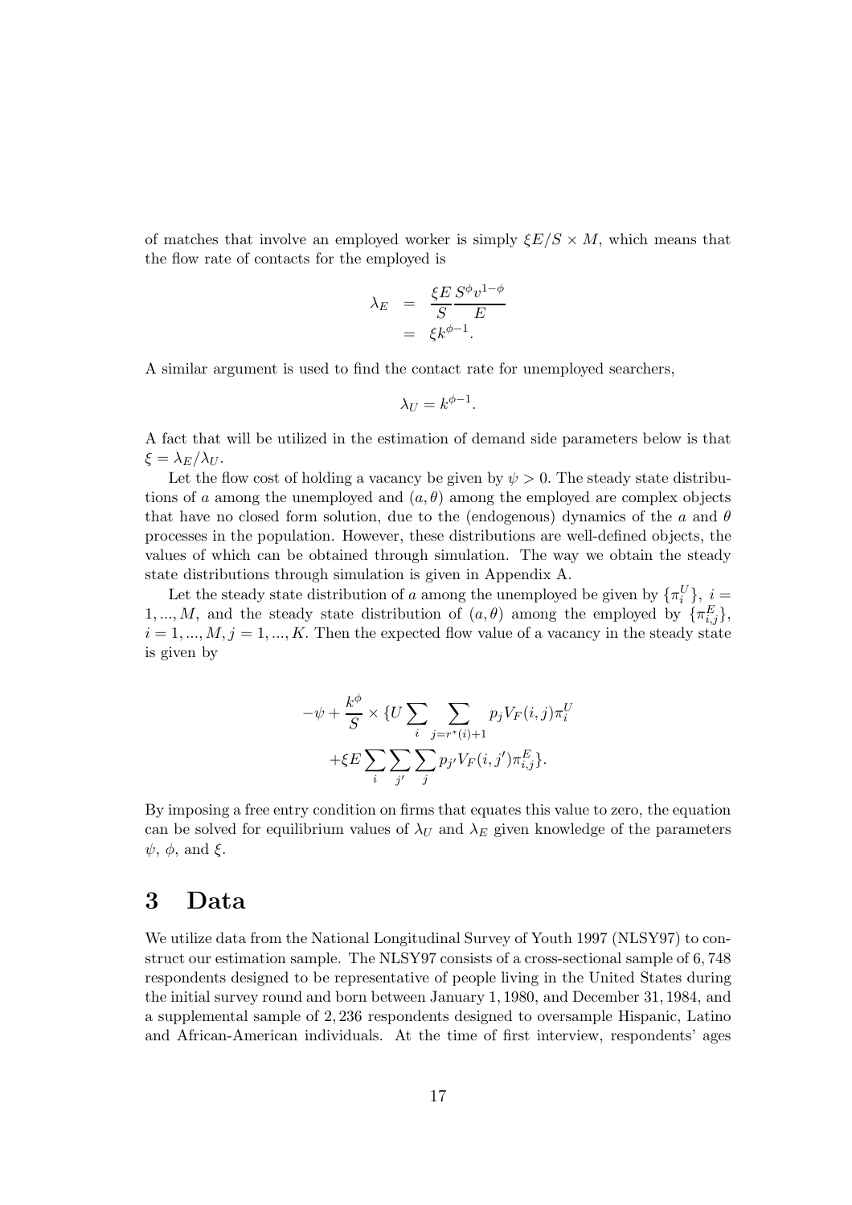of matches that involve an employed worker is simply $\xi E/S \times M$, which means that the flow rate of contacts for the employed is

$$
\begin{aligned}
\lambda_E &= \frac{\xi E}{S} \frac{S^{\phi} v^{1-\phi}}{E} \\
&= \xi k^{\phi-1}.
\end{aligned}
$$

A similar argument is used to find the contact rate for unemployed searchers,

$$\lambda_U = k^{\phi-1}.$$

A fact that will be utilized in the estimation of demand side parameters below is that $\xi = \lambda_E/\lambda_U$.

Let the flow cost of holding a vacancy be given by $\psi > 0$. The steady state distributions of $a$ among the unemployed and $(a, \theta)$ among the employed are complex objects that have no closed form solution, due to the (endogenous) dynamics of the $a$ and $\theta$ processes in the population. However, these distributions are well-defined objects, the values of which can be obtained through simulation. The way we obtain the steady state distributions through simulation is given in Appendix A.

Let the steady state distribution of $a$ among the unemployed be given by $\{\pi_i^U\}$, $i = 1, ..., M$, and the steady state distribution of $(a, \theta)$ among the employed by $\{\pi_{i,j}^E\}$, $i = 1, ..., M, j = 1, ..., K$. Then the expected flow value of a vacancy in the steady state is given by

$$
\begin{aligned}
-\psi + \frac{k^{\phi}}{S} \times \{&U \sum_i \sum_{j=r^*(i)+1} p_j V_F(i,j) \pi_i^U \\
&+ \xi E \sum_i \sum_{j'} \sum_j p_{j'} V_F(i,j') \pi_{i,j}^E\}.
\end{aligned}
$$

By imposing a free entry condition on firms that equates this value to zero, the equation can be solved for equilibrium values of $\lambda_U$ and $\lambda_E$ given knowledge of the parameters $\psi$, $\phi$, and $\xi$.

# 3 Data

We utilize data from the National Longitudinal Survey of Youth 1997 (NLSY97) to construct our estimation sample. The NLSY97 consists of a cross-sectional sample of 6,748 respondents designed to be representative of people living in the United States during the initial survey round and born between January 1, 1980, and December 31, 1984, and a supplemental sample of 2,236 respondents designed to oversample Hispanic, Latino and African-American individuals. At the time of first interview, respondents' ages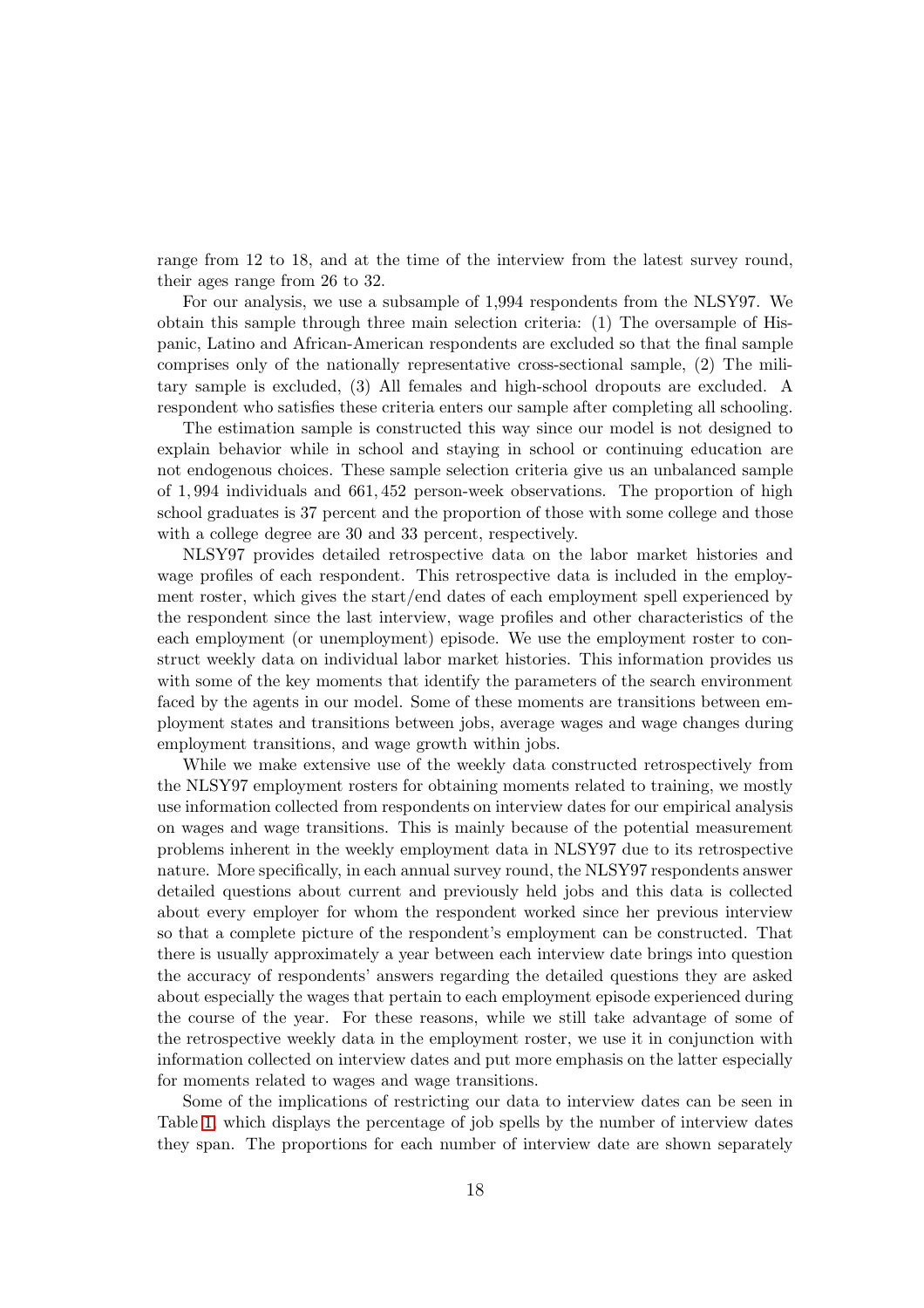range from 12 to 18, and at the time of the interview from the latest survey round, their ages range from 26 to 32.

For our analysis, we use a subsample of 1,994 respondents from the NLSY97. We obtain this sample through three main selection criteria: (1) The oversample of Hispanic, Latino and African-American respondents are excluded so that the final sample comprises only of the nationally representative cross-sectional sample, (2) The military sample is excluded, (3) All females and high-school dropouts are excluded. A respondent who satisfies these criteria enters our sample after completing all schooling.

The estimation sample is constructed this way since our model is not designed to explain behavior while in school and staying in school or continuing education are not endogenous choices. These sample selection criteria give us an unbalanced sample of $1,994$ individuals and $661,452$ person-week observations. The proportion of high school graduates is 37 percent and the proportion of those with some college and those with a college degree are 30 and 33 percent, respectively.

NLSY97 provides detailed retrospective data on the labor market histories and wage profiles of each respondent. This retrospective data is included in the employment roster, which gives the start/end dates of each employment spell experienced by the respondent since the last interview, wage profiles and other characteristics of the each employment (or unemployment) episode. We use the employment roster to construct weekly data on individual labor market histories. This information provides us with some of the key moments that identify the parameters of the search environment faced by the agents in our model. Some of these moments are transitions between employment states and transitions between jobs, average wages and wage changes during employment transitions, and wage growth within jobs.

While we make extensive use of the weekly data constructed retrospectively from the NLSY97 employment rosters for obtaining moments related to training, we mostly use information collected from respondents on interview dates for our empirical analysis on wages and wage transitions. This is mainly because of the potential measurement problems inherent in the weekly employment data in NLSY97 due to its retrospective nature. More specifically, in each annual survey round, the NLSY97 respondents answer detailed questions about current and previously held jobs and this data is collected about every employer for whom the respondent worked since her previous interview so that a complete picture of the respondent's employment can be constructed. That there is usually approximately a year between each interview date brings into question the accuracy of respondents' answers regarding the detailed questions they are asked about especially the wages that pertain to each employment episode experienced during the course of the year. For these reasons, while we still take advantage of some of the retrospective weekly data in the employment roster, we use it in conjunction with information collected on interview dates and put more emphasis on the latter especially for moments related to wages and wage transitions.

Some of the implications of restricting our data to interview dates can be seen in Table 1, which displays the percentage of job spells by the number of interview dates they span. The proportions for each number of interview date are shown separately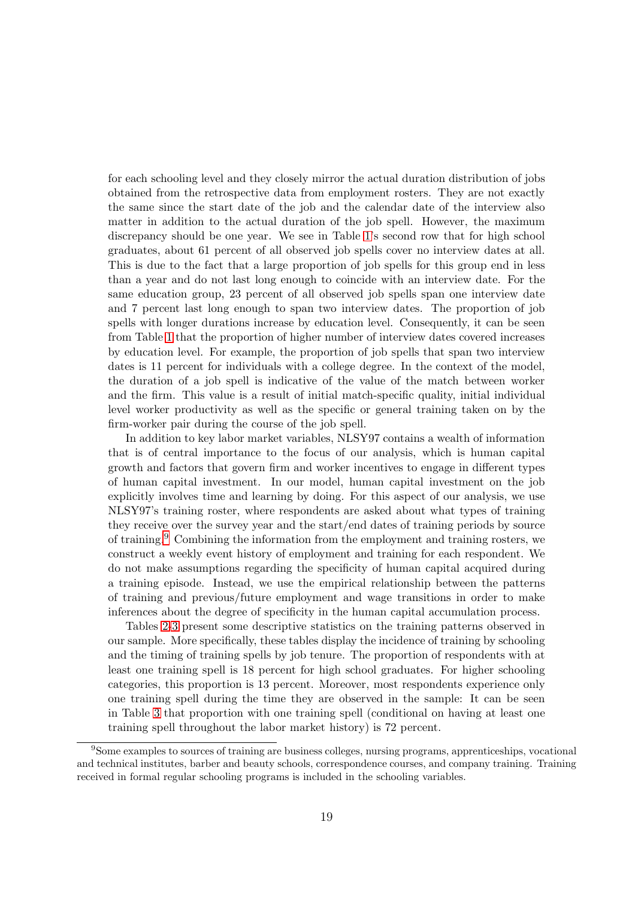for each schooling level and they closely mirror the actual duration distribution of jobs obtained from the retrospective data from employment rosters. They are not exactly the same since the start date of the job and the calendar date of the interview also matter in addition to the actual duration of the job spell. However, the maximum discrepancy should be one year. We see in Table 1's second row that for high school graduates, about 61 percent of all observed job spells cover no interview dates at all. This is due to the fact that a large proportion of job spells for this group end in less than a year and do not last long enough to coincide with an interview date. For the same education group, 23 percent of all observed job spells span one interview date and 7 percent last long enough to span two interview dates. The proportion of job spells with longer durations increase by education level. Consequently, it can be seen from Table 1 that the proportion of higher number of interview dates covered increases by education level. For example, the proportion of job spells that span two interview dates is 11 percent for individuals with a college degree. In the context of the model, the duration of a job spell is indicative of the value of the match between worker and the firm. This value is a result of initial match-specific quality, initial individual level worker productivity as well as the specific or general training taken on by the firm-worker pair during the course of the job spell.

In addition to key labor market variables, NLSY97 contains a wealth of information that is of central importance to the focus of our analysis, which is human capital growth and factors that govern firm and worker incentives to engage in different types of human capital investment. In our model, human capital investment on the job explicitly involves time and learning by doing. For this aspect of our analysis, we use NLSY97's training roster, where respondents are asked about what types of training they receive over the survey year and the start/end dates of training periods by source of training.[9] Combining the information from the employment and training rosters, we construct a weekly event history of employment and training for each respondent. We do not make assumptions regarding the specificity of human capital acquired during a training episode. Instead, we use the empirical relationship between the patterns of training and previous/future employment and wage transitions in order to make inferences about the degree of specificity in the human capital accumulation process.

Tables 2-3 present some descriptive statistics on the training patterns observed in our sample. More specifically, these tables display the incidence of training by schooling and the timing of training spells by job tenure. The proportion of respondents with at least one training spell is 18 percent for high school graduates. For higher schooling categories, this proportion is 13 percent. Moreover, most respondents experience only one training spell during the time they are observed in the sample: It can be seen in Table 3 that proportion with one training spell (conditional on having at least one training spell throughout the labor market history) is 72 percent.

[9] Some examples to sources of training are business colleges, nursing programs, apprenticeships, vocational and technical institutes, barber and beauty schools, correspondence courses, and company training. Training received in formal regular schooling programs is included in the schooling variables.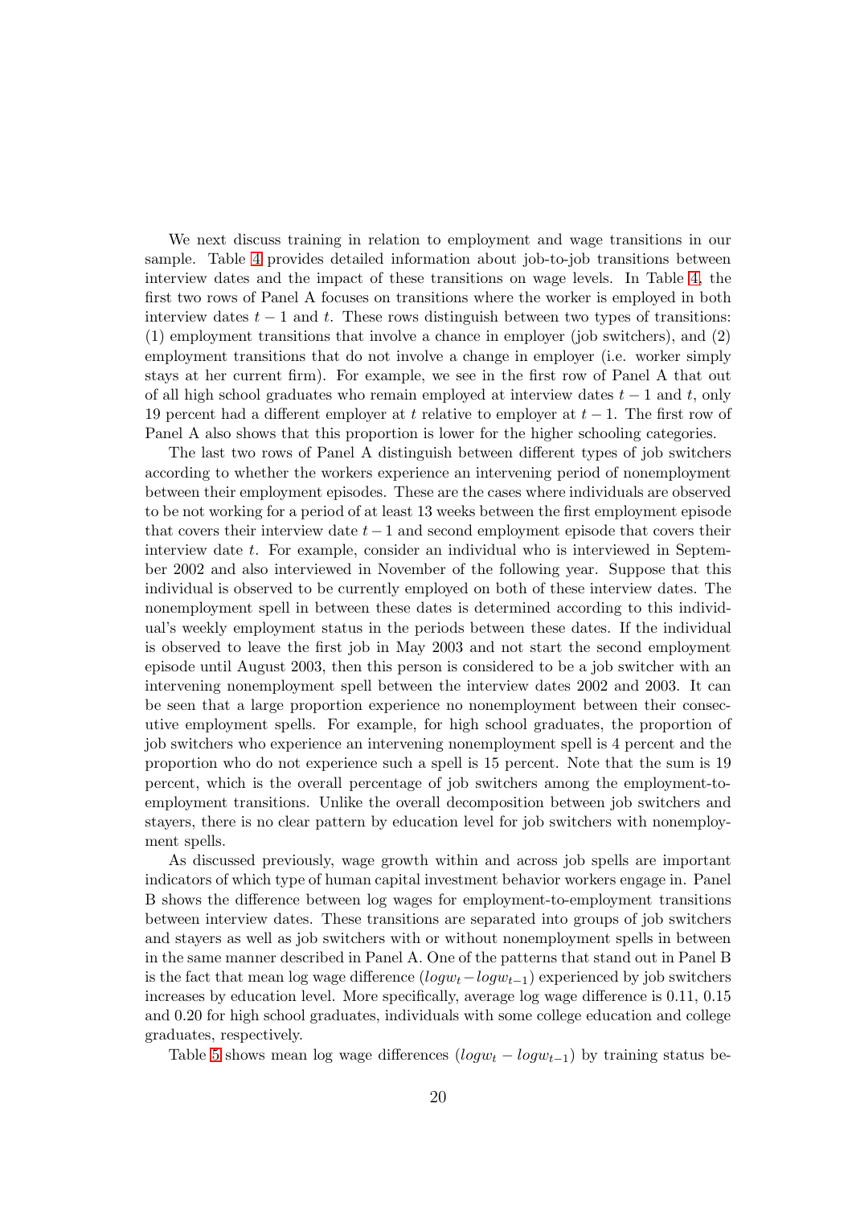We next discuss training in relation to employment and wage transitions in our sample. Table 4 provides detailed information about job-to-job transitions between interview dates and the impact of these transitions on wage levels. In Table 4, the first two rows of Panel A focuses on transitions where the worker is employed in both interview dates $t-1$ and $t$. These rows distinguish between two types of transitions: (1) employment transitions that involve a chance in employer (job switchers), and (2) employment transitions that do not involve a change in employer (i.e. worker simply stays at her current firm). For example, we see in the first row of Panel A that out of all high school graduates who remain employed at interview dates $t-1$ and $t$, only 19 percent had a different employer at $t$ relative to employer at $t-1$. The first row of Panel A also shows that this proportion is lower for the higher schooling categories.

The last two rows of Panel A distinguish between different types of job switchers according to whether the workers experience an intervening period of nonemployment between their employment episodes. These are the cases where individuals are observed to be not working for a period of at least 13 weeks between the first employment episode that covers their interview date $t-1$ and second employment episode that covers their interview date $t$. For example, consider an individual who is interviewed in September 2002 and also interviewed in November of the following year. Suppose that this individual is observed to be currently employed on both of these interview dates. The nonemployment spell in between these dates is determined according to this individual's weekly employment status in the periods between these dates. If the individual is observed to leave the first job in May 2003 and not start the second employment episode until August 2003, then this person is considered to be a job switcher with an intervening nonemployment spell between the interview dates 2002 and 2003. It can be seen that a large proportion experience no nonemployment between their consecutive employment spells. For example, for high school graduates, the proportion of job switchers who experience an intervening nonemployment spell is 4 percent and the proportion who do not experience such a spell is 15 percent. Note that the sum is 19 percent, which is the overall percentage of job switchers among the employment-to-employment transitions. Unlike the overall decomposition between job switchers and stayers, there is no clear pattern by education level for job switchers with nonemployment spells.

As discussed previously, wage growth within and across job spells are important indicators of which type of human capital investment behavior workers engage in. Panel B shows the difference between log wages for employment-to-employment transitions between interview dates. These transitions are separated into groups of job switchers and stayers as well as job switchers with or without nonemployment spells in between in the same manner described in Panel A. One of the patterns that stand out in Panel B is the fact that mean log wage difference ($logw_t - logw_{t-1}$) experienced by job switchers increases by education level. More specifically, average log wage difference is 0.11, 0.15 and 0.20 for high school graduates, individuals with some college education and college graduates, respectively.

Table 5 shows mean log wage differences ($logw_t - logw_{t-1}$) by training status be-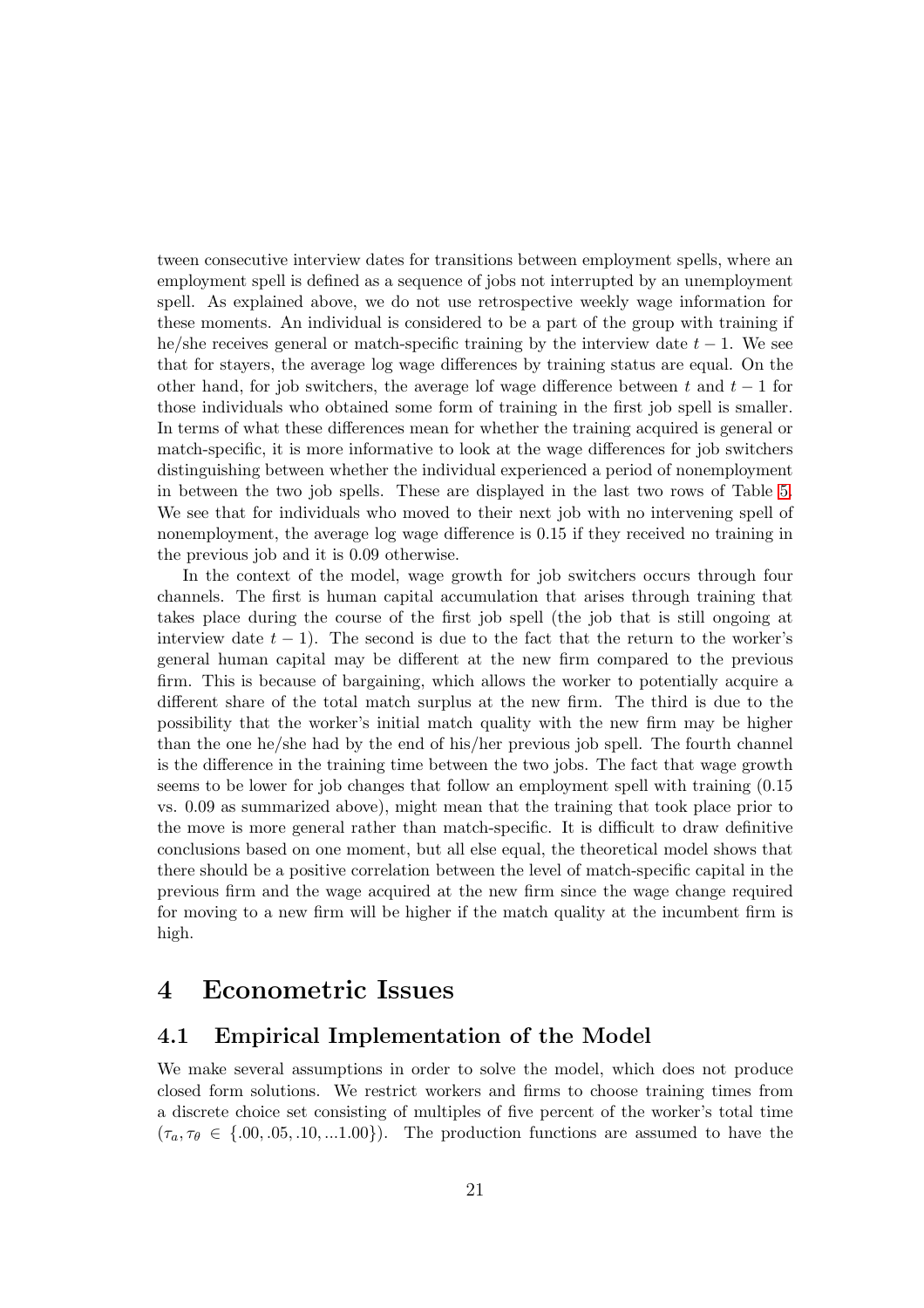tween consecutive interview dates for transitions between employment spells, where an employment spell is defined as a sequence of jobs not interrupted by an unemployment spell. As explained above, we do not use retrospective weekly wage information for these moments. An individual is considered to be a part of the group with training if he/she receives general or match-specific training by the interview date $t-1$. We see that for stayers, the average log wage differences by training status are equal. On the other hand, for job switchers, the average lof wage difference between $t$ and $t-1$ for those individuals who obtained some form of training in the first job spell is smaller. In terms of what these differences mean for whether the training acquired is general or match-specific, it is more informative to look at the wage differences for job switchers distinguishing between whether the individual experienced a period of nonemployment in between the two job spells. These are displayed in the last two rows of Table 5. We see that for individuals who moved to their next job with no intervening spell of nonemployment, the average log wage difference is 0.15 if they received no training in the previous job and it is 0.09 otherwise.

In the context of the model, wage growth for job switchers occurs through four channels. The first is human capital accumulation that arises through training that takes place during the course of the first job spell (the job that is still ongoing at interview date $t-1$). The second is due to the fact that the return to the worker's general human capital may be different at the new firm compared to the previous firm. This is because of bargaining, which allows the worker to potentially acquire a different share of the total match surplus at the new firm. The third is due to the possibility that the worker's initial match quality with the new firm may be higher than the one he/she had by the end of his/her previous job spell. The fourth channel is the difference in the training time between the two jobs. The fact that wage growth seems to be lower for job changes that follow an employment spell with training (0.15 vs. 0.09 as summarized above), might mean that the training that took place prior to the move is more general rather than match-specific. It is difficult to draw definitive conclusions based on one moment, but all else equal, the theoretical model shows that there should be a positive correlation between the level of match-specific capital in the previous firm and the wage acquired at the new firm since the wage change required for moving to a new firm will be higher if the match quality at the incumbent firm is high.

# 4 Econometric Issues

## 4.1 Empirical Implementation of the Model

We make several assumptions in order to solve the model, which does not produce closed form solutions. We restrict workers and firms to choose training times from a discrete choice set consisting of multiples of five percent of the worker's total time ($\tau_a, \tau_\theta \in \{.00, .05, .10, ...1.00\}$). The production functions are assumed to have the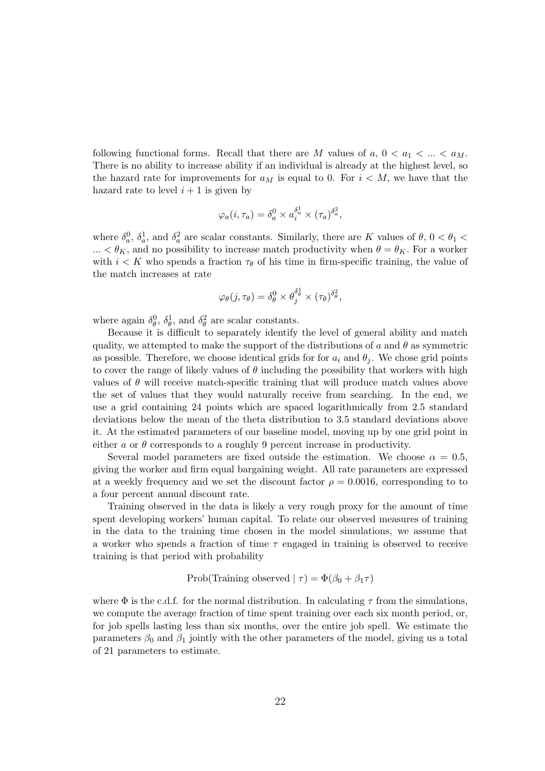following functional forms. Recall that there are $M$ values of $a$, $0 < a_1 < ... < a_M$. There is no ability to increase ability if an individual is already at the highest level, so the hazard rate for improvements for $a_M$ is equal to 0. For $i < M$, we have that the hazard rate to level $i + 1$ is given by

$$\varphi_a(i, \tau_a) = \delta_a^0 \times a_i^{\delta_a^1} \times (\tau_a)^{\delta_a^2},$$

where $\delta_a^0$, $\delta_a^1$, and $\delta_a^2$ are scalar constants. Similarly, there are $K$ values of $\theta$, $0 < \theta_1 < ... < \theta_K$, and no possibility to increase match productivity when $\theta = \theta_K$. For a worker with $i < K$ who spends a fraction $\tau_\theta$ of his time in firm-specific training, the value of the match increases at rate

$$\varphi_\theta(j, \tau_\theta) = \delta_\theta^0 \times \theta_j^{\delta_\theta^1} \times (\tau_\theta)^{\delta_\theta^2},$$

where again $\delta_\theta^0$, $\delta_\theta^1$, and $\delta_\theta^2$ are scalar constants.

Because it is difficult to separately identify the level of general ability and match quality, we attempted to make the support of the distributions of $a$ and $\theta$ as symmetric as possible. Therefore, we choose identical grids for for $a_i$ and $\theta_j$. We chose grid points to cover the range of likely values of $\theta$ including the possibility that workers with high values of $\theta$ will receive match-specific training that will produce match values above the set of values that they would naturally receive from searching. In the end, we use a grid containing 24 points which are spaced logarithmically from 2.5 standard deviations below the mean of the theta distribution to 3.5 standard deviations above it. At the estimated parameters of our baseline model, moving up by one grid point in either $a$ or $\theta$ corresponds to a roughly 9 percent increase in productivity.

Several model parameters are fixed outside the estimation. We choose $\alpha = 0.5$, giving the worker and firm equal bargaining weight. All rate parameters are expressed at a weekly frequency and we set the discount factor $\rho = 0.0016$, corresponding to to a four percent annual discount rate.

Training observed in the data is likely a very rough proxy for the amount of time spent developing workers' human capital. To relate our observed measures of training in the data to the training time chosen in the model simulations, we assume that a worker who spends a fraction of time $\tau$ engaged in training is observed to receive training is that period with probability

$$\text{Prob(Training observed} \mid \tau) = \Phi(\beta_0 + \beta_1 \tau)$$

where $\Phi$ is the c.d.f. for the normal distribution. In calculating $\tau$ from the simulations, we compute the average fraction of time spent training over each six month period, or, for job spells lasting less than six months, over the entire job spell. We estimate the parameters $\beta_0$ and $\beta_1$ jointly with the other parameters of the model, giving us a total of 21 parameters to estimate.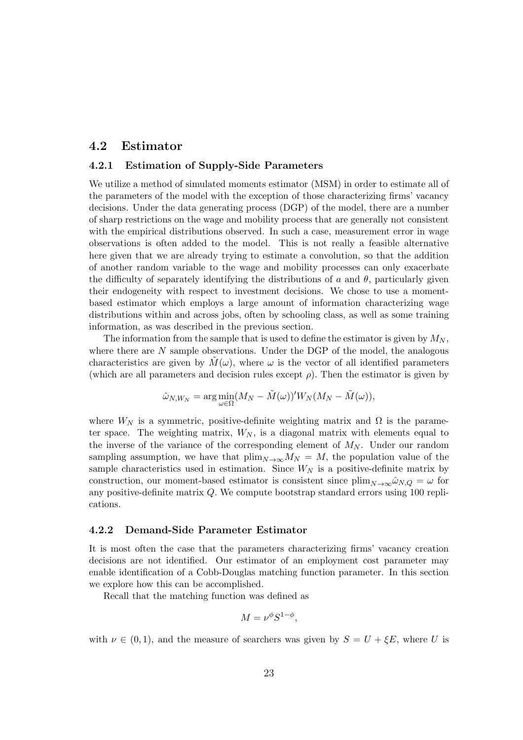## 4.2 Estimator

### 4.2.1 Estimation of Supply-Side Parameters

We utilize a method of simulated moments estimator (MSM) in order to estimate all of the parameters of the model with the exception of those characterizing firms' vacancy decisions. Under the data generating process (DGP) of the model, there are a number of sharp restrictions on the wage and mobility process that are generally not consistent with the empirical distributions observed. In such a case, measurement error in wage observations is often added to the model. This is not really a feasible alternative here given that we are already trying to estimate a convolution, so that the addition of another random variable to the wage and mobility processes can only exacerbate the difficulty of separately identifying the distributions of $a$ and $\theta$, particularly given their endogeneity with respect to investment decisions. We chose to use a moment-based estimator which employs a large amount of information characterizing wage distributions within and across jobs, often by schooling class, as well as some training information, as was described in the previous section.

The information from the sample that is used to define the estimator is given by $M_N$, where there are $N$ sample observations. Under the DGP of the model, the analogous characteristics are given by $\tilde{M}(\omega)$, where $\omega$ is the vector of all identified parameters (which are all parameters and decision rules except $\rho$). Then the estimator is given by

$$\hat{\omega}_{N,W_N} = \arg\min_{\omega \in \Omega} (M_N - \tilde{M}(\omega))' W_N (M_N - \tilde{M}(\omega)),$$

where $W_N$ is a symmetric, positive-definite weighting matrix and $\Omega$ is the parameter space. The weighting matrix, $W_N$, is a diagonal matrix with elements equal to the inverse of the variance of the corresponding element of $M_N$. Under our random sampling assumption, we have that $\text{plim}_{N\to\infty} M_N = M$, the population value of the sample characteristics used in estimation. Since $W_N$ is a positive-definite matrix by construction, our moment-based estimator is consistent since $\text{plim}_{N\to\infty} \hat{\omega}_{N,Q} = \omega$ for any positive-definite matrix $Q$. We compute bootstrap standard errors using 100 replications.

### 4.2.2 Demand-Side Parameter Estimator

It is most often the case that the parameters characterizing firms' vacancy creation decisions are not identified. Our estimator of an employment cost parameter may enable identification of a Cobb-Douglas matching function parameter. In this section we explore how this can be accomplished.

Recall that the matching function was defined as

$$M = \nu^{\phi} S^{1-\phi},$$

with $\nu \in (0, 1)$, and the measure of searchers was given by $S = U + \xi E$, where $U$ is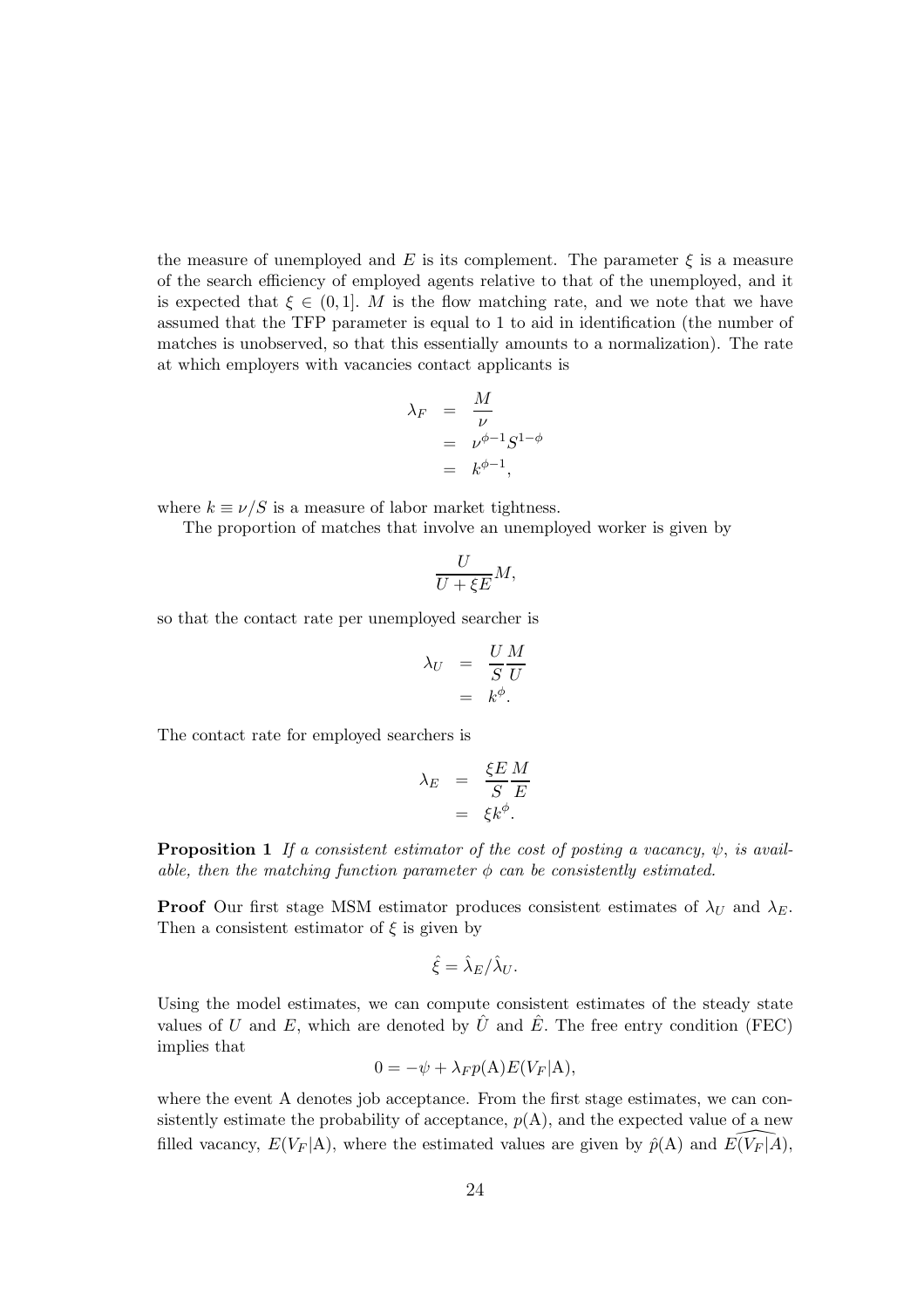the measure of unemployed and $E$ is its complement. The parameter $\xi$ is a measure of the search efficiency of employed agents relative to that of the unemployed, and it is expected that $\xi \in (0, 1]$. $M$ is the flow matching rate, and we note that we have assumed that the TFP parameter is equal to 1 to aid in identification (the number of matches is unobserved, so that this essentially amounts to a normalization). The rate at which employers with vacancies contact applicants is

$$
\begin{aligned}
\lambda_F &= \frac{M}{\nu} \\
&= \nu^{\phi-1} S^{1-\phi} \\
&= k^{\phi-1},
\end{aligned}
$$

where $k \equiv \nu/S$ is a measure of labor market tightness.

The proportion of matches that involve an unemployed worker is given by

$$
\frac{U}{U + \xi E} M,
$$

so that the contact rate per unemployed searcher is

$$
\begin{aligned}
\lambda_U &= \frac{U}{S} \frac{M}{U} \\
&= k^{\phi}.
\end{aligned}
$$

The contact rate for employed searchers is

$$
\begin{aligned}
\lambda_E &= \frac{\xi E}{S} \frac{M}{E} \\
&= \xi k^{\phi}.
\end{aligned}
$$

**Proposition 1** *If a consistent estimator of the cost of posting a vacancy, $\psi$, is available, then the matching function parameter $\phi$ can be consistently estimated.*

**Proof** Our first stage MSM estimator produces consistent estimates of $\lambda_U$ and $\lambda_E$. Then a consistent estimator of $\xi$ is given by

$$
\hat{\xi} = \hat{\lambda}_E / \hat{\lambda}_U.
$$

Using the model estimates, we can compute consistent estimates of the steady state values of $U$ and $E$, which are denoted by $\hat{U}$ and $\hat{E}$. The free entry condition (FEC) implies that

$$
0 = -\psi + \lambda_F p(\mathrm{A}) E(V_F|\mathrm{A}),
$$

where the event A denotes job acceptance. From the first stage estimates, we can consistently estimate the probability of acceptance, $p(\mathrm{A})$, and the expected value of a new filled vacancy, $E(V_F|\mathrm{A})$, where the estimated values are given by $\hat{p}(\mathrm{A})$ and $\widehat{E(V_F|A)}$,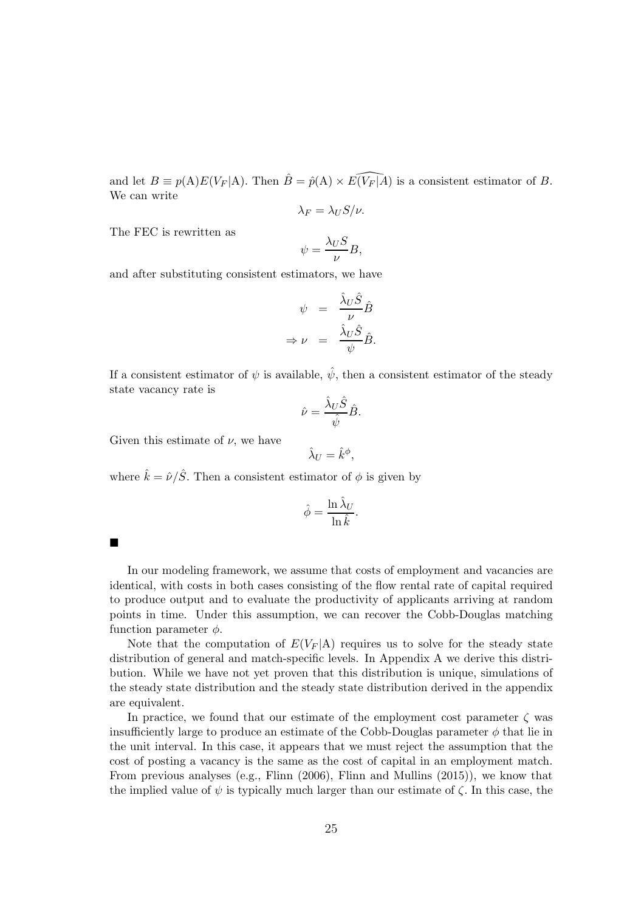and let $B \equiv p(\text{A})E(V_F|\text{A})$. Then $\hat{B} = \hat{p}(\text{A}) \times \widehat{E(V_F|A)}$ is a consistent estimator of $B$. We can write

$$\lambda_F = \lambda_U S/\nu.$$

The FEC is rewritten as

$$\psi = \frac{\lambda_U S}{\nu} B,$$

and after substituting consistent estimators, we have

$$\begin{aligned} \psi &= \frac{\hat{\lambda}_U \hat{S}}{\nu} \hat{B} \\ \Rightarrow \nu &= \frac{\hat{\lambda}_U \hat{S}}{\psi} \hat{B}. \end{aligned}$$

If a consistent estimator of $\psi$ is available, $\hat{\psi}$, then a consistent estimator of the steady state vacancy rate is

$$\hat{\nu} = \frac{\hat{\lambda}_U \hat{S}}{\hat{\psi}} \hat{B}.$$

Given this estimate of $\nu$, we have

$$\hat{\lambda}_U = \hat{k}^{\phi},$$

where $\hat{k} = \hat{\nu}/\hat{S}$. Then a consistent estimator of $\phi$ is given by

$$\hat{\phi} = \frac{\ln \hat{\lambda}_U}{\ln \hat{k}}.$$

■

In our modeling framework, we assume that costs of employment and vacancies are identical, with costs in both cases consisting of the flow rental rate of capital required to produce output and to evaluate the productivity of applicants arriving at random points in time. Under this assumption, we can recover the Cobb-Douglas matching function parameter $\phi$.

Note that the computation of $E(V_F|\text{A})$ requires us to solve for the steady state distribution of general and match-specific levels. In Appendix A we derive this distribution. While we have not yet proven that this distribution is unique, simulations of the steady state distribution and the steady state distribution derived in the appendix are equivalent.

In practice, we found that our estimate of the employment cost parameter $\zeta$ was insufficiently large to produce an estimate of the Cobb-Douglas parameter $\phi$ that lie in the unit interval. In this case, it appears that we must reject the assumption that the cost of posting a vacancy is the same as the cost of capital in an employment match. From previous analyses (e.g., Flinn (2006), Flinn and Mullins (2015)), we know that the implied value of $\psi$ is typically much larger than our estimate of $\zeta$. In this case, the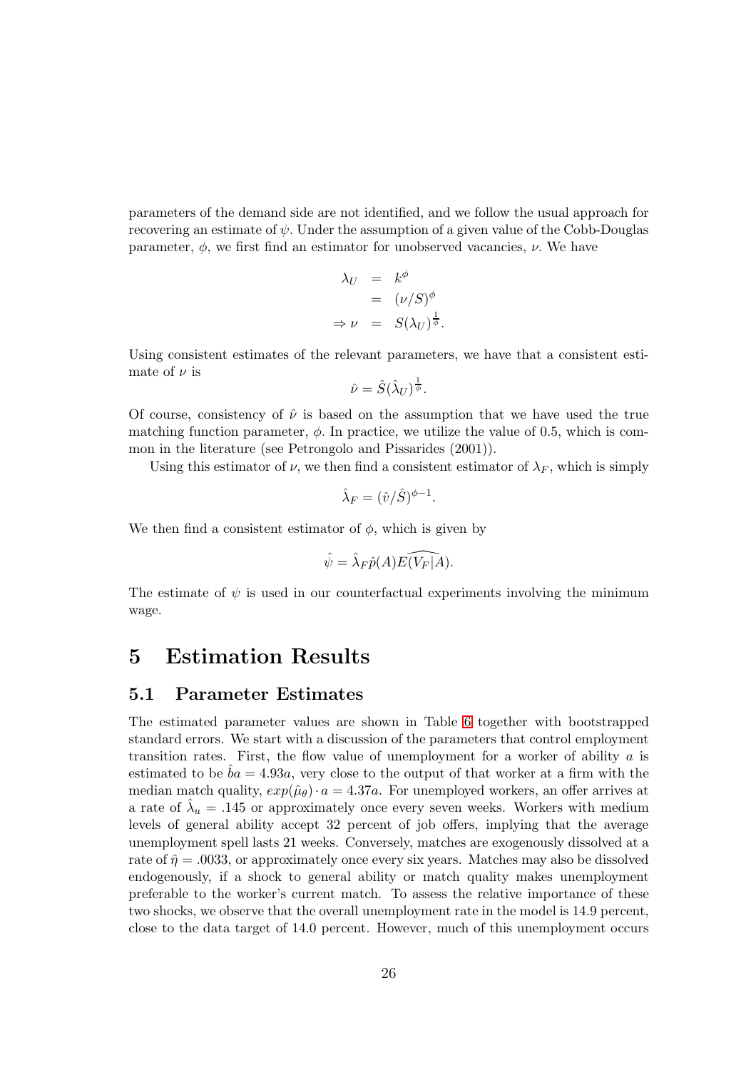parameters of the demand side are not identified, and we follow the usual approach for recovering an estimate of $\psi$. Under the assumption of a given value of the Cobb-Douglas parameter, $\phi$, we first find an estimator for unobserved vacancies, $\nu$. We have

$$\begin{aligned}
\lambda_U &= k^{\phi} \\
&= (\nu/S)^{\phi} \\
\Rightarrow \nu &= S(\lambda_U)^{\frac{1}{\phi}}.
\end{aligned}$$

Using consistent estimates of the relevant parameters, we have that a consistent estimate of $\nu$ is

$$\hat{\nu} = \hat{S}(\hat{\lambda}_U)^{\frac{1}{\phi}}.$$

Of course, consistency of $\hat{\nu}$ is based on the assumption that we have used the true matching function parameter, $\phi$. In practice, we utilize the value of 0.5, which is common in the literature (see Petrongolo and Pissarides (2001)).

Using this estimator of $\nu$, we then find a consistent estimator of $\lambda_F$, which is simply

$$\hat{\lambda}_F = (\hat{v}/\hat{S})^{\phi-1}.$$

We then find a consistent estimator of $\phi$, which is given by

$$\hat{\psi} = \hat{\lambda}_F \hat{p}(A)\widehat{E(V_F|A)}.$$

The estimate of $\psi$ is used in our counterfactual experiments involving the minimum wage.

# 5 Estimation Results

## 5.1 Parameter Estimates

The estimated parameter values are shown in Table 6 together with bootstrapped standard errors. We start with a discussion of the parameters that control employment transition rates. First, the flow value of unemployment for a worker of ability $a$ is estimated to be $\hat{b}a = 4.93a$, very close to the output of that worker at a firm with the median match quality, $exp(\hat{\mu}_\theta) \cdot a = 4.37a$. For unemployed workers, an offer arrives at a rate of $\hat{\lambda}_u = .145$ or approximately once every seven weeks. Workers with medium levels of general ability accept 32 percent of job offers, implying that the average unemployment spell lasts 21 weeks. Conversely, matches are exogenously dissolved at a rate of $\hat{\eta} = .0033$, or approximately once every six years. Matches may also be dissolved endogenously, if a shock to general ability or match quality makes unemployment preferable to the worker's current match. To assess the relative importance of these two shocks, we observe that the overall unemployment rate in the model is 14.9 percent, close to the data target of 14.0 percent. However, much of this unemployment occurs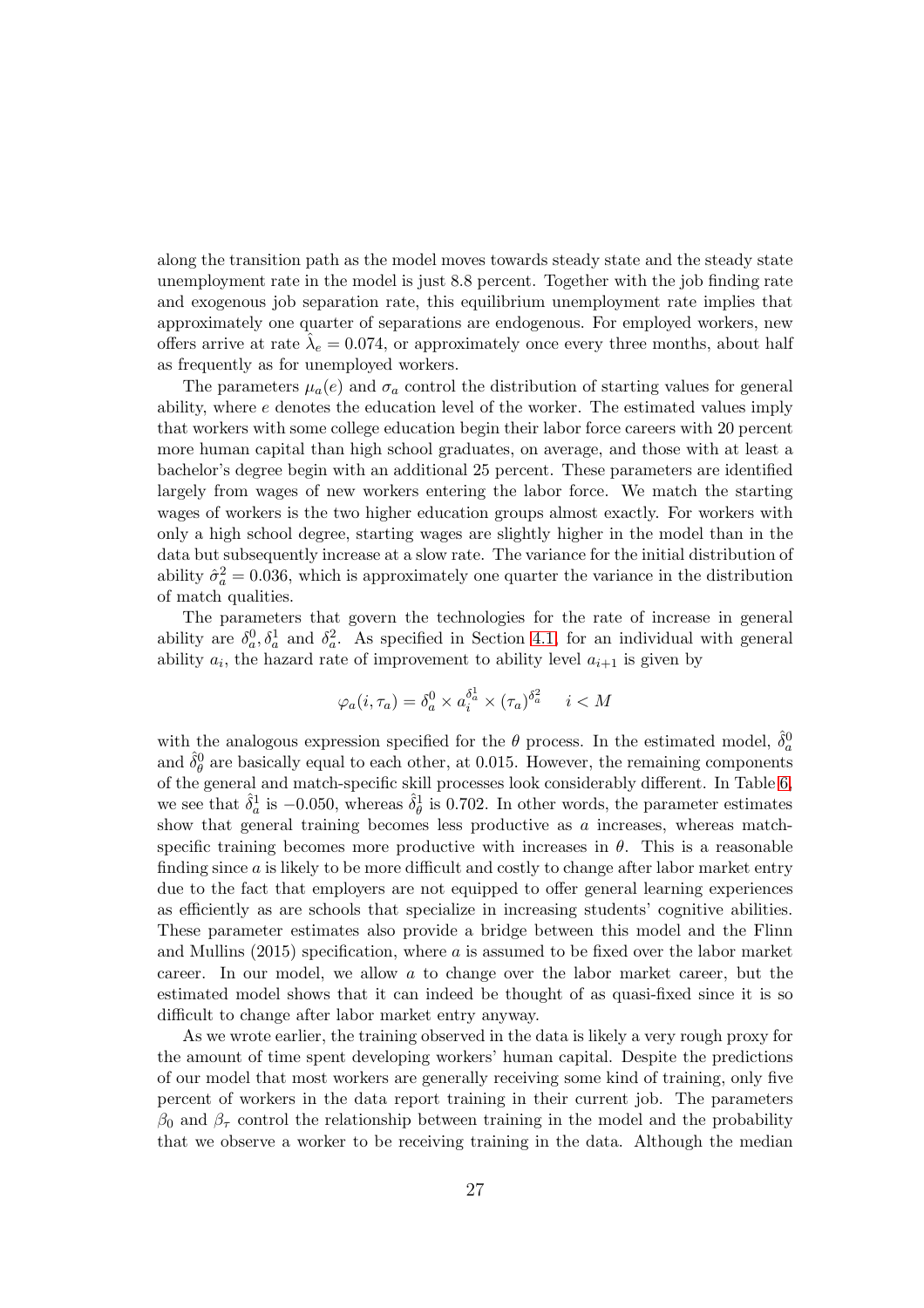along the transition path as the model moves towards steady state and the steady state unemployment rate in the model is just 8.8 percent. Together with the job finding rate and exogenous job separation rate, this equilibrium unemployment rate implies that approximately one quarter of separations are endogenous. For employed workers, new offers arrive at rate $\hat{\lambda}_e = 0.074$, or approximately once every three months, about half as frequently as for unemployed workers.

The parameters $\mu_a(e)$ and $\sigma_a$ control the distribution of starting values for general ability, where $e$ denotes the education level of the worker. The estimated values imply that workers with some college education begin their labor force careers with 20 percent more human capital than high school graduates, on average, and those with at least a bachelor's degree begin with an additional 25 percent. These parameters are identified largely from wages of new workers entering the labor force. We match the starting wages of workers is the two higher education groups almost exactly. For workers with only a high school degree, starting wages are slightly higher in the model than in the data but subsequently increase at a slow rate. The variance for the initial distribution of ability $\hat{\sigma}_a^2 = 0.036$, which is approximately one quarter the variance in the distribution of match qualities.

The parameters that govern the technologies for the rate of increase in general ability are $\delta_a^0, \delta_a^1$ and $\delta_a^2$. As specified in Section 4.1, for an individual with general ability $a_i$, the hazard rate of improvement to ability level $a_{i+1}$ is given by

$$\varphi_a(i, \tau_a) = \delta_a^0 \times a_i^{\delta_a^1} \times (\tau_a)^{\delta_a^2} \quad i < M$$

with the analogous expression specified for the $\theta$ process. In the estimated model, $\hat{\delta}_a^0$ and $\hat{\delta}_\theta^0$ are basically equal to each other, at 0.015. However, the remaining components of the general and match-specific skill processes look considerably different. In Table 6, we see that $\hat{\delta}_a^1$ is $-0.050$, whereas $\hat{\delta}_\theta^1$ is 0.702. In other words, the parameter estimates show that general training becomes less productive as $a$ increases, whereas match-specific training becomes more productive with increases in $\theta$. This is a reasonable finding since $a$ is likely to be more difficult and costly to change after labor market entry due to the fact that employers are not equipped to offer general learning experiences as efficiently as are schools that specialize in increasing students' cognitive abilities. These parameter estimates also provide a bridge between this model and the Flinn and Mullins (2015) specification, where $a$ is assumed to be fixed over the labor market career. In our model, we allow $a$ to change over the labor market career, but the estimated model shows that it can indeed be thought of as quasi-fixed since it is so difficult to change after labor market entry anyway.

As we wrote earlier, the training observed in the data is likely a very rough proxy for the amount of time spent developing workers' human capital. Despite the predictions of our model that most workers are generally receiving some kind of training, only five percent of workers in the data report training in their current job. The parameters $\beta_0$ and $\beta_\tau$ control the relationship between training in the model and the probability that we observe a worker to be receiving training in the data. Although the median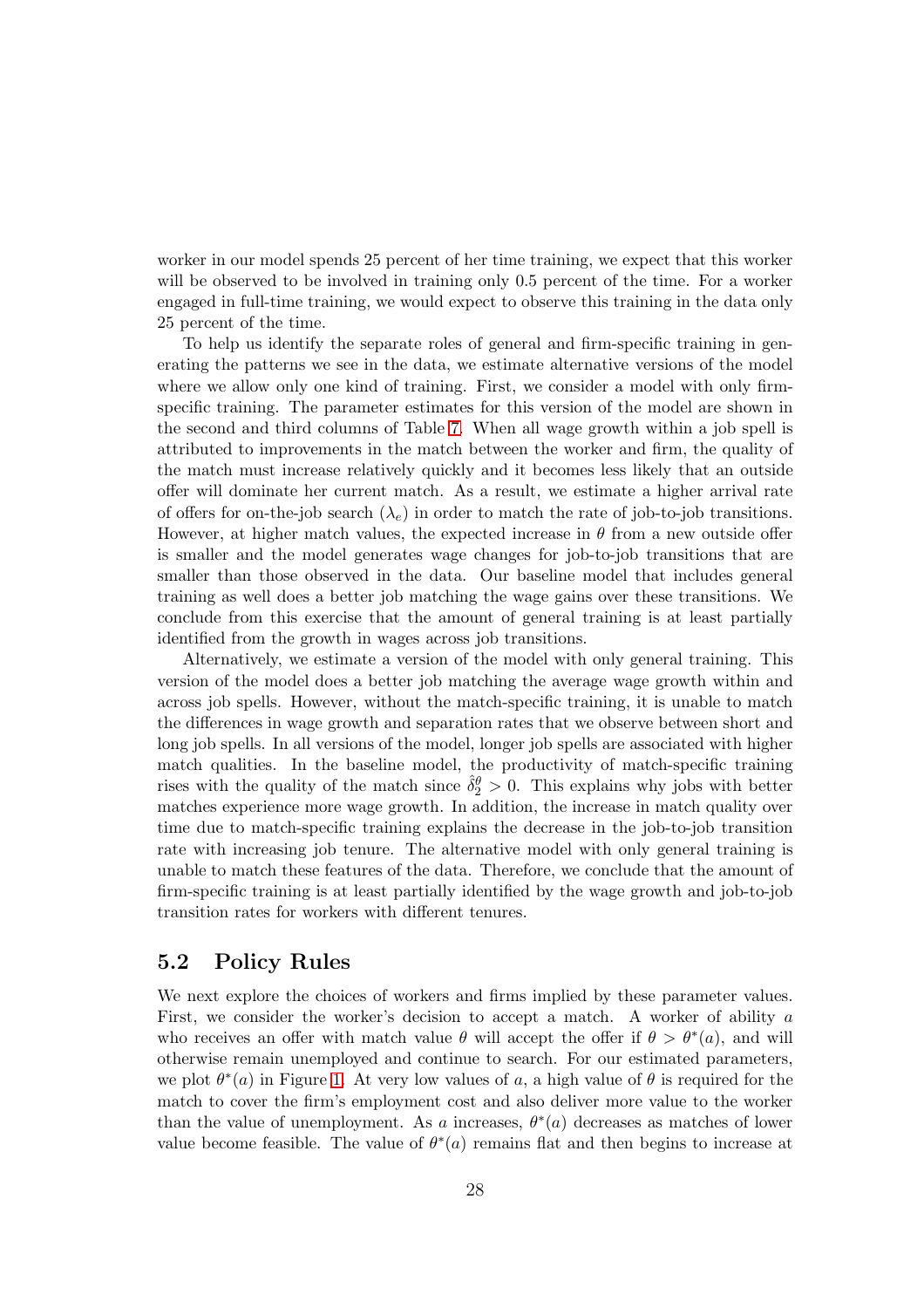worker in our model spends 25 percent of her time training, we expect that this worker will be observed to be involved in training only 0.5 percent of the time. For a worker engaged in full-time training, we would expect to observe this training in the data only 25 percent of the time.

To help us identify the separate roles of general and firm-specific training in generating the patterns we see in the data, we estimate alternative versions of the model where we allow only one kind of training. First, we consider a model with only firm-specific training. The parameter estimates for this version of the model are shown in the second and third columns of Table 7. When all wage growth within a job spell is attributed to improvements in the match between the worker and firm, the quality of the match must increase relatively quickly and it becomes less likely that an outside offer will dominate her current match. As a result, we estimate a higher arrival rate of offers for on-the-job search ($\lambda_e$) in order to match the rate of job-to-job transitions. However, at higher match values, the expected increase in $\theta$ from a new outside offer is smaller and the model generates wage changes for job-to-job transitions that are smaller than those observed in the data. Our baseline model that includes general training as well does a better job matching the wage gains over these transitions. We conclude from this exercise that the amount of general training is at least partially identified from the growth in wages across job transitions.

Alternatively, we estimate a version of the model with only general training. This version of the model does a better job matching the average wage growth within and across job spells. However, without the match-specific training, it is unable to match the differences in wage growth and separation rates that we observe between short and long job spells. In all versions of the model, longer job spells are associated with higher match qualities. In the baseline model, the productivity of match-specific training rises with the quality of the match since $\hat{\delta}_2^{\theta} > 0$. This explains why jobs with better matches experience more wage growth. In addition, the increase in match quality over time due to match-specific training explains the decrease in the job-to-job transition rate with increasing job tenure. The alternative model with only general training is unable to match these features of the data. Therefore, we conclude that the amount of firm-specific training is at least partially identified by the wage growth and job-to-job transition rates for workers with different tenures.

## 5.2 Policy Rules

We next explore the choices of workers and firms implied by these parameter values. First, we consider the worker's decision to accept a match. A worker of ability $a$ who receives an offer with match value $\theta$ will accept the offer if $\theta > \theta^*(a)$, and will otherwise remain unemployed and continue to search. For our estimated parameters, we plot $\theta^*(a)$ in Figure 1. At very low values of $a$, a high value of $\theta$ is required for the match to cover the firm's employment cost and also deliver more value to the worker than the value of unemployment. As $a$ increases, $\theta^*(a)$ decreases as matches of lower value become feasible. The value of $\theta^*(a)$ remains flat and then begins to increase at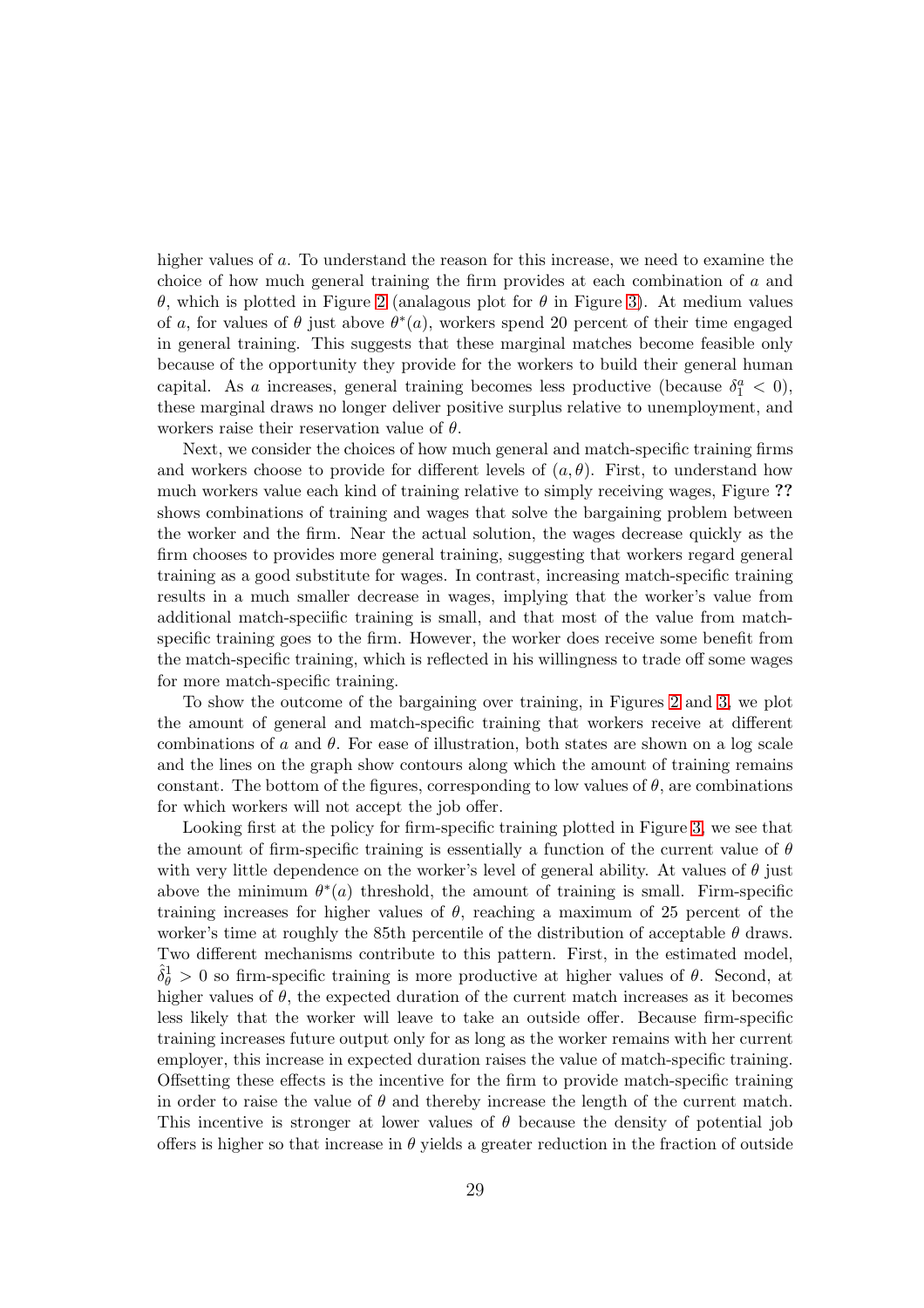higher values of $a$. To understand the reason for this increase, we need to examine the choice of how much general training the firm provides at each combination of $a$ and $\theta$, which is plotted in Figure 2 (analagous plot for $\theta$ in Figure 3). At medium values of $a$, for values of $\theta$ just above $\theta^*(a)$, workers spend 20 percent of their time engaged in general training. This suggests that these marginal matches become feasible only because of the opportunity they provide for the workers to build their general human capital. As $a$ increases, general training becomes less productive (because $\delta_1^a < 0$), these marginal draws no longer deliver positive surplus relative to unemployment, and workers raise their reservation value of $\theta$.

Next, we consider the choices of how much general and match-specific training firms and workers choose to provide for different levels of $(a, \theta)$. First, to understand how much workers value each kind of training relative to simply receiving wages, Figure **??** shows combinations of training and wages that solve the bargaining problem between the worker and the firm. Near the actual solution, the wages decrease quickly as the firm chooses to provides more general training, suggesting that workers regard general training as a good substitute for wages. In contrast, increasing match-specific training results in a much smaller decrease in wages, implying that the worker's value from additional match-speciific training is small, and that most of the value from match-specific training goes to the firm. However, the worker does receive some benefit from the match-specific training, which is reflected in his willingness to trade off some wages for more match-specific training.

To show the outcome of the bargaining over training, in Figures 2 and 3, we plot the amount of general and match-specific training that workers receive at different combinations of $a$ and $\theta$. For ease of illustration, both states are shown on a log scale and the lines on the graph show contours along which the amount of training remains constant. The bottom of the figures, corresponding to low values of $\theta$, are combinations for which workers will not accept the job offer.

Looking first at the policy for firm-specific training plotted in Figure 3, we see that the amount of firm-specific training is essentially a function of the current value of $\theta$ with very little dependence on the worker's level of general ability. At values of $\theta$ just above the minimum $\theta^*(a)$ threshold, the amount of training is small. Firm-specific training increases for higher values of $\theta$, reaching a maximum of 25 percent of the worker's time at roughly the 85th percentile of the distribution of acceptable $\theta$ draws. Two different mechanisms contribute to this pattern. First, in the estimated model, $\hat{\delta}_\theta^1 > 0$ so firm-specific training is more productive at higher values of $\theta$. Second, at higher values of $\theta$, the expected duration of the current match increases as it becomes less likely that the worker will leave to take an outside offer. Because firm-specific training increases future output only for as long as the worker remains with her current employer, this increase in expected duration raises the value of match-specific training. Offsetting these effects is the incentive for the firm to provide match-specific training in order to raise the value of $\theta$ and thereby increase the length of the current match. This incentive is stronger at lower values of $\theta$ because the density of potential job offers is higher so that increase in $\theta$ yields a greater reduction in the fraction of outside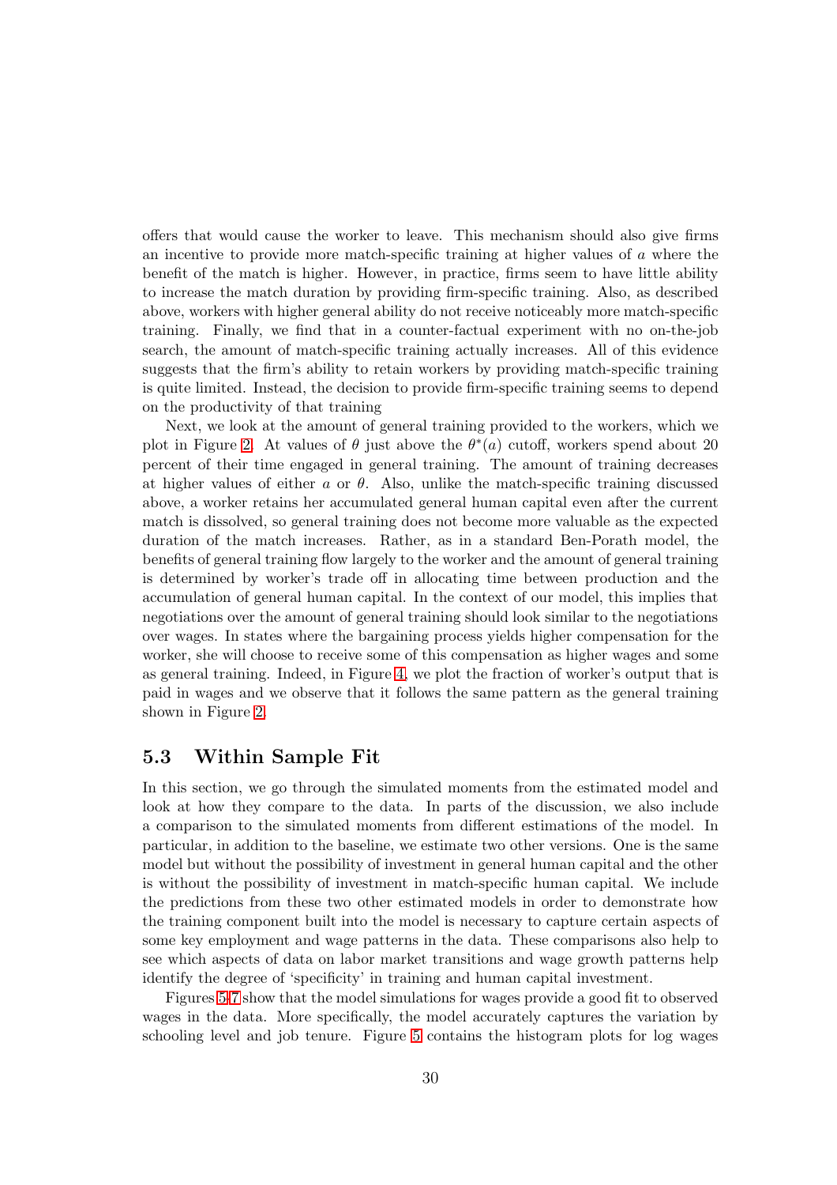offers that would cause the worker to leave. This mechanism should also give firms an incentive to provide more match-specific training at higher values of $a$ where the benefit of the match is higher. However, in practice, firms seem to have little ability to increase the match duration by providing firm-specific training. Also, as described above, workers with higher general ability do not receive noticeably more match-specific training. Finally, we find that in a counter-factual experiment with no on-the-job search, the amount of match-specific training actually increases. All of this evidence suggests that the firm's ability to retain workers by providing match-specific training is quite limited. Instead, the decision to provide firm-specific training seems to depend on the productivity of that training

Next, we look at the amount of general training provided to the workers, which we plot in Figure 2. At values of $\theta$ just above the $\theta^*(a)$ cutoff, workers spend about 20 percent of their time engaged in general training. The amount of training decreases at higher values of either $a$ or $\theta$. Also, unlike the match-specific training discussed above, a worker retains her accumulated general human capital even after the current match is dissolved, so general training does not become more valuable as the expected duration of the match increases. Rather, as in a standard Ben-Porath model, the benefits of general training flow largely to the worker and the amount of general training is determined by worker's trade off in allocating time between production and the accumulation of general human capital. In the context of our model, this implies that negotiations over the amount of general training should look similar to the negotiations over wages. In states where the bargaining process yields higher compensation for the worker, she will choose to receive some of this compensation as higher wages and some as general training. Indeed, in Figure 4, we plot the fraction of worker's output that is paid in wages and we observe that it follows the same pattern as the general training shown in Figure 2.

## 5.3 Within Sample Fit

In this section, we go through the simulated moments from the estimated model and look at how they compare to the data. In parts of the discussion, we also include a comparison to the simulated moments from different estimations of the model. In particular, in addition to the baseline, we estimate two other versions. One is the same model but without the possibility of investment in general human capital and the other is without the possibility of investment in match-specific human capital. We include the predictions from these two other estimated models in order to demonstrate how the training component built into the model is necessary to capture certain aspects of some key employment and wage patterns in the data. These comparisons also help to see which aspects of data on labor market transitions and wage growth patterns help identify the degree of 'specificity' in training and human capital investment.

Figures 5-7 show that the model simulations for wages provide a good fit to observed wages in the data. More specifically, the model accurately captures the variation by schooling level and job tenure. Figure 5 contains the histogram plots for log wages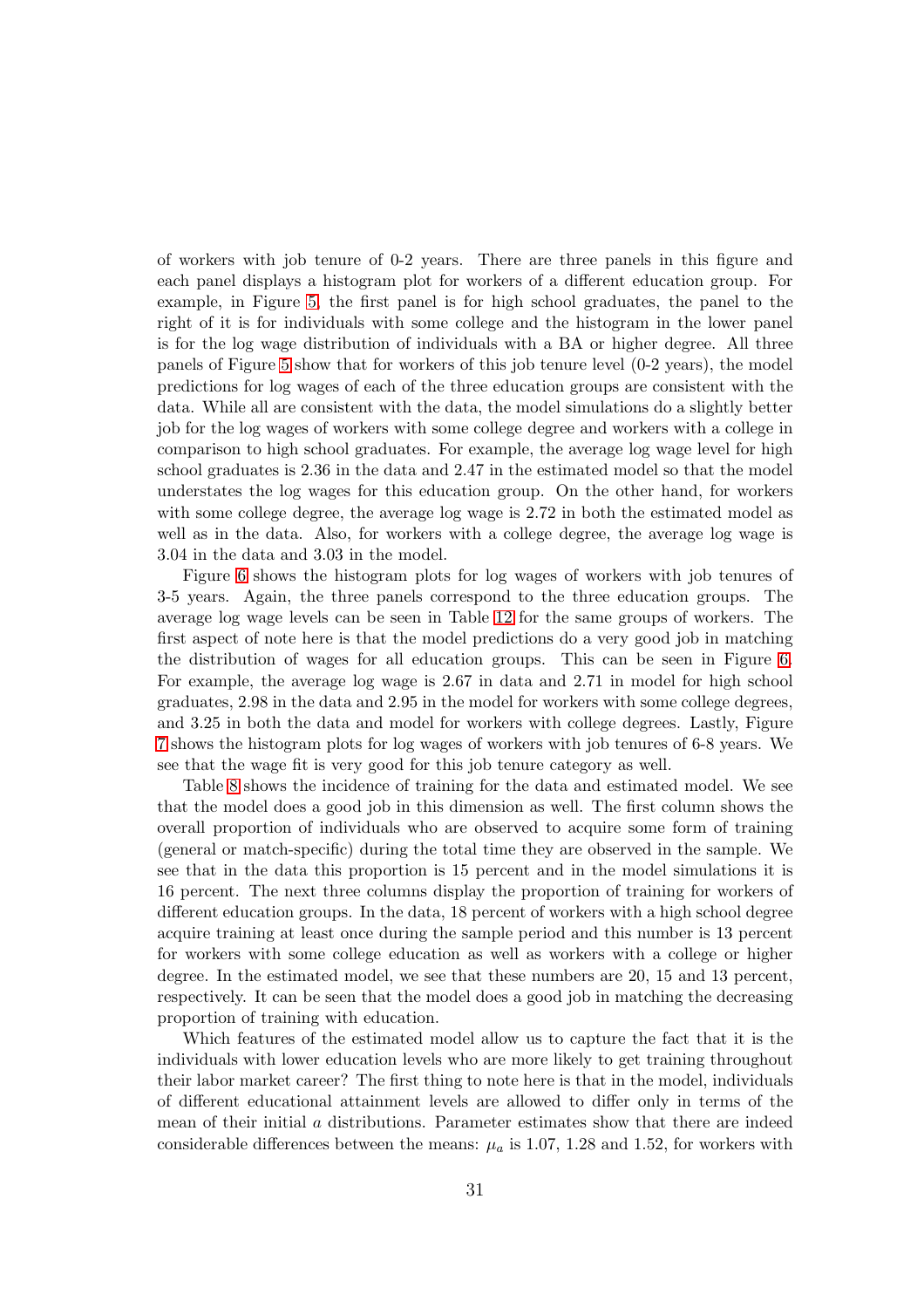of workers with job tenure of 0-2 years. There are three panels in this figure and each panel displays a histogram plot for workers of a different education group. For example, in Figure 5, the first panel is for high school graduates, the panel to the right of it is for individuals with some college and the histogram in the lower panel is for the log wage distribution of individuals with a BA or higher degree. All three panels of Figure 5 show that for workers of this job tenure level (0-2 years), the model predictions for log wages of each of the three education groups are consistent with the data. While all are consistent with the data, the model simulations do a slightly better job for the log wages of workers with some college degree and workers with a college in comparison to high school graduates. For example, the average log wage level for high school graduates is 2.36 in the data and 2.47 in the estimated model so that the model understates the log wages for this education group. On the other hand, for workers with some college degree, the average log wage is 2.72 in both the estimated model as well as in the data. Also, for workers with a college degree, the average log wage is 3.04 in the data and 3.03 in the model.

Figure 6 shows the histogram plots for log wages of workers with job tenures of 3-5 years. Again, the three panels correspond to the three education groups. The average log wage levels can be seen in Table 12 for the same groups of workers. The first aspect of note here is that the model predictions do a very good job in matching the distribution of wages for all education groups. This can be seen in Figure 6. For example, the average log wage is 2.67 in data and 2.71 in model for high school graduates, 2.98 in the data and 2.95 in the model for workers with some college degrees, and 3.25 in both the data and model for workers with college degrees. Lastly, Figure 7 shows the histogram plots for log wages of workers with job tenures of 6-8 years. We see that the wage fit is very good for this job tenure category as well.

Table 8 shows the incidence of training for the data and estimated model. We see that the model does a good job in this dimension as well. The first column shows the overall proportion of individuals who are observed to acquire some form of training (general or match-specific) during the total time they are observed in the sample. We see that in the data this proportion is 15 percent and in the model simulations it is 16 percent. The next three columns display the proportion of training for workers of different education groups. In the data, 18 percent of workers with a high school degree acquire training at least once during the sample period and this number is 13 percent for workers with some college education as well as workers with a college or higher degree. In the estimated model, we see that these numbers are 20, 15 and 13 percent, respectively. It can be seen that the model does a good job in matching the decreasing proportion of training with education.

Which features of the estimated model allow us to capture the fact that it is the individuals with lower education levels who are more likely to get training throughout their labor market career? The first thing to note here is that in the model, individuals of different educational attainment levels are allowed to differ only in terms of the mean of their initial $a$ distributions. Parameter estimates show that there are indeed considerable differences between the means: $\mu_a$ is 1.07, 1.28 and 1.52, for workers with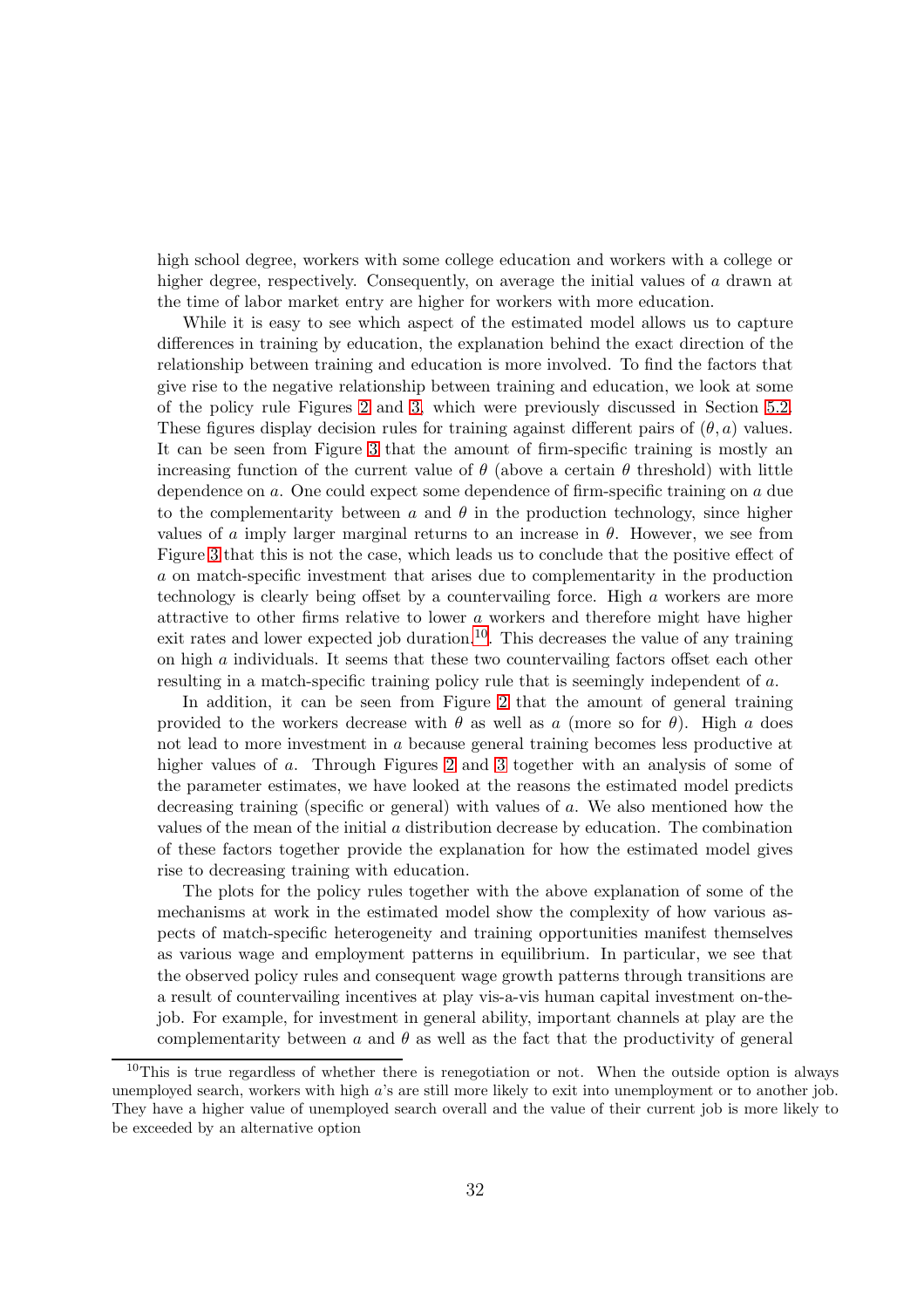high school degree, workers with some college education and workers with a college or higher degree, respectively. Consequently, on average the initial values of $a$ drawn at the time of labor market entry are higher for workers with more education.

While it is easy to see which aspect of the estimated model allows us to capture differences in training by education, the explanation behind the exact direction of the relationship between training and education is more involved. To find the factors that give rise to the negative relationship between training and education, we look at some of the policy rule Figures 2 and 3, which were previously discussed in Section 5.2. These figures display decision rules for training against different pairs of $(\theta, a)$ values. It can be seen from Figure 3 that the amount of firm-specific training is mostly an increasing function of the current value of $\theta$ (above a certain $\theta$ threshold) with little dependence on $a$. One could expect some dependence of firm-specific training on $a$ due to the complementarity between $a$ and $\theta$ in the production technology, since higher values of $a$ imply larger marginal returns to an increase in $\theta$. However, we see from Figure 3 that this is not the case, which leads us to conclude that the positive effect of $a$ on match-specific investment that arises due to complementarity in the production technology is clearly being offset by a countervailing force. High $a$ workers are more attractive to other firms relative to lower $a$ workers and therefore might have higher exit rates and lower expected job duration.[10]. This decreases the value of any training on high $a$ individuals. It seems that these two countervailing factors offset each other resulting in a match-specific training policy rule that is seemingly independent of $a$.

In addition, it can be seen from Figure 2 that the amount of general training provided to the workers decrease with $\theta$ as well as $a$ (more so for $\theta$). High $a$ does not lead to more investment in $a$ because general training becomes less productive at higher values of $a$. Through Figures 2 and 3 together with an analysis of some of the parameter estimates, we have looked at the reasons the estimated model predicts decreasing training (specific or general) with values of $a$. We also mentioned how the values of the mean of the initial $a$ distribution decrease by education. The combination of these factors together provide the explanation for how the estimated model gives rise to decreasing training with education.

The plots for the policy rules together with the above explanation of some of the mechanisms at work in the estimated model show the complexity of how various aspects of match-specific heterogeneity and training opportunities manifest themselves as various wage and employment patterns in equilibrium. In particular, we see that the observed policy rules and consequent wage growth patterns through transitions are a result of countervailing incentives at play vis-a-vis human capital investment on-the-job. For example, for investment in general ability, important channels at play are the complementarity between $a$ and $\theta$ as well as the fact that the productivity of general

[10]This is true regardless of whether there is renegotiation or not. When the outside option is always unemployed search, workers with high $a$'s are still more likely to exit into unemployment or to another job. They have a higher value of unemployed search overall and the value of their current job is more likely to be exceeded by an alternative option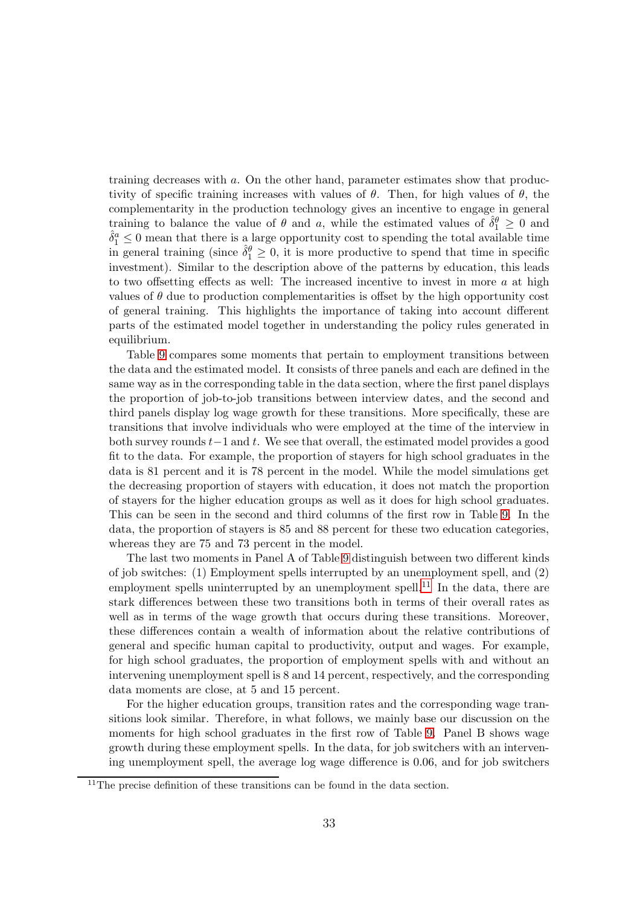training decreases with $a$. On the other hand, parameter estimates show that productivity of specific training increases with values of $\theta$. Then, for high values of $\theta$, the complementarity in the production technology gives an incentive to engage in general training to balance the value of $\theta$ and $a$, while the estimated values of $\hat{\delta}_1^\theta \geq 0$ and $\hat{\delta}_1^a \leq 0$ mean that there is a large opportunity cost to spending the total available time in general training (since $\hat{\delta}_1^\theta \geq 0$, it is more productive to spend that time in specific investment). Similar to the description above of the patterns by education, this leads to two offsetting effects as well: The increased incentive to invest in more $a$ at high values of $\theta$ due to production complementarities is offset by the high opportunity cost of general training. This highlights the importance of taking into account different parts of the estimated model together in understanding the policy rules generated in equilibrium.

Table 9 compares some moments that pertain to employment transitions between the data and the estimated model. It consists of three panels and each are defined in the same way as in the corresponding table in the data section, where the first panel displays the proportion of job-to-job transitions between interview dates, and the second and third panels display log wage growth for these transitions. More specifically, these are transitions that involve individuals who were employed at the time of the interview in both survey rounds $t-1$ and $t$. We see that overall, the estimated model provides a good fit to the data. For example, the proportion of stayers for high school graduates in the data is 81 percent and it is 78 percent in the model. While the model simulations get the decreasing proportion of stayers with education, it does not match the proportion of stayers for the higher education groups as well as it does for high school graduates. This can be seen in the second and third columns of the first row in Table 9. In the data, the proportion of stayers is 85 and 88 percent for these two education categories, whereas they are 75 and 73 percent in the model.

The last two moments in Panel A of Table 9 distinguish between two different kinds of job switches: (1) Employment spells interrupted by an unemployment spell, and (2) employment spells uninterrupted by an unemployment spell.[11] In the data, there are stark differences between these two transitions both in terms of their overall rates as well as in terms of the wage growth that occurs during these transitions. Moreover, these differences contain a wealth of information about the relative contributions of general and specific human capital to productivity, output and wages. For example, for high school graduates, the proportion of employment spells with and without an intervening unemployment spell is 8 and 14 percent, respectively, and the corresponding data moments are close, at 5 and 15 percent.

For the higher education groups, transition rates and the corresponding wage transitions look similar. Therefore, in what follows, we mainly base our discussion on the moments for high school graduates in the first row of Table 9. Panel B shows wage growth during these employment spells. In the data, for job switchers with an intervening unemployment spell, the average log wage difference is 0.06, and for job switchers

[11] The precise definition of these transitions can be found in the data section.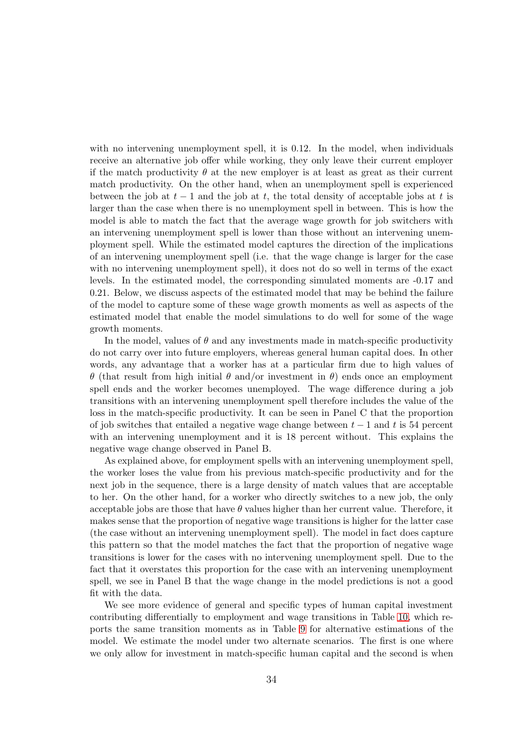with no intervening unemployment spell, it is 0.12. In the model, when individuals receive an alternative job offer while working, they only leave their current employer if the match productivity $\theta$ at the new employer is at least as great as their current match productivity. On the other hand, when an unemployment spell is experienced between the job at $t-1$ and the job at $t$, the total density of acceptable jobs at $t$ is larger than the case when there is no unemployment spell in between. This is how the model is able to match the fact that the average wage growth for job switchers with an intervening unemployment spell is lower than those without an intervening unemployment spell. While the estimated model captures the direction of the implications of an intervening unemployment spell (i.e. that the wage change is larger for the case with no intervening unemployment spell), it does not do so well in terms of the exact levels. In the estimated model, the corresponding simulated moments are -0.17 and 0.21. Below, we discuss aspects of the estimated model that may be behind the failure of the model to capture some of these wage growth moments as well as aspects of the estimated model that enable the model simulations to do well for some of the wage growth moments.

In the model, values of $\theta$ and any investments made in match-specific productivity do not carry over into future employers, whereas general human capital does. In other words, any advantage that a worker has at a particular firm due to high values of $\theta$ (that result from high initial $\theta$ and/or investment in $\theta$) ends once an employment spell ends and the worker becomes unemployed. The wage difference during a job transitions with an intervening unemployment spell therefore includes the value of the loss in the match-specific productivity. It can be seen in Panel C that the proportion of job switches that entailed a negative wage change between $t-1$ and $t$ is 54 percent with an intervening unemployment and it is 18 percent without. This explains the negative wage change observed in Panel B.

As explained above, for employment spells with an intervening unemployment spell, the worker loses the value from his previous match-specific productivity and for the next job in the sequence, there is a large density of match values that are acceptable to her. On the other hand, for a worker who directly switches to a new job, the only acceptable jobs are those that have $\theta$ values higher than her current value. Therefore, it makes sense that the proportion of negative wage transitions is higher for the latter case (the case without an intervening unemployment spell). The model in fact does capture this pattern so that the model matches the fact that the proportion of negative wage transitions is lower for the cases with no intervening unemployment spell. Due to the fact that it overstates this proportion for the case with an intervening unemployment spell, we see in Panel B that the wage change in the model predictions is not a good fit with the data.

We see more evidence of general and specific types of human capital investment contributing differentially to employment and wage transitions in Table 10, which reports the same transition moments as in Table 9 for alternative estimations of the model. We estimate the model under two alternate scenarios. The first is one where we only allow for investment in match-specific human capital and the second is when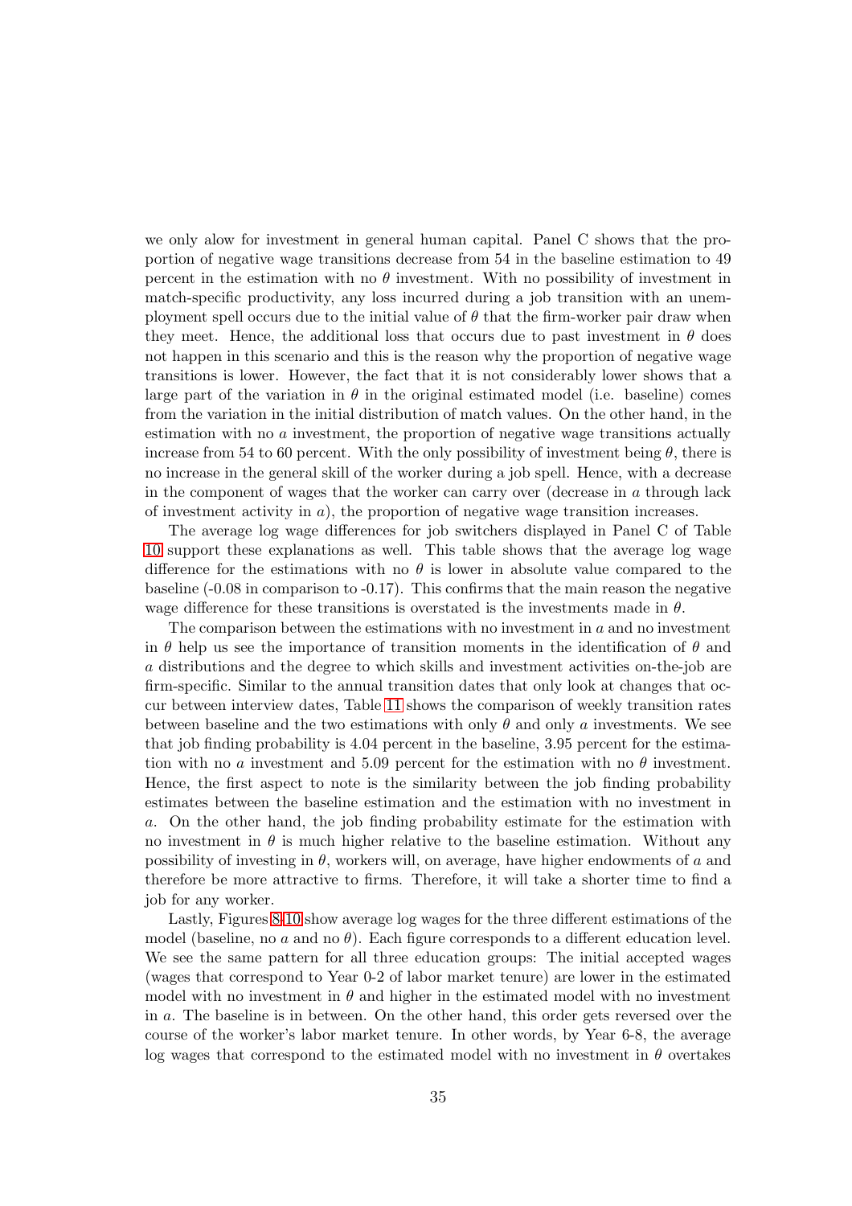we only alow for investment in general human capital. Panel C shows that the proportion of negative wage transitions decrease from 54 in the baseline estimation to 49 percent in the estimation with no $\theta$ investment. With no possibility of investment in match-specific productivity, any loss incurred during a job transition with an unemployment spell occurs due to the initial value of $\theta$ that the firm-worker pair draw when they meet. Hence, the additional loss that occurs due to past investment in $\theta$ does not happen in this scenario and this is the reason why the proportion of negative wage transitions is lower. However, the fact that it is not considerably lower shows that a large part of the variation in $\theta$ in the original estimated model (i.e. baseline) comes from the variation in the initial distribution of match values. On the other hand, in the estimation with no $a$ investment, the proportion of negative wage transitions actually increase from 54 to 60 percent. With the only possibility of investment being $\theta$, there is no increase in the general skill of the worker during a job spell. Hence, with a decrease in the component of wages that the worker can carry over (decrease in $a$ through lack of investment activity in $a$), the proportion of negative wage transition increases.

The average log wage differences for job switchers displayed in Panel C of Table 10 support these explanations as well. This table shows that the average log wage difference for the estimations with no $\theta$ is lower in absolute value compared to the baseline (-0.08 in comparison to -0.17). This confirms that the main reason the negative wage difference for these transitions is overstated is the investments made in $\theta$.

The comparison between the estimations with no investment in $a$ and no investment in $\theta$ help us see the importance of transition moments in the identification of $\theta$ and $a$ distributions and the degree to which skills and investment activities on-the-job are firm-specific. Similar to the annual transition dates that only look at changes that occur between interview dates, Table 11 shows the comparison of weekly transition rates between baseline and the two estimations with only $\theta$ and only $a$ investments. We see that job finding probability is 4.04 percent in the baseline, 3.95 percent for the estimation with no $a$ investment and 5.09 percent for the estimation with no $\theta$ investment. Hence, the first aspect to note is the similarity between the job finding probability estimates between the baseline estimation and the estimation with no investment in $a$. On the other hand, the job finding probability estimate for the estimation with no investment in $\theta$ is much higher relative to the baseline estimation. Without any possibility of investing in $\theta$, workers will, on average, have higher endowments of $a$ and therefore be more attractive to firms. Therefore, it will take a shorter time to find a job for any worker.

Lastly, Figures 8-10 show average log wages for the three different estimations of the model (baseline, no $a$ and no $\theta$). Each figure corresponds to a different education level. We see the same pattern for all three education groups: The initial accepted wages (wages that correspond to Year 0-2 of labor market tenure) are lower in the estimated model with no investment in $\theta$ and higher in the estimated model with no investment in $a$. The baseline is in between. On the other hand, this order gets reversed over the course of the worker's labor market tenure. In other words, by Year 6-8, the average log wages that correspond to the estimated model with no investment in $\theta$ overtakes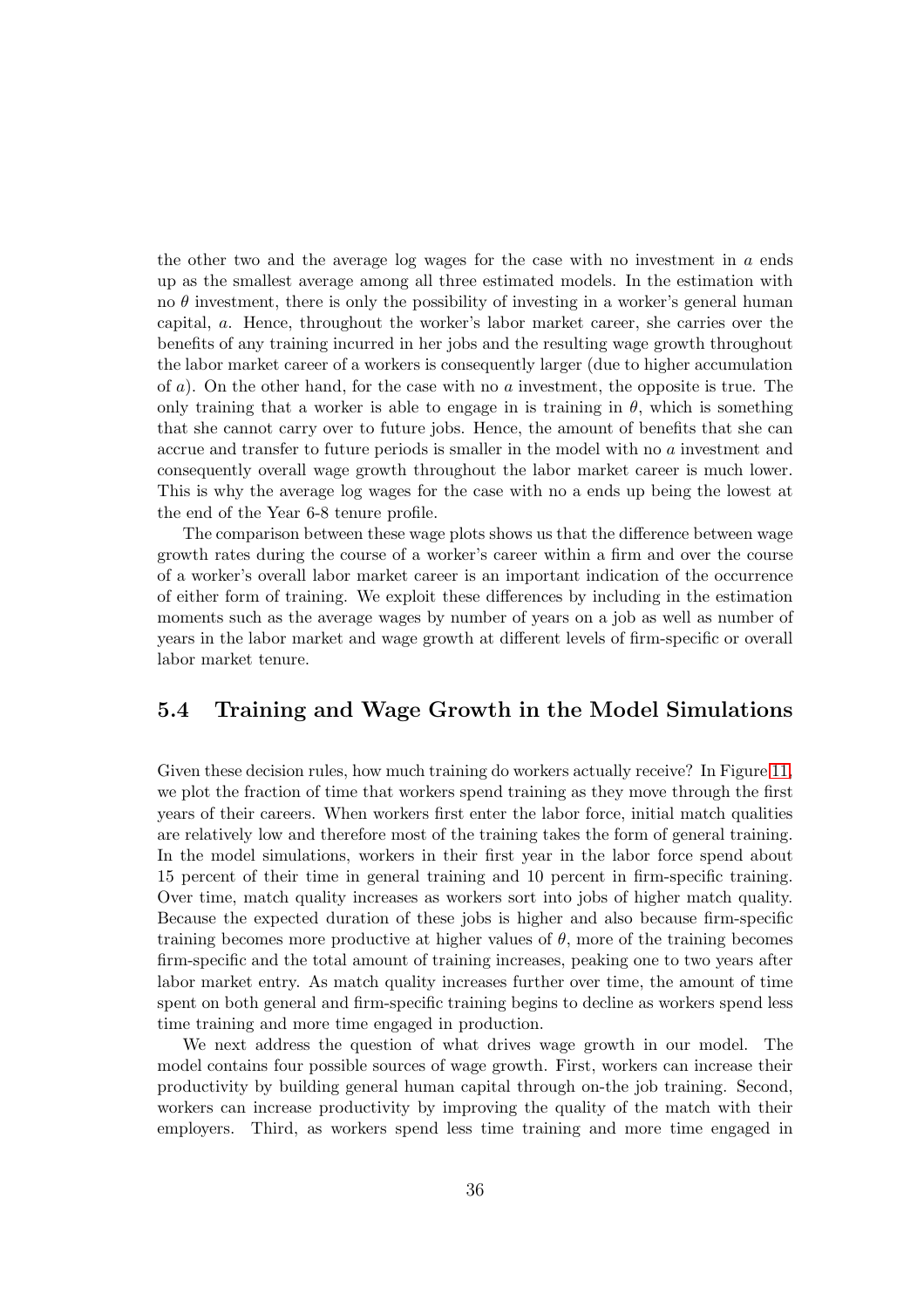the other two and the average log wages for the case with no investment in $a$ ends up as the smallest average among all three estimated models. In the estimation with no $\theta$ investment, there is only the possibility of investing in a worker's general human capital, $a$. Hence, throughout the worker's labor market career, she carries over the benefits of any training incurred in her jobs and the resulting wage growth throughout the labor market career of a workers is consequently larger (due to higher accumulation of $a$). On the other hand, for the case with no $a$ investment, the opposite is true. The only training that a worker is able to engage in is training in $\theta$, which is something that she cannot carry over to future jobs. Hence, the amount of benefits that she can accrue and transfer to future periods is smaller in the model with no $a$ investment and consequently overall wage growth throughout the labor market career is much lower. This is why the average log wages for the case with no a ends up being the lowest at the end of the Year 6-8 tenure profile.

The comparison between these wage plots shows us that the difference between wage growth rates during the course of a worker's career within a firm and over the course of a worker's overall labor market career is an important indication of the occurrence of either form of training. We exploit these differences by including in the estimation moments such as the average wages by number of years on a job as well as number of years in the labor market and wage growth at different levels of firm-specific or overall labor market tenure.

## 5.4 Training and Wage Growth in the Model Simulations

Given these decision rules, how much training do workers actually receive? In Figure 11, we plot the fraction of time that workers spend training as they move through the first years of their careers. When workers first enter the labor force, initial match qualities are relatively low and therefore most of the training takes the form of general training. In the model simulations, workers in their first year in the labor force spend about 15 percent of their time in general training and 10 percent in firm-specific training. Over time, match quality increases as workers sort into jobs of higher match quality. Because the expected duration of these jobs is higher and also because firm-specific training becomes more productive at higher values of $\theta$, more of the training becomes firm-specific and the total amount of training increases, peaking one to two years after labor market entry. As match quality increases further over time, the amount of time spent on both general and firm-specific training begins to decline as workers spend less time training and more time engaged in production.

We next address the question of what drives wage growth in our model. The model contains four possible sources of wage growth. First, workers can increase their productivity by building general human capital through on-the job training. Second, workers can increase productivity by improving the quality of the match with their employers. Third, as workers spend less time training and more time engaged in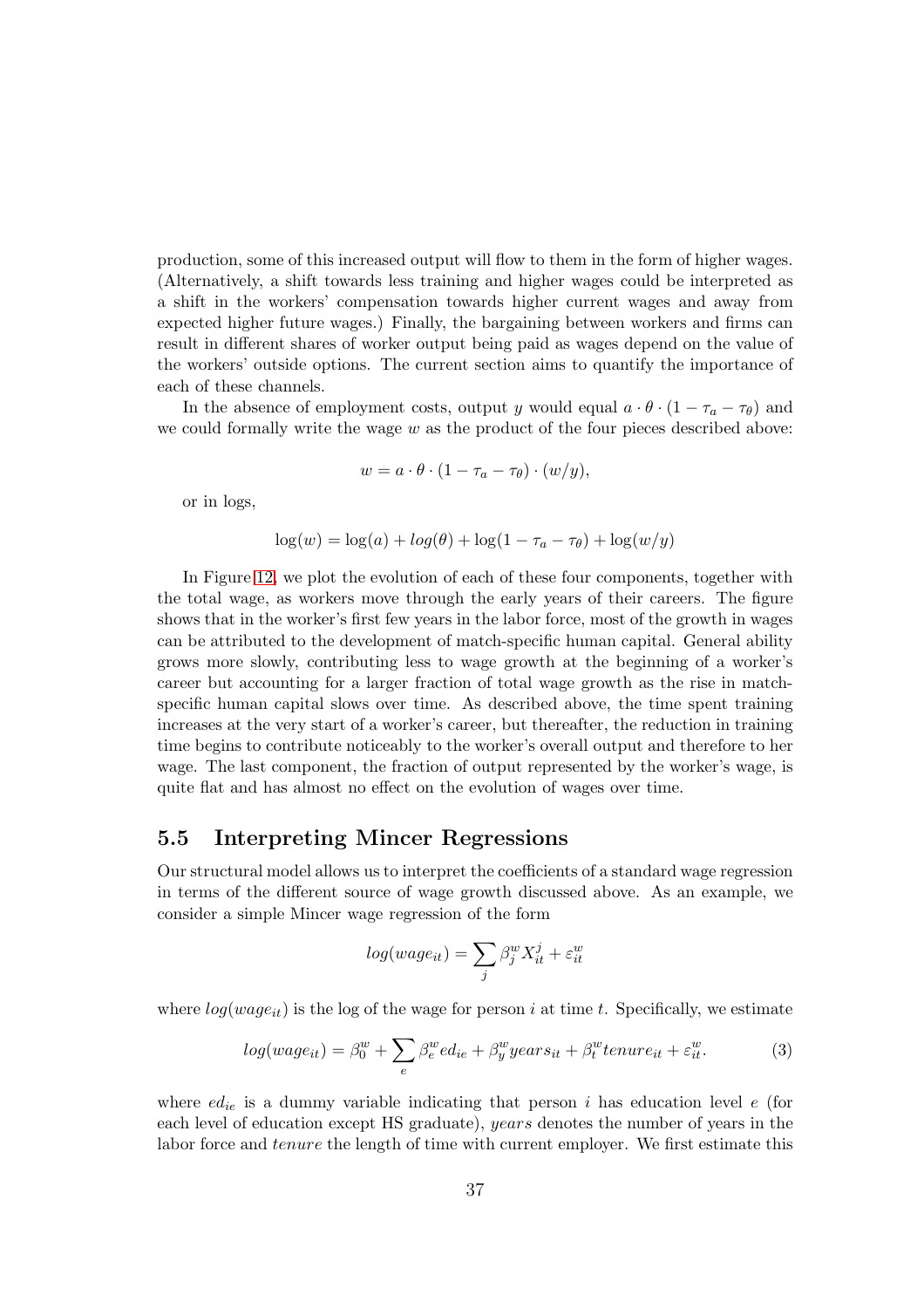production, some of this increased output will flow to them in the form of higher wages. (Alternatively, a shift towards less training and higher wages could be interpreted as a shift in the workers' compensation towards higher current wages and away from expected higher future wages.) Finally, the bargaining between workers and firms can result in different shares of worker output being paid as wages depend on the value of the workers' outside options. The current section aims to quantify the importance of each of these channels.

In the absence of employment costs, output $y$ would equal $a \cdot \theta \cdot (1 - \tau_a - \tau_\theta)$ and we could formally write the wage $w$ as the product of the four pieces described above:

$$w = a \cdot \theta \cdot (1 - \tau_a - \tau_\theta) \cdot (w/y),$$

or in logs,

$$\log(w) = \log(a) + log(\theta) + \log(1 - \tau_a - \tau_\theta) + \log(w/y)$$

In Figure 12, we plot the evolution of each of these four components, together with the total wage, as workers move through the early years of their careers. The figure shows that in the worker's first few years in the labor force, most of the growth in wages can be attributed to the development of match-specific human capital. General ability grows more slowly, contributing less to wage growth at the beginning of a worker's career but accounting for a larger fraction of total wage growth as the rise in match-specific human capital slows over time. As described above, the time spent training increases at the very start of a worker's career, but thereafter, the reduction in training time begins to contribute noticeably to the worker's overall output and therefore to her wage. The last component, the fraction of output represented by the worker's wage, is quite flat and has almost no effect on the evolution of wages over time.

## 5.5 Interpreting Mincer Regressions

Our structural model allows us to interpret the coefficients of a standard wage regression in terms of the different source of wage growth discussed above. As an example, we consider a simple Mincer wage regression of the form

$$log(wage_{it}) = \sum_j \beta_j^w X_{it}^j + \varepsilon_{it}^w$$

where $log(wage_{it})$ is the log of the wage for person $i$ at time $t$. Specifically, we estimate

$$log(wage_{it}) = \beta_0^w + \sum_e \beta_e^w ed_{ie} + \beta_y^w years_{it} + \beta_t^w tenure_{it} + \varepsilon_{it}^w. \tag{3}$$

where $ed_{ie}$ is a dummy variable indicating that person $i$ has education level $e$ (for each level of education except HS graduate), $years$ denotes the number of years in the labor force and $tenure$ the length of time with current employer. We first estimate this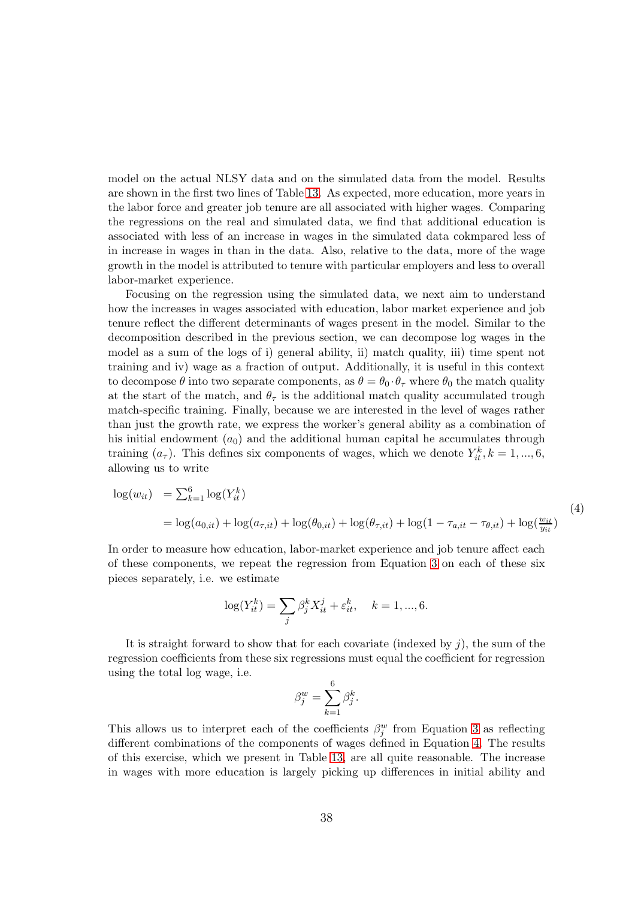model on the actual NLSY data and on the simulated data from the model. Results are shown in the first two lines of Table 13. As expected, more education, more years in the labor force and greater job tenure are all associated with higher wages. Comparing the regressions on the real and simulated data, we find that additional education is associated with less of an increase in wages in the simulated data cokmpared less of in increase in wages in than in the data. Also, relative to the data, more of the wage growth in the model is attributed to tenure with particular employers and less to overall labor-market experience.

Focusing on the regression using the simulated data, we next aim to understand how the increases in wages associated with education, labor market experience and job tenure reflect the different determinants of wages present in the model. Similar to the decomposition described in the previous section, we can decompose log wages in the model as a sum of the logs of i) general ability, ii) match quality, iii) time spent not training and iv) wage as a fraction of output. Additionally, it is useful in this context to decompose $\theta$ into two separate components, as $\theta = \theta_0 \cdot \theta_\tau$ where $\theta_0$ the match quality at the start of the match, and $\theta_\tau$ is the additional match quality accumulated trough match-specific training. Finally, because we are interested in the level of wages rather than just the growth rate, we express the worker's general ability as a combination of his initial endowment ($a_0$) and the additional human capital he accumulates through training ($a_\tau$). This defines six components of wages, which we denote $Y_{it}^k, k = 1, ..., 6$, allowing us to write

$$
\begin{aligned}
\log(w_{it}) &= \sum_{k=1}^{6} \log(Y_{it}^k) \\
&= \log(a_{0,it}) + \log(a_{\tau,it}) + \log(\theta_{0,it}) + \log(\theta_{\tau,it}) + \log(1 - \tau_{a,it} - \tau_{\theta,it}) + \log(\tfrac{w_{it}}{y_{it}})
\end{aligned}
\tag{4}
$$

In order to measure how education, labor-market experience and job tenure affect each of these components, we repeat the regression from Equation 3 on each of these six pieces separately, i.e. we estimate

$$
\log(Y_{it}^k) = \sum_j \beta_j^k X_{it}^j + \varepsilon_{it}^k, \quad k = 1, ..., 6.
$$

It is straight forward to show that for each covariate (indexed by $j$), the sum of the regression coefficients from these six regressions must equal the coefficient for regression using the total log wage, i.e.

$$
\beta_j^w = \sum_{k=1}^{6} \beta_j^k.
$$

This allows us to interpret each of the coefficients $\beta_j^w$ from Equation 3 as reflecting different combinations of the components of wages defined in Equation 4. The results of this exercise, which we present in Table 13, are all quite reasonable. The increase in wages with more education is largely picking up differences in initial ability and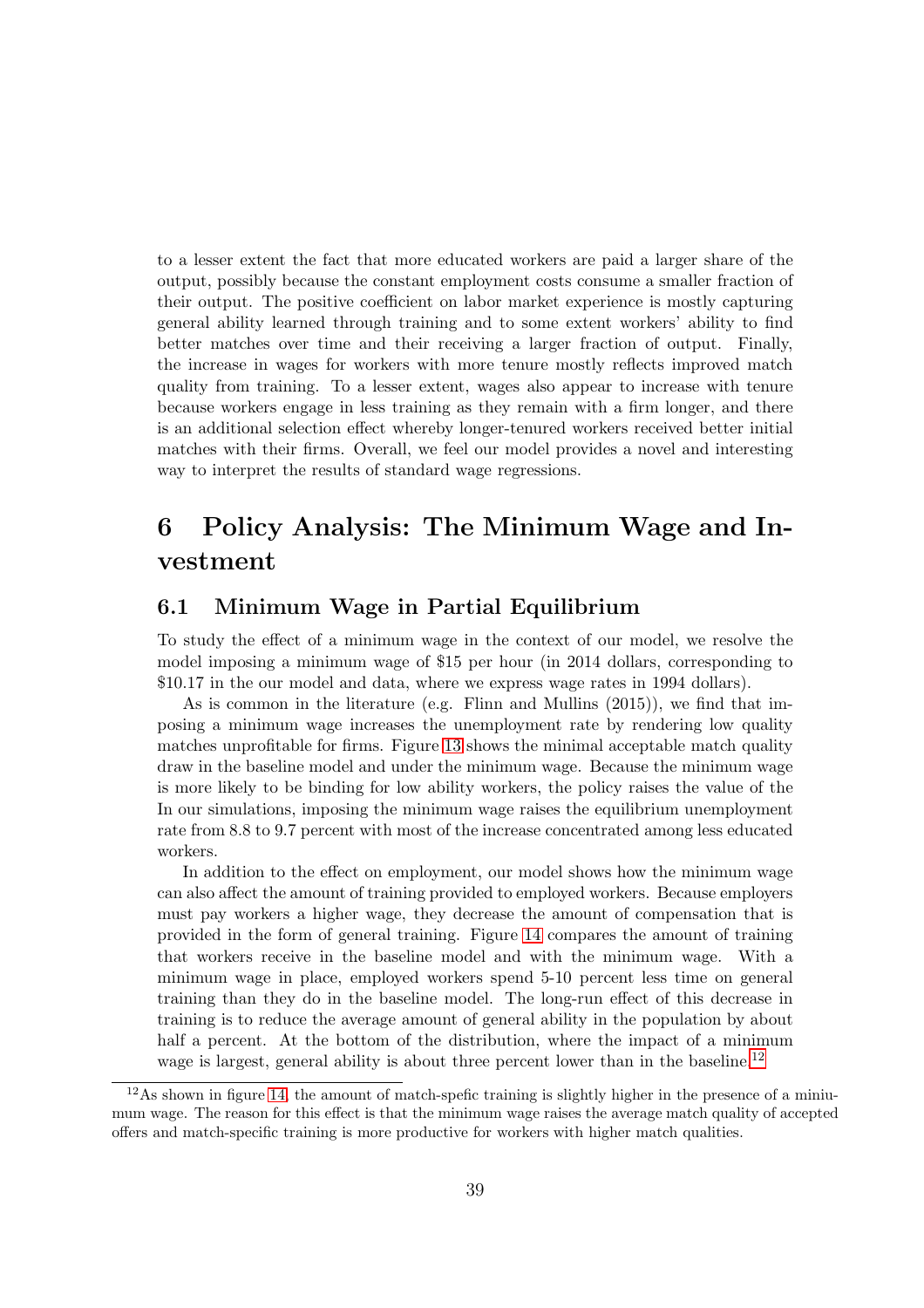to a lesser extent the fact that more educated workers are paid a larger share of the output, possibly because the constant employment costs consume a smaller fraction of their output. The positive coefficient on labor market experience is mostly capturing general ability learned through training and to some extent workers' ability to find better matches over time and their receiving a larger fraction of output. Finally, the increase in wages for workers with more tenure mostly reflects improved match quality from training. To a lesser extent, wages also appear to increase with tenure because workers engage in less training as they remain with a firm longer, and there is an additional selection effect whereby longer-tenured workers received better initial matches with their firms. Overall, we feel our model provides a novel and interesting way to interpret the results of standard wage regressions.

# 6 Policy Analysis: The Minimum Wage and Investment

## 6.1 Minimum Wage in Partial Equilibrium

To study the effect of a minimum wage in the context of our model, we resolve the model imposing a minimum wage of $15 per hour (in 2014 dollars, corresponding to $10.17 in the our model and data, where we express wage rates in 1994 dollars).

As is common in the literature (e.g. Flinn and Mullins (2015)), we find that imposing a minimum wage increases the unemployment rate by rendering low quality matches unprofitable for firms. Figure 13 shows the minimal acceptable match quality draw in the baseline model and under the minimum wage. Because the minimum wage is more likely to be binding for low ability workers, the policy raises the value of the In our simulations, imposing the minimum wage raises the equilibrium unemployment rate from 8.8 to 9.7 percent with most of the increase concentrated among less educated workers.

In addition to the effect on employment, our model shows how the minimum wage can also affect the amount of training provided to employed workers. Because employers must pay workers a higher wage, they decrease the amount of compensation that is provided in the form of general training. Figure 14 compares the amount of training that workers receive in the baseline model and with the minimum wage. With a minimum wage in place, employed workers spend 5-10 percent less time on general training than they do in the baseline model. The long-run effect of this decrease in training is to reduce the average amount of general ability in the population by about half a percent. At the bottom of the distribution, where the impact of a minimum wage is largest, general ability is about three percent lower than in the baseline.[12]

[12] As shown in figure 14, the amount of match-spefic training is slightly higher in the presence of a miniumum wage. The reason for this effect is that the minimum wage raises the average match quality of accepted offers and match-specific training is more productive for workers with higher match qualities.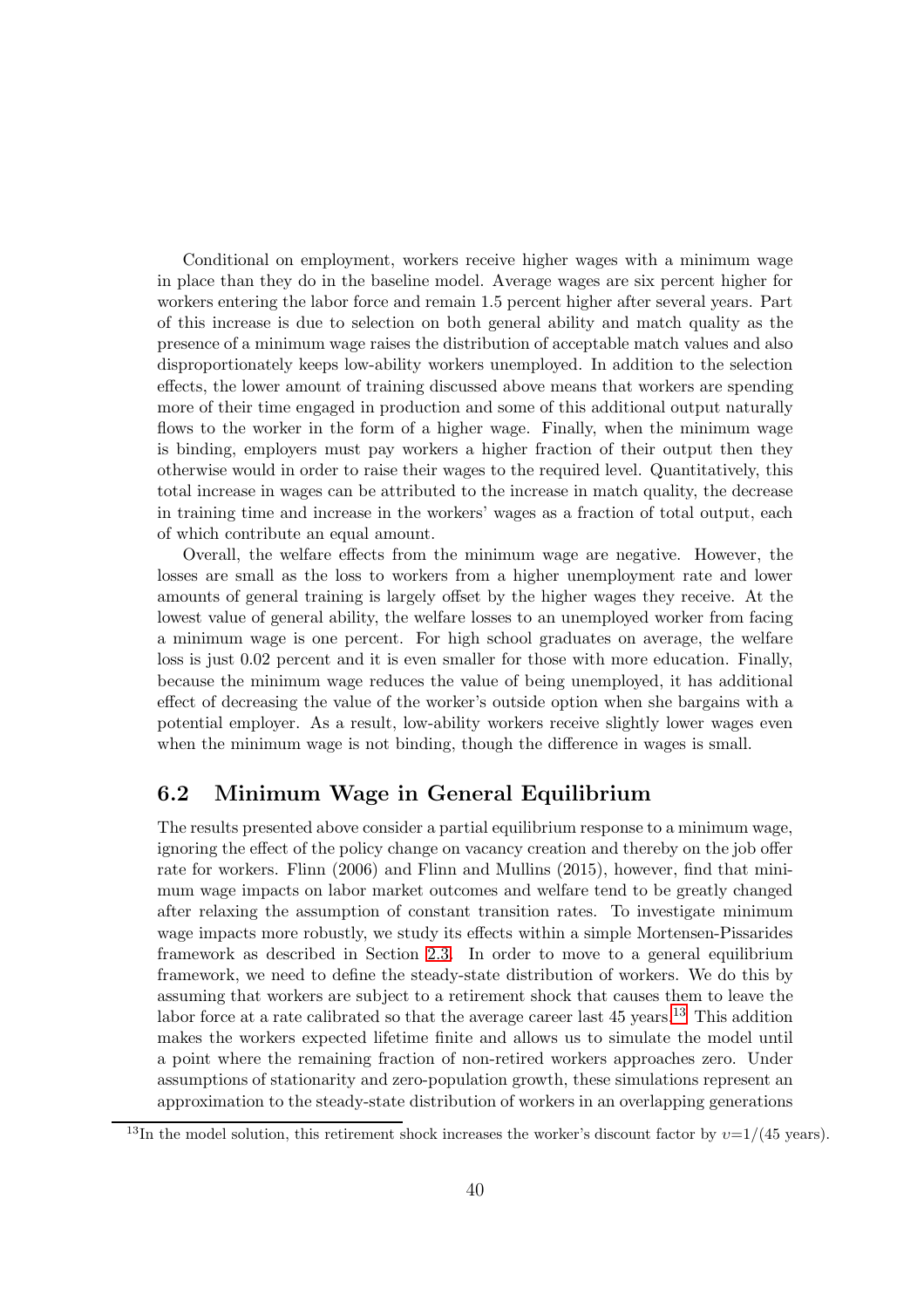Conditional on employment, workers receive higher wages with a minimum wage in place than they do in the baseline model. Average wages are six percent higher for workers entering the labor force and remain 1.5 percent higher after several years. Part of this increase is due to selection on both general ability and match quality as the presence of a minimum wage raises the distribution of acceptable match values and also disproportionately keeps low-ability workers unemployed. In addition to the selection effects, the lower amount of training discussed above means that workers are spending more of their time engaged in production and some of this additional output naturally flows to the worker in the form of a higher wage. Finally, when the minimum wage is binding, employers must pay workers a higher fraction of their output then they otherwise would in order to raise their wages to the required level. Quantitatively, this total increase in wages can be attributed to the increase in match quality, the decrease in training time and increase in the workers' wages as a fraction of total output, each of which contribute an equal amount.

Overall, the welfare effects from the minimum wage are negative. However, the losses are small as the loss to workers from a higher unemployment rate and lower amounts of general training is largely offset by the higher wages they receive. At the lowest value of general ability, the welfare losses to an unemployed worker from facing a minimum wage is one percent. For high school graduates on average, the welfare loss is just 0.02 percent and it is even smaller for those with more education. Finally, because the minimum wage reduces the value of being unemployed, it has additional effect of decreasing the value of the worker's outside option when she bargains with a potential employer. As a result, low-ability workers receive slightly lower wages even when the minimum wage is not binding, though the difference in wages is small.

## 6.2 Minimum Wage in General Equilibrium

The results presented above consider a partial equilibrium response to a minimum wage, ignoring the effect of the policy change on vacancy creation and thereby on the job offer rate for workers. Flinn (2006) and Flinn and Mullins (2015), however, find that minimum wage impacts on labor market outcomes and welfare tend to be greatly changed after relaxing the assumption of constant transition rates. To investigate minimum wage impacts more robustly, we study its effects within a simple Mortensen-Pissarides framework as described in Section 2.3. In order to move to a general equilibrium framework, we need to define the steady-state distribution of workers. We do this by assuming that workers are subject to a retirement shock that causes them to leave the labor force at a rate calibrated so that the average career last 45 years.[13] This addition makes the workers expected lifetime finite and allows us to simulate the model until a point where the remaining fraction of non-retired workers approaches zero. Under assumptions of stationarity and zero-population growth, these simulations represent an approximation to the steady-state distribution of workers in an overlapping generations

[13] In the model solution, this retirement shock increases the worker's discount factor by $\upsilon$=1/(45 years).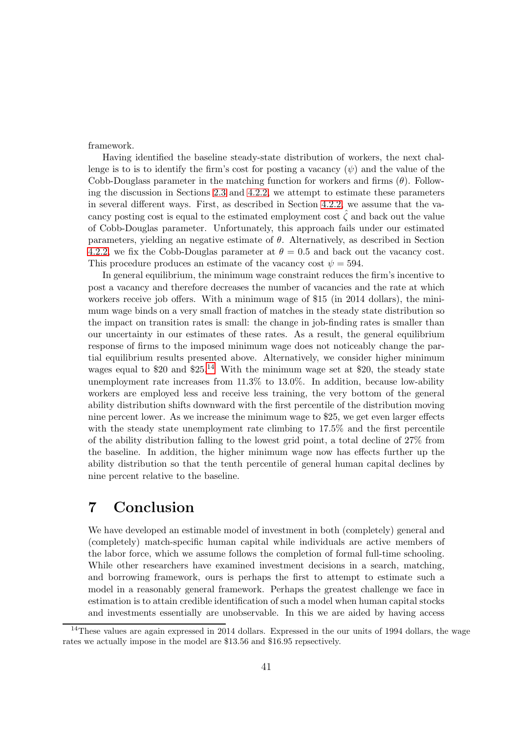framework.

Having identified the baseline steady-state distribution of workers, the next challenge is to is to identify the firm's cost for posting a vacancy ($\psi$) and the value of the Cobb-Douglass parameter in the matching function for workers and firms ($\theta$). Following the discussion in Sections 2.3 and 4.2.2, we attempt to estimate these parameters in several different ways. First, as described in Section 4.2.2, we assume that the vacancy posting cost is equal to the estimated employment cost $\hat{\zeta}$ and back out the value of Cobb-Douglas parameter. Unfortunately, this approach fails under our estimated parameters, yielding an negative estimate of $\theta$. Alternatively, as described in Section 4.2.2, we fix the Cobb-Douglas parameter at $\theta = 0.5$ and back out the vacancy cost. This procedure produces an estimate of the vacancy cost $\psi = 594$.

In general equilibrium, the minimum wage constraint reduces the firm's incentive to post a vacancy and therefore decreases the number of vacancies and the rate at which workers receive job offers. With a minimum wage of $15 (in 2014 dollars), the minimum wage binds on a very small fraction of matches in the steady state distribution so the impact on transition rates is small: the change in job-finding rates is smaller than our uncertainty in our estimates of these rates. As a result, the general equilibrium response of firms to the imposed minimum wage does not noticeably change the partial equilibrium results presented above. Alternatively, we consider higher minimum wages equal to $20 and $25.[14] With the minimum wage set at $20, the steady state unemployment rate increases from 11.3% to 13.0%. In addition, because low-ability workers are employed less and receive less training, the very bottom of the general ability distribution shifts downward with the first percentile of the distribution moving nine percent lower. As we increase the minimum wage to $25, we get even larger effects with the steady state unemployment rate climbing to 17.5% and the first percentile of the ability distribution falling to the lowest grid point, a total decline of 27% from the baseline. In addition, the higher minimum wage now has effects further up the ability distribution so that the tenth percentile of general human capital declines by nine percent relative to the baseline.

# 7 Conclusion

We have developed an estimable model of investment in both (completely) general and (completely) match-specific human capital while individuals are active members of the labor force, which we assume follows the completion of formal full-time schooling. While other researchers have examined investment decisions in a search, matching, and borrowing framework, ours is perhaps the first to attempt to estimate such a model in a reasonably general framework. Perhaps the greatest challenge we face in estimation is to attain credible identification of such a model when human capital stocks and investments essentially are unobservable. In this we are aided by having access

[14] These values are again expressed in 2014 dollars. Expressed in the our units of 1994 dollars, the wage rates we actually impose in the model are $13.56 and $16.95 repsectively.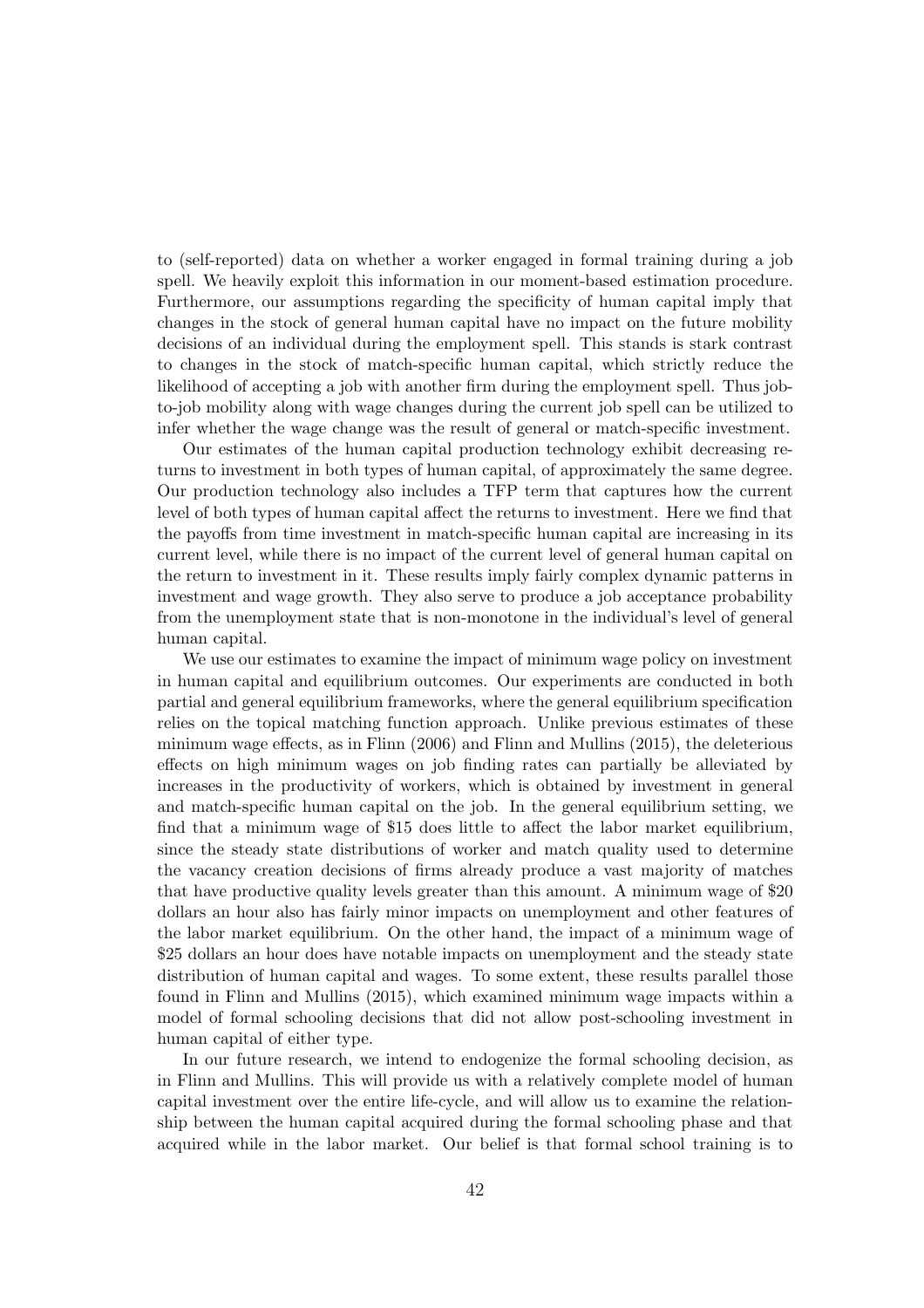to (self-reported) data on whether a worker engaged in formal training during a job spell. We heavily exploit this information in our moment-based estimation procedure. Furthermore, our assumptions regarding the specificity of human capital imply that changes in the stock of general human capital have no impact on the future mobility decisions of an individual during the employment spell. This stands is stark contrast to changes in the stock of match-specific human capital, which strictly reduce the likelihood of accepting a job with another firm during the employment spell. Thus job-to-job mobility along with wage changes during the current job spell can be utilized to infer whether the wage change was the result of general or match-specific investment.

Our estimates of the human capital production technology exhibit decreasing returns to investment in both types of human capital, of approximately the same degree. Our production technology also includes a TFP term that captures how the current level of both types of human capital affect the returns to investment. Here we find that the payoffs from time investment in match-specific human capital are increasing in its current level, while there is no impact of the current level of general human capital on the return to investment in it. These results imply fairly complex dynamic patterns in investment and wage growth. They also serve to produce a job acceptance probability from the unemployment state that is non-monotone in the individual's level of general human capital.

We use our estimates to examine the impact of minimum wage policy on investment in human capital and equilibrium outcomes. Our experiments are conducted in both partial and general equilibrium frameworks, where the general equilibrium specification relies on the topical matching function approach. Unlike previous estimates of these minimum wage effects, as in Flinn (2006) and Flinn and Mullins (2015), the deleterious effects on high minimum wages on job finding rates can partially be alleviated by increases in the productivity of workers, which is obtained by investment in general and match-specific human capital on the job. In the general equilibrium setting, we find that a minimum wage of \$15 does little to affect the labor market equilibrium, since the steady state distributions of worker and match quality used to determine the vacancy creation decisions of firms already produce a vast majority of matches that have productive quality levels greater than this amount. A minimum wage of \$20 dollars an hour also has fairly minor impacts on unemployment and other features of the labor market equilibrium. On the other hand, the impact of a minimum wage of \$25 dollars an hour does have notable impacts on unemployment and the steady state distribution of human capital and wages. To some extent, these results parallel those found in Flinn and Mullins (2015), which examined minimum wage impacts within a model of formal schooling decisions that did not allow post-schooling investment in human capital of either type.

In our future research, we intend to endogenize the formal schooling decision, as in Flinn and Mullins. This will provide us with a relatively complete model of human capital investment over the entire life-cycle, and will allow us to examine the relationship between the human capital acquired during the formal schooling phase and that acquired while in the labor market. Our belief is that formal school training is to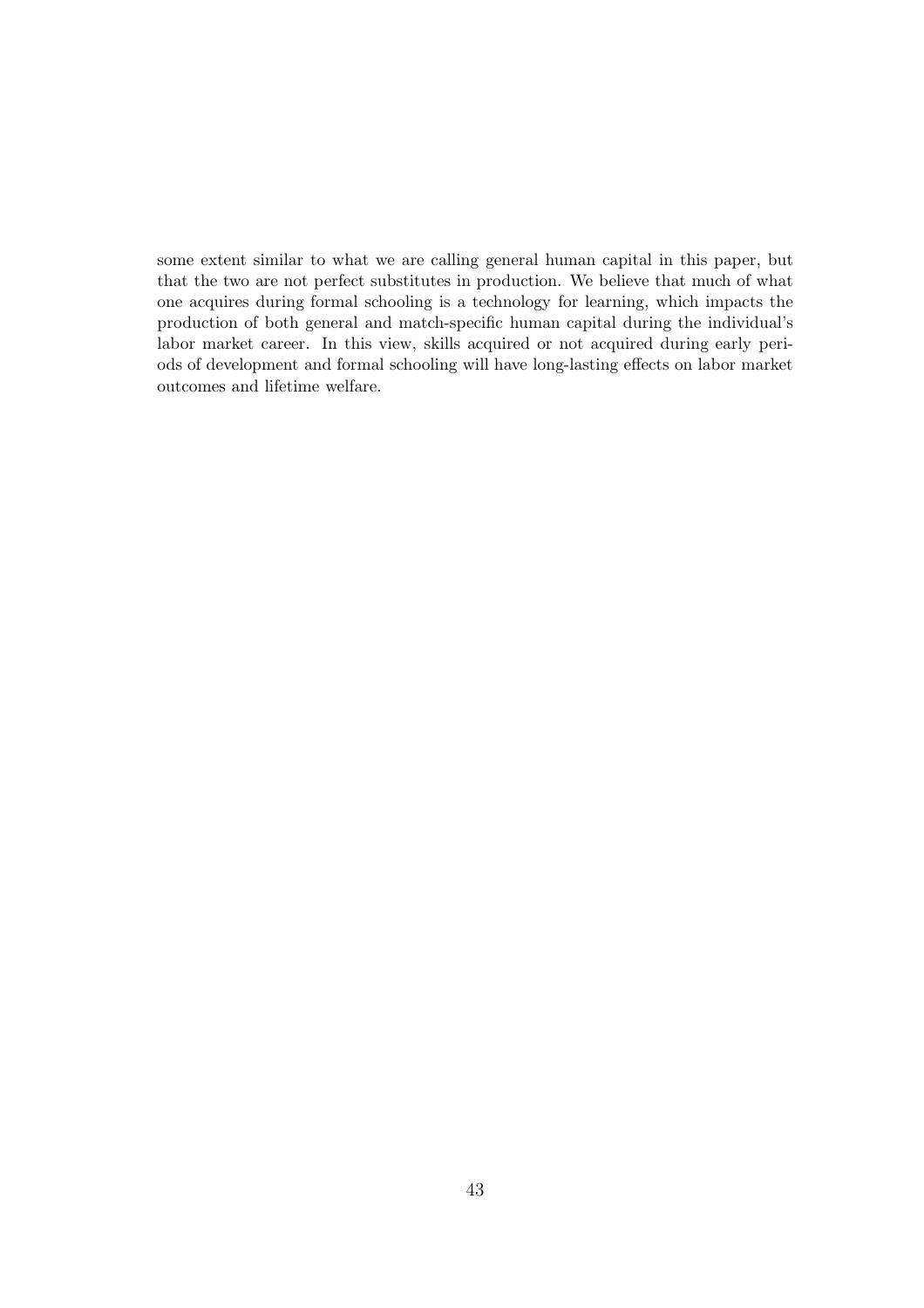some extent similar to what we are calling general human capital in this paper, but that the two are not perfect substitutes in production. We believe that much of what one acquires during formal schooling is a technology for learning, which impacts the production of both general and match-specific human capital during the individual's labor market career. In this view, skills acquired or not acquired during early periods of development and formal schooling will have long-lasting effects on labor market outcomes and lifetime welfare.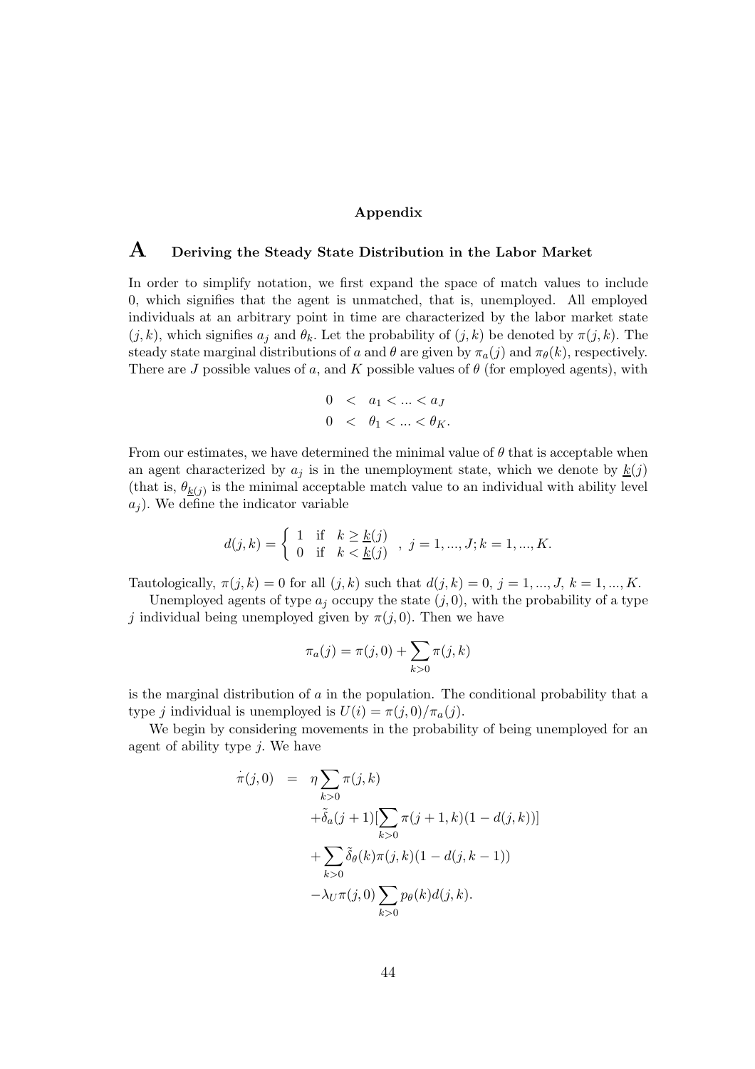**Appendix**

# A Deriving the Steady State Distribution in the Labor Market

In order to simplify notation, we first expand the space of match values to include 0, which signifies that the agent is unmatched, that is, unemployed. All employed individuals at an arbitrary point in time are characterized by the labor market state $(j, k)$, which signifies $a_j$ and $\theta_k$. Let the probability of $(j, k)$ be denoted by $\pi(j, k)$. The steady state marginal distributions of $a$ and $\theta$ are given by $\pi_a(j)$ and $\pi_\theta(k)$, respectively. There are $J$ possible values of $a$, and $K$ possible values of $\theta$ (for employed agents), with

$$
\begin{aligned}
0 &< a_1 < ... < a_J \\
0 &< \theta_1 < ... < \theta_K.
\end{aligned}
$$

From our estimates, we have determined the minimal value of $\theta$ that is acceptable when an agent characterized by $a_j$ is in the unemployment state, which we denote by $\underline{k}(j)$ (that is, $\theta_{\underline{k}(j)}$ is the minimal acceptable match value to an individual with ability level $a_j$). We define the indicator variable

$$
d(j,k) = \begin{cases} 1 & \text{if } \; k \geq \underline{k}(j) \\ 0 & \text{if } \; k < \underline{k}(j) \end{cases}, \; j = 1, ..., J; k = 1, ..., K.
$$

Tautologically, $\pi(j, k) = 0$ for all $(j, k)$ such that $d(j, k) = 0$, $j = 1, ..., J$, $k = 1, ..., K$.

Unemployed agents of type $a_j$ occupy the state $(j, 0)$, with the probability of a type $j$ individual being unemployed given by $\pi(j, 0)$. Then we have

$$
\pi_a(j) = \pi(j, 0) + \sum_{k>0} \pi(j, k)
$$

is the marginal distribution of $a$ in the population. The conditional probability that a type $j$ individual is unemployed is $U(i) = \pi(j, 0)/\pi_a(j)$.

We begin by considering movements in the probability of being unemployed for an agent of ability type $j$. We have

$$
\begin{aligned}
\dot{\pi}(j, 0) &= \eta \sum_{k>0} \pi(j, k) \\
&\quad + \tilde{\delta}_a(j+1)[\sum_{k>0} \pi(j+1, k)(1 - d(j, k))] \\
&\quad + \sum_{k>0} \tilde{\delta}_\theta(k) \pi(j, k)(1 - d(j, k-1)) \\
&\quad - \lambda_U \pi(j, 0) \sum_{k>0} p_\theta(k) d(j, k).
\end{aligned}
$$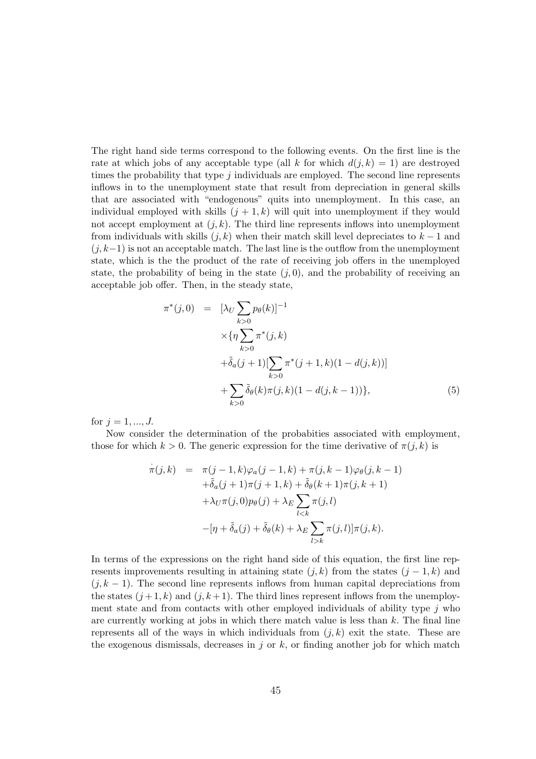The right hand side terms correspond to the following events. On the first line is the rate at which jobs of any acceptable type (all $k$ for which $d(j,k) = 1$) are destroyed times the probability that type $j$ individuals are employed. The second line represents inflows in to the unemployment state that result from depreciation in general skills that are associated with "endogenous" quits into unemployment. In this case, an individual employed with skills $(j+1,k)$ will quit into unemployment if they would not accept employment at $(j,k)$. The third line represents inflows into unemployment from individuals with skills $(j,k)$ when their match skill level depreciates to $k-1$ and $(j,k-1)$ is not an acceptable match. The last line is the outflow from the unemployment state, which is the the product of the rate of receiving job offers in the unemployed state, the probability of being in the state $(j,0)$, and the probability of receiving an acceptable job offer. Then, in the steady state,

$$
\begin{aligned}
\pi^*(j,0) \;=\;& [\lambda_U \sum_{k>0} p_\theta(k)]^{-1} \\
& \times \{\eta \sum_{k>0} \pi^*(j,k) \\
& + \tilde{\delta}_a(j+1)[\sum_{k>0} \pi^*(j+1,k)(1-d(j,k))] \\
& + \sum_{k>0} \tilde{\delta}_\theta(k) \pi(j,k)(1-d(j,k-1))\}, \qquad (5)
\end{aligned}
$$

for $j = 1, ..., J$.

Now consider the determination of the probabities associated with employment, those for which $k > 0$. The generic expression for the time derivative of $\pi(j,k)$ is

$$
\begin{aligned}
\dot{\pi}(j,k) \;=\;& \pi(j-1,k)\varphi_a(j-1,k) + \pi(j,k-1)\varphi_\theta(j,k-1) \\
& + \tilde{\delta}_a(j+1)\pi(j+1,k) + \tilde{\delta}_\theta(k+1)\pi(j,k+1) \\
& + \lambda_U \pi(j,0) p_\theta(j) + \lambda_E \sum_{l<k} \pi(j,l) \\
& - [\eta + \tilde{\delta}_a(j) + \tilde{\delta}_\theta(k) + \lambda_E \sum_{l>k} \pi(j,l)]\pi(j,k).
\end{aligned}
$$

In terms of the expressions on the right hand side of this equation, the first line represents improvements resulting in attaining state $(j,k)$ from the states $(j-1,k)$ and $(j,k-1)$. The second line represents inflows from human capital depreciations from the states $(j+1,k)$ and $(j,k+1)$. The third lines represent inflows from the unemployment state and from contacts with other employed individuals of ability type $j$ who are currently working at jobs in which there match value is less than $k$. The final line represents all of the ways in which individuals from $(j,k)$ exit the state. These are the exogenous dismissals, decreases in $j$ or $k$, or finding another job for which match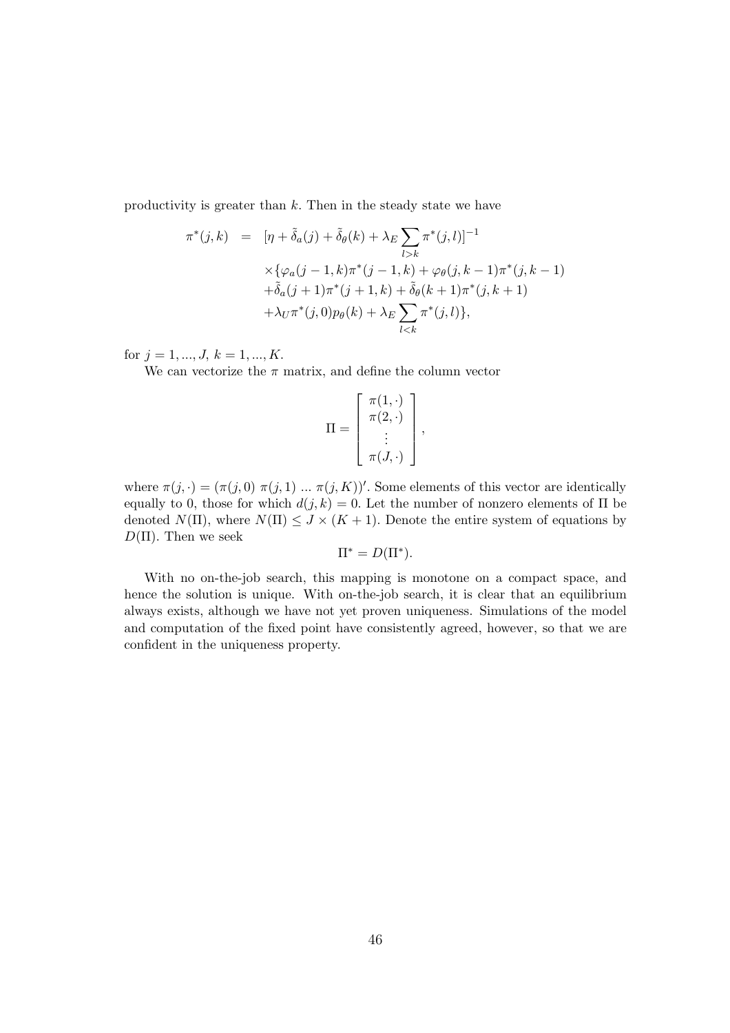productivity is greater than $k$. Then in the steady state we have

$$
\begin{aligned}
\pi^*(j,k) &= [\eta + \tilde{\delta}_a(j) + \tilde{\delta}_\theta(k) + \lambda_E \sum_{l>k} \pi^*(j,l)]^{-1} \\
&\quad \times \{\varphi_a(j-1,k)\pi^*(j-1,k) + \varphi_\theta(j,k-1)\pi^*(j,k-1) \\
&\quad + \tilde{\delta}_a(j+1)\pi^*(j+1,k) + \tilde{\delta}_\theta(k+1)\pi^*(j,k+1) \\
&\quad + \lambda_U \pi^*(j,0) p_\theta(k) + \lambda_E \sum_{l<k} \pi^*(j,l)\},
\end{aligned}
$$

for $j = 1, ..., J$, $k = 1, ..., K$.

We can vectorize the $\pi$ matrix, and define the column vector

$$
\Pi = \begin{bmatrix} \pi(1,\cdot) \\ \pi(2,\cdot) \\ \vdots \\ \pi(J,\cdot) \end{bmatrix},
$$

where $\pi(j,\cdot) = (\pi(j,0)\ \pi(j,1)\ ...\ \pi(j,K))'$. Some elements of this vector are identically equally to 0, those for which $d(j,k) = 0$. Let the number of nonzero elements of $\Pi$ be denoted $N(\Pi)$, where $N(\Pi) \leq J \times (K+1)$. Denote the entire system of equations by $D(\Pi)$. Then we seek

$$
\Pi^* = D(\Pi^*).
$$

With no on-the-job search, this mapping is monotone on a compact space, and hence the solution is unique. With on-the-job search, it is clear that an equilibrium always exists, although we have not yet proven uniqueness. Simulations of the model and computation of the fixed point have consistently agreed, however, so that we are confident in the uniqueness property.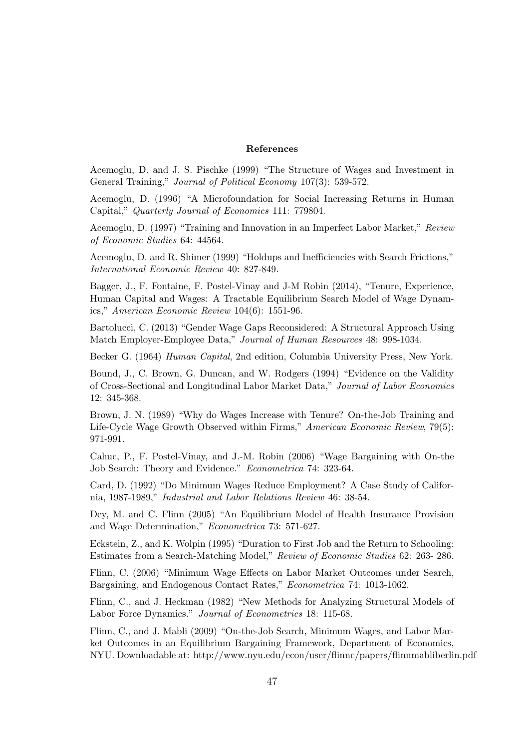**References**

Acemoglu, D. and J. S. Pischke (1999) "The Structure of Wages and Investment in General Training," *Journal of Political Economy* 107(3): 539-572.

Acemoglu, D. (1996) "A Microfoundation for Social Increasing Returns in Human Capital," *Quarterly Journal of Economics* 111: 779804.

Acemoglu, D. (1997) "Training and Innovation in an Imperfect Labor Market," *Review of Economic Studies* 64: 44564.

Acemoglu, D. and R. Shimer (1999) "Holdups and Inefficiencies with Search Frictions," *International Economic Review* 40: 827-849.

Bagger, J., F. Fontaine, F. Postel-Vinay and J-M Robin (2014), "Tenure, Experience, Human Capital and Wages: A Tractable Equilibrium Search Model of Wage Dynamics," *American Economic Review* 104(6): 1551-96.

Bartolucci, C. (2013) "Gender Wage Gaps Reconsidered: A Structural Approach Using Match Employer-Employee Data," *Journal of Human Resources* 48: 998-1034.

Becker G. (1964) *Human Capital*, 2nd edition, Columbia University Press, New York.

Bound, J., C. Brown, G. Duncan, and W. Rodgers (1994) "Evidence on the Validity of Cross-Sectional and Longitudinal Labor Market Data," *Journal of Labor Economics* 12: 345-368.

Brown, J. N. (1989) "Why do Wages Increase with Tenure? On-the-Job Training and Life-Cycle Wage Growth Observed within Firms," *American Economic Review*, 79(5): 971-991.

Cahuc, P., F. Postel-Vinay, and J.-M. Robin (2006) "Wage Bargaining with On-the Job Search: Theory and Evidence." *Econometrica* 74: 323-64.

Card, D. (1992) "Do Minimum Wages Reduce Employment? A Case Study of California, 1987-1989," *Industrial and Labor Relations Review* 46: 38-54.

Dey, M. and C. Flinn (2005) "An Equilibrium Model of Health Insurance Provision and Wage Determination," *Econometrica* 73: 571-627.

Eckstein, Z., and K. Wolpin (1995) "Duration to First Job and the Return to Schooling: Estimates from a Search-Matching Model," *Review of Economic Studies* 62: 263- 286.

Flinn, C. (2006) "Minimum Wage Effects on Labor Market Outcomes under Search, Bargaining, and Endogenous Contact Rates," *Econometrica* 74: 1013-1062.

Flinn, C., and J. Heckman (1982) "New Methods for Analyzing Structural Models of Labor Force Dynamics." *Journal of Econometrics* 18: 115-68.

Flinn, C., and J. Mabli (2009) "On-the-Job Search, Minimum Wages, and Labor Market Outcomes in an Equilibrium Bargaining Framework, Department of Economics, NYU. Downloadable at: http://www.nyu.edu/econ/user/flinnc/papers/flinnmabliberlin.pdf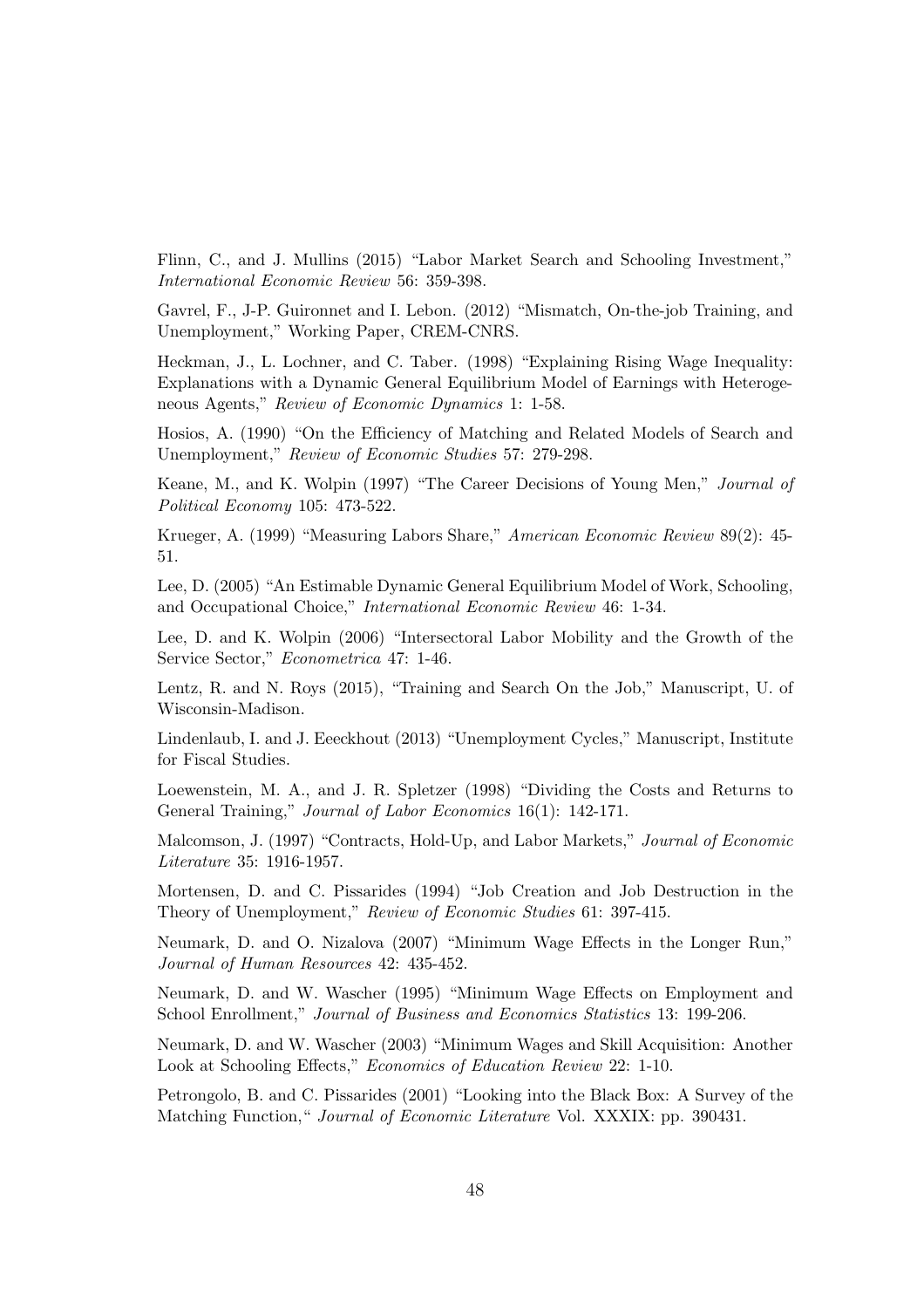Flinn, C., and J. Mullins (2015) "Labor Market Search and Schooling Investment," *International Economic Review* 56: 359-398.

Gavrel, F., J-P. Guironnet and I. Lebon. (2012) "Mismatch, On-the-job Training, and Unemployment," Working Paper, CREM-CNRS.

Heckman, J., L. Lochner, and C. Taber. (1998) "Explaining Rising Wage Inequality: Explanations with a Dynamic General Equilibrium Model of Earnings with Heterogeneous Agents," *Review of Economic Dynamics* 1: 1-58.

Hosios, A. (1990) "On the Efficiency of Matching and Related Models of Search and Unemployment," *Review of Economic Studies* 57: 279-298.

Keane, M., and K. Wolpin (1997) "The Career Decisions of Young Men," *Journal of Political Economy* 105: 473-522.

Krueger, A. (1999) "Measuring Labors Share," *American Economic Review* 89(2): 45-51.

Lee, D. (2005) "An Estimable Dynamic General Equilibrium Model of Work, Schooling, and Occupational Choice," *International Economic Review* 46: 1-34.

Lee, D. and K. Wolpin (2006) "Intersectoral Labor Mobility and the Growth of the Service Sector," *Econometrica* 47: 1-46.

Lentz, R. and N. Roys (2015), "Training and Search On the Job," Manuscript, U. of Wisconsin-Madison.

Lindenlaub, I. and J. Eeeckhout (2013) "Unemployment Cycles," Manuscript, Institute for Fiscal Studies.

Loewenstein, M. A., and J. R. Spletzer (1998) "Dividing the Costs and Returns to General Training," *Journal of Labor Economics* 16(1): 142-171.

Malcomson, J. (1997) "Contracts, Hold-Up, and Labor Markets," *Journal of Economic Literature* 35: 1916-1957.

Mortensen, D. and C. Pissarides (1994) "Job Creation and Job Destruction in the Theory of Unemployment," *Review of Economic Studies* 61: 397-415.

Neumark, D. and O. Nizalova (2007) "Minimum Wage Effects in the Longer Run," *Journal of Human Resources* 42: 435-452.

Neumark, D. and W. Wascher (1995) "Minimum Wage Effects on Employment and School Enrollment," *Journal of Business and Economics Statistics* 13: 199-206.

Neumark, D. and W. Wascher (2003) "Minimum Wages and Skill Acquisition: Another Look at Schooling Effects," *Economics of Education Review* 22: 1-10.

Petrongolo, B. and C. Pissarides (2001) "Looking into the Black Box: A Survey of the Matching Function," *Journal of Economic Literature* Vol. XXXIX: pp. 390431.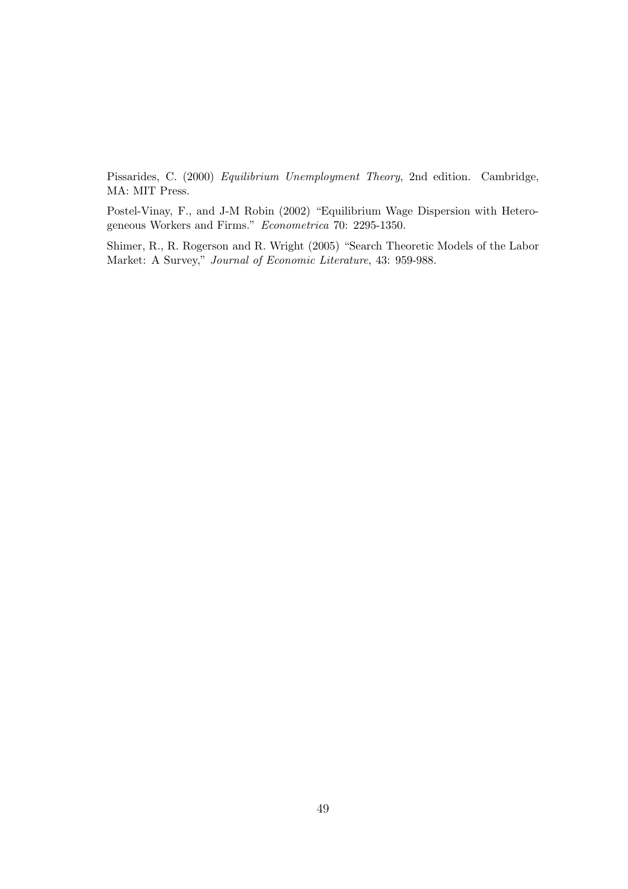Pissarides, C. (2000) *Equilibrium Unemployment Theory*, 2nd edition. Cambridge, MA: MIT Press.

Postel-Vinay, F., and J-M Robin (2002) "Equilibrium Wage Dispersion with Heterogeneous Workers and Firms." *Econometrica* 70: 2295-1350.

Shimer, R., R. Rogerson and R. Wright (2005) "Search Theoretic Models of the Labor Market: A Survey," *Journal of Economic Literature*, 43: 959-988.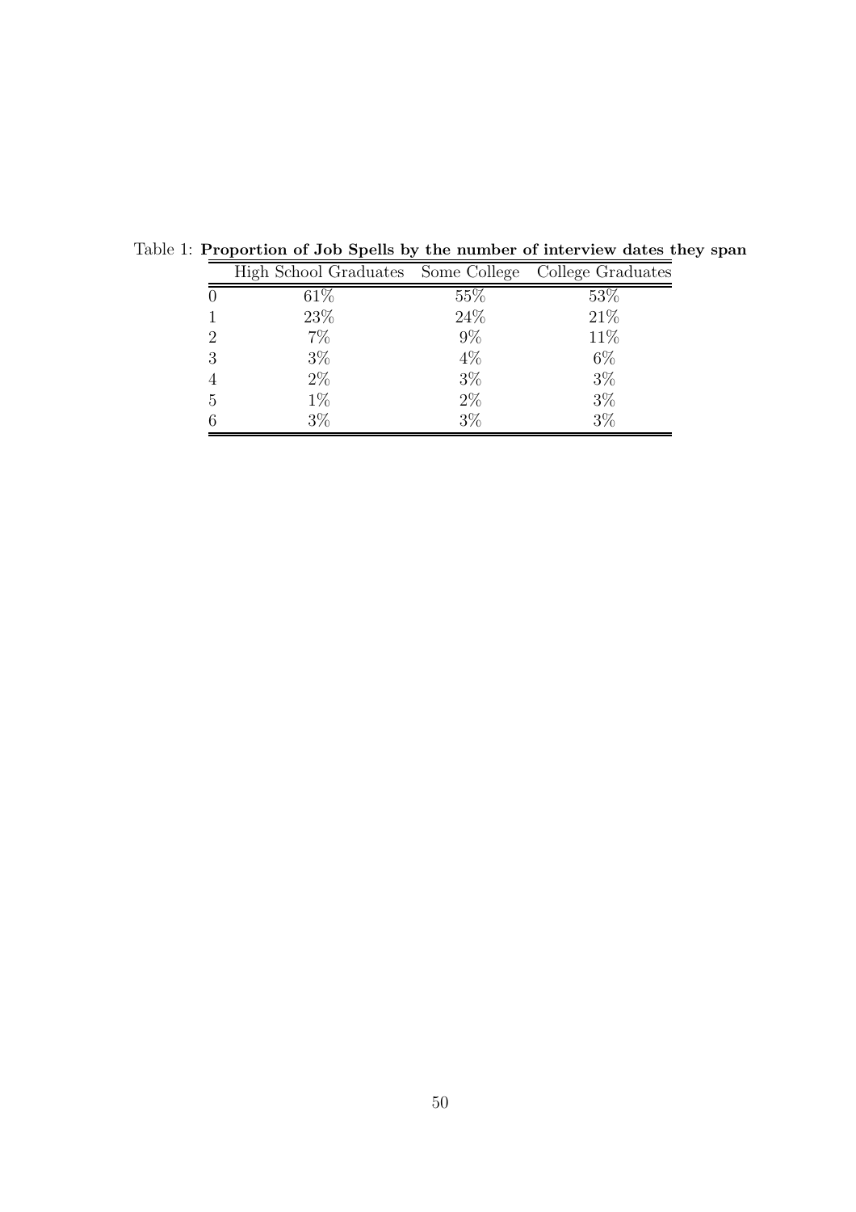Table 1: **Proportion of Job Spells by the number of interview dates they span**

| | High School Graduates | Some College | College Graduates |
|---|---|---|---|
| 0 | 61% | 55% | 53% |
| 1 | 23% | 24% | 21% |
| 2 | 7% | 9% | 11% |
| 3 | 3% | 4% | 6% |
| 4 | 2% | 3% | 3% |
| 5 | 1% | 2% | 3% |
| 6 | 3% | 3% | 3% |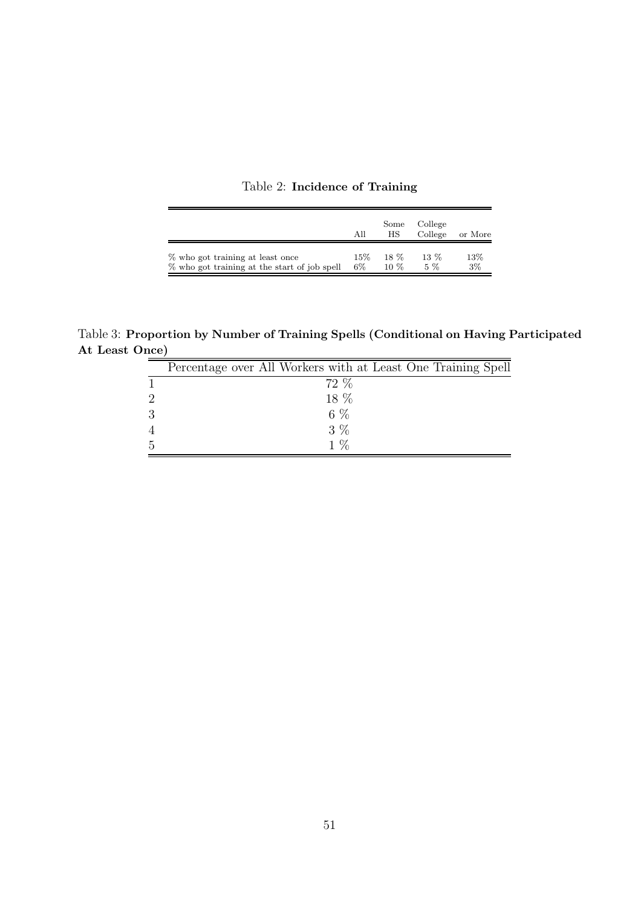Table 2: **Incidence of Training**

| | All | Some HS | College College | or More |
|---|---|---|---|---|
| % who got training at least once | 15% | 18 % | 13 % | 13% |
| % who got training at the start of job spell | 6% | 10 % | 5 % | 3% |

Table 3: **Proportion by Number of Training Spells (Conditional on Having Participated At Least Once)**

| | Percentage over All Workers with at Least One Training Spell |
|---|---|
| 1 | 72 % |
| 2 | 18 % |
| 3 | 6 % |
| 4 | 3 % |
| 5 | 1 % |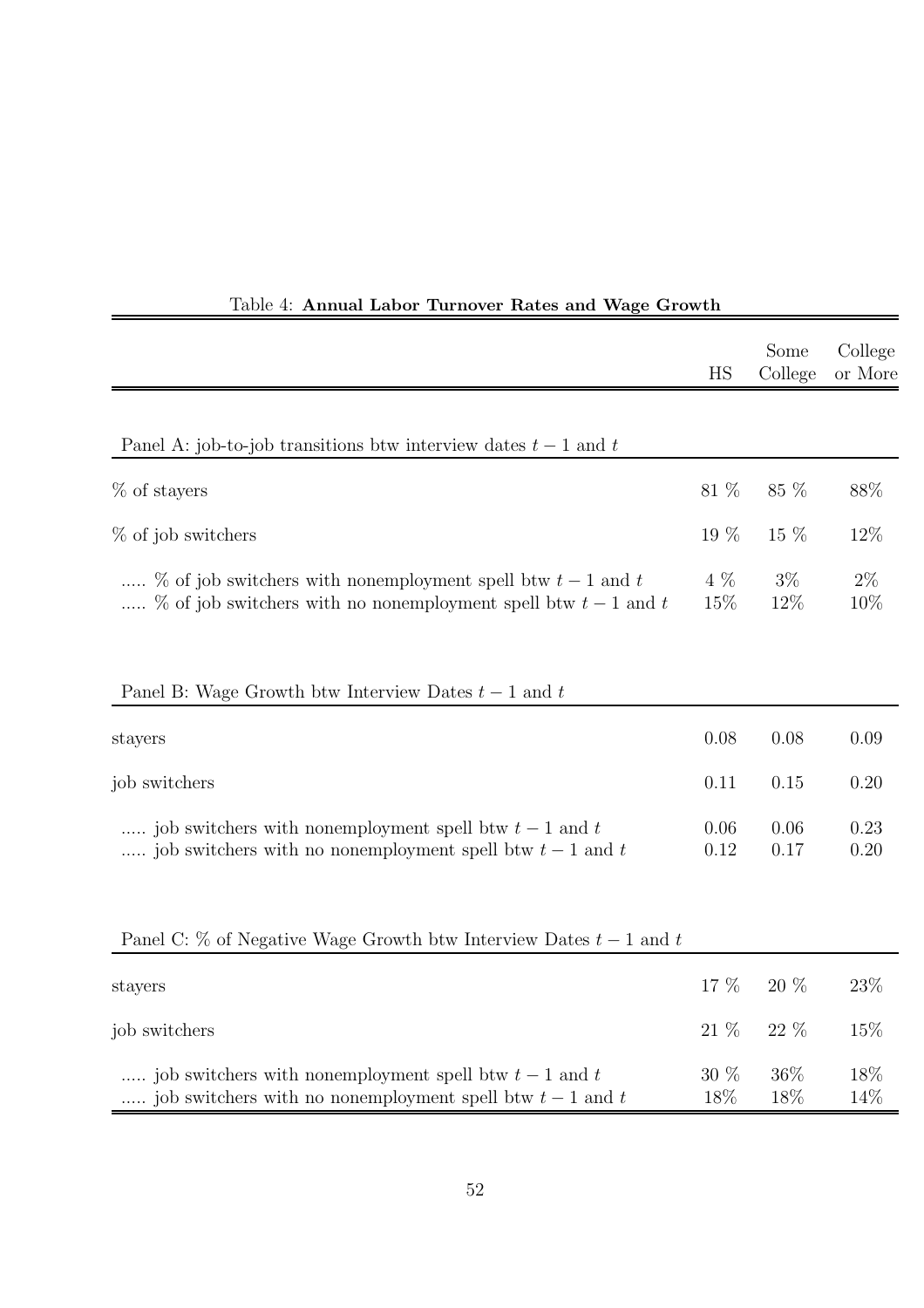Table 4: **Annual Labor Turnover Rates and Wage Growth**

| | HS | Some College | College or More |
|---|---|---|---|
| Panel A: job-to-job transitions btw interview dates $t-1$ and $t$ | | | |
| % of stayers | 81 % | 85 % | 88% |
| % of job switchers | 19 % | 15 % | 12% |
| ..... % of job switchers with nonemployment spell btw $t-1$ and $t$ | 4 % | 3% | 2% |
| ..... % of job switchers with no nonemployment spell btw $t-1$ and $t$ | 15% | 12% | 10% |
| Panel B: Wage Growth btw Interview Dates $t-1$ and $t$ | | | |
| stayers | 0.08 | 0.08 | 0.09 |
| job switchers | 0.11 | 0.15 | 0.20 |
| ..... job switchers with nonemployment spell btw $t-1$ and $t$ | 0.06 | 0.06 | 0.23 |
| ..... job switchers with no nonemployment spell btw $t-1$ and $t$ | 0.12 | 0.17 | 0.20 |
| Panel C: % of Negative Wage Growth btw Interview Dates $t-1$ and $t$ | | | |
| stayers | 17 % | 20 % | 23% |
| job switchers | 21 % | 22 % | 15% |
| ..... job switchers with nonemployment spell btw $t-1$ and $t$ | 30 % | 36% | 18% |
| ..... job switchers with no nonemployment spell btw $t-1$ and $t$ | 18% | 18% | 14% |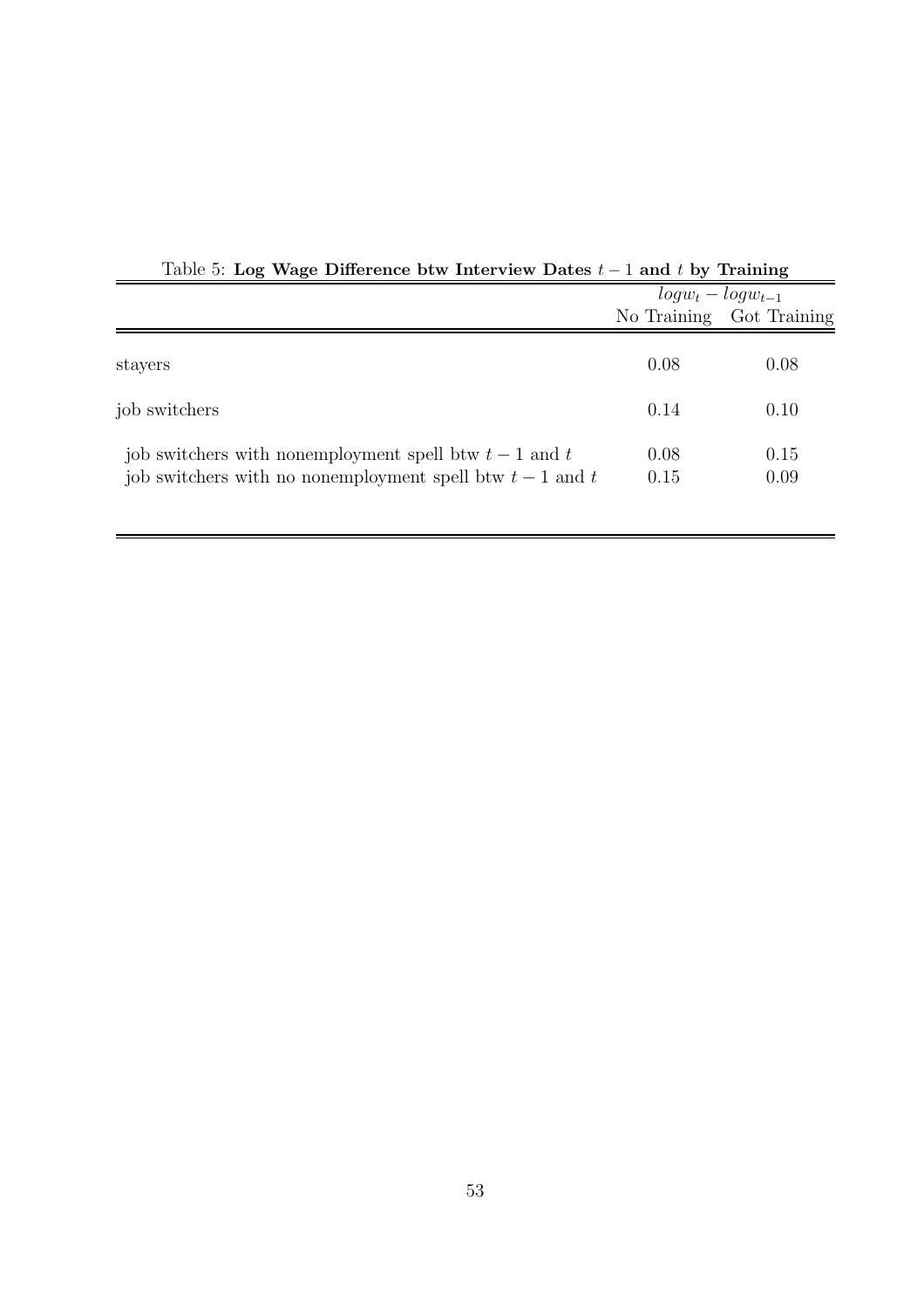Table 5: **Log Wage Difference btw Interview Dates $t-1$ and $t$ by Training**

| | $logw_t - logw_{t-1}$ | |
|---|---|---|
| | No Training | Got Training |
| stayers | 0.08 | 0.08 |
| job switchers | 0.14 | 0.10 |
| job switchers with nonemployment spell btw $t-1$ and $t$ | 0.08 | 0.15 |
| job switchers with no nonemployment spell btw $t-1$ and $t$ | 0.15 | 0.09 |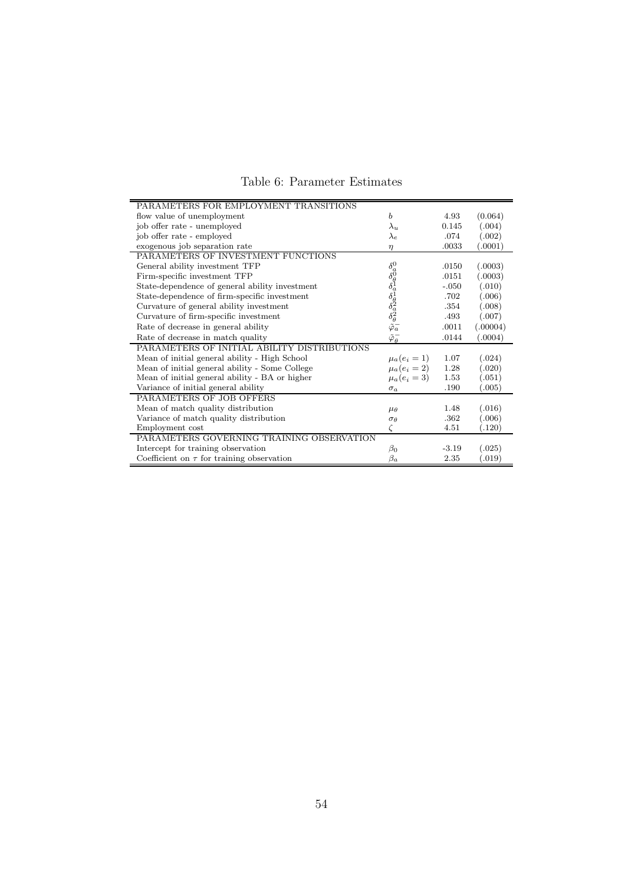Table 6: Parameter Estimates

| | | | |
|---|---|---|---|
| PARAMETERS FOR EMPLOYMENT TRANSITIONS | | | |
| flow value of unemployment | $b$ | 4.93 | (0.064) |
| job offer rate - unemployed | $\lambda_u$ | 0.145 | (.004) |
| job offer rate - employed | $\lambda_e$ | .074 | (.002) |
| exogenous job separation rate | $\eta$ | .0033 | (.0001) |
| PARAMETERS OF INVESTMENT FUNCTIONS | | | |
| General ability investment TFP | $\delta_a^0$ | .0150 | (.0003) |
| Firm-specific investment TFP | $\delta_\theta^0$ | .0151 | (.0003) |
| State-dependence of general ability investment | $\delta_a^1$ | -.050 | (.010) |
| State-dependence of firm-specific investment | $\delta_\theta^1$ | .702 | (.006) |
| Curvature of general ability investment | $\delta_a^2$ | .354 | (.008) |
| Curvature of firm-specific investment | $\delta_\theta^2$ | .493 | (.007) |
| Rate of decrease in general ability | $\tilde{\varphi}_a^-$ | .0011 | (.00004) |
| Rate of decrease in match quality | $\tilde{\varphi}_\theta^-$ | .0144 | (.0004) |
| PARAMETERS OF INITIAL ABILITY DISTRIBUTIONS | | | |
| Mean of initial general ability - High School | $\mu_a(e_i = 1)$ | 1.07 | (.024) |
| Mean of initial general ability - Some College | $\mu_a(e_i = 2)$ | 1.28 | (.020) |
| Mean of initial general ability - BA or higher | $\mu_a(e_i = 3)$ | 1.53 | (.051) |
| Variance of initial general ability | $\sigma_a$ | .190 | (.005) |
| PARAMETERS OF JOB OFFERS | | | |
| Mean of match quality distribution | $\mu_\theta$ | 1.48 | (.016) |
| Variance of match quality distribution | $\sigma_\theta$ | .362 | (.006) |
| Employment cost | $\zeta$ | 4.51 | (.120) |
| PARAMETERS GOVERNING TRAINING OBSERVATION | | | |
| Intercept for training observation | $\beta_0$ | -3.19 | (.025) |
| Coefficient on $\tau$ for training observation | $\beta_a$ | 2.35 | (.019) |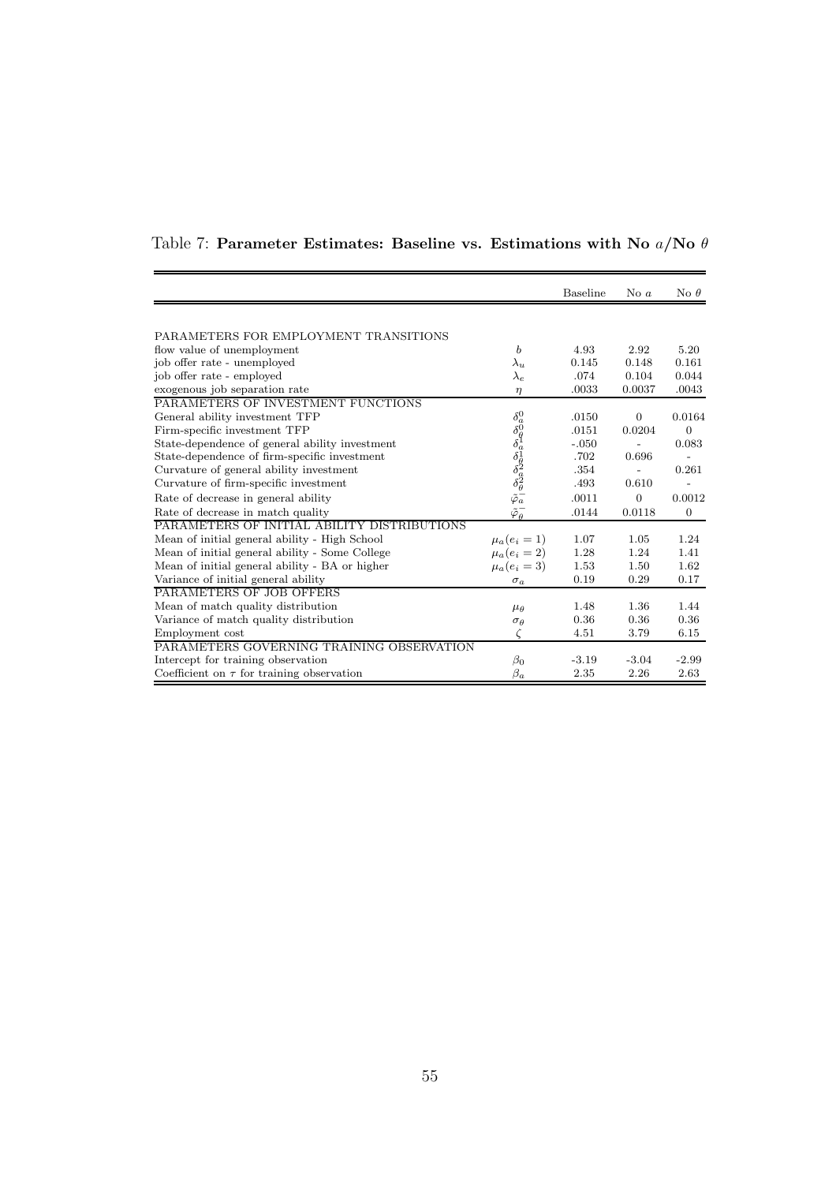Table 7: **Parameter Estimates: Baseline vs. Estimations with No $a$/No $\theta$**

| | | Baseline | No $a$ | No $\theta$ |
|---|---|---|---|---|
| PARAMETERS FOR EMPLOYMENT TRANSITIONS | | | | |
| flow value of unemployment | $b$ | 4.93 | 2.92 | 5.20 |
| job offer rate - unemployed | $\lambda_u$ | 0.145 | 0.148 | 0.161 |
| job offer rate - employed | $\lambda_e$ | .074 | 0.104 | 0.044 |
| exogenous job separation rate | $\eta$ | .0033 | 0.0037 | .0043 |
| PARAMETERS OF INVESTMENT FUNCTIONS | | | | |
| General ability investment TFP | $\delta_a^0$ | .0150 | 0 | 0.0164 |
| Firm-specific investment TFP | $\delta_\theta^0$ | .0151 | 0.0204 | 0 |
| State-dependence of general ability investment | $\delta_a^1$ | -.050 | - | 0.083 |
| State-dependence of firm-specific investment | $\delta_\theta^1$ | .702 | 0.696 | - |
| Curvature of general ability investment | $\delta_a^2$ | .354 | - | 0.261 |
| Curvature of firm-specific investment | $\delta_\theta^2$ | .493 | 0.610 | - |
| Rate of decrease in general ability | $\tilde{\varphi}_a^-$ | .0011 | 0 | 0.0012 |
| Rate of decrease in match quality | $\tilde{\varphi}_\theta^-$ | .0144 | 0.0118 | 0 |
| PARAMETERS OF INITIAL ABILITY DISTRIBUTIONS | | | | |
| Mean of initial general ability - High School | $\mu_a(e_i = 1)$ | 1.07 | 1.05 | 1.24 |
| Mean of initial general ability - Some College | $\mu_a(e_i = 2)$ | 1.28 | 1.24 | 1.41 |
| Mean of initial general ability - BA or higher | $\mu_a(e_i = 3)$ | 1.53 | 1.50 | 1.62 |
| Variance of initial general ability | $\sigma_a$ | 0.19 | 0.29 | 0.17 |
| PARAMETERS OF JOB OFFERS | | | | |
| Mean of match quality distribution | $\mu_\theta$ | 1.48 | 1.36 | 1.44 |
| Variance of match quality distribution | $\sigma_\theta$ | 0.36 | 0.36 | 0.36 |
| Employment cost | $\zeta$ | 4.51 | 3.79 | 6.15 |
| PARAMETERS GOVERNING TRAINING OBSERVATION | | | | |
| Intercept for training observation | $\beta_0$ | -3.19 | -3.04 | -2.99 |
| Coefficient on $\tau$ for training observation | $\beta_a$ | 2.35 | 2.26 | 2.63 |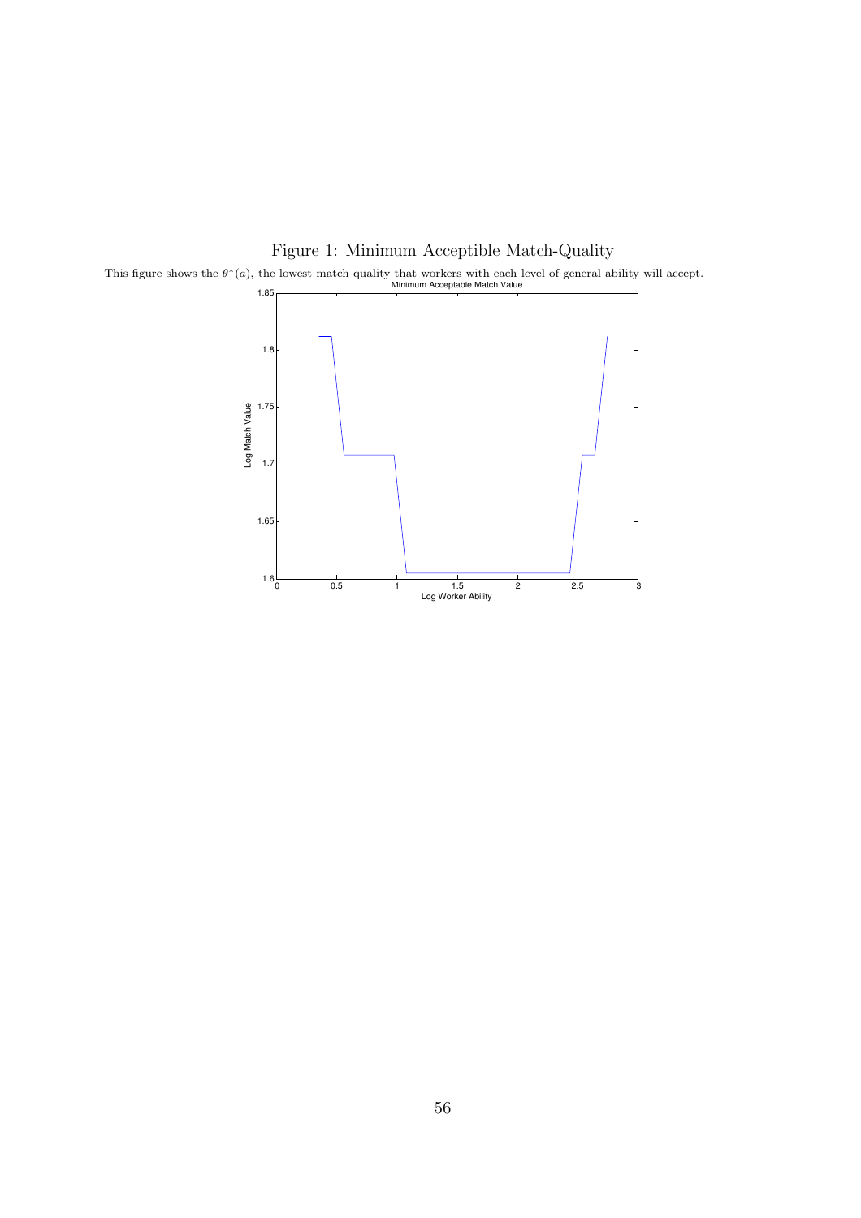Figure 1: Minimum Acceptable Match-Quality

This figure shows the $\theta^*(a)$, the lowest match quality that workers with each level of general ability will accept.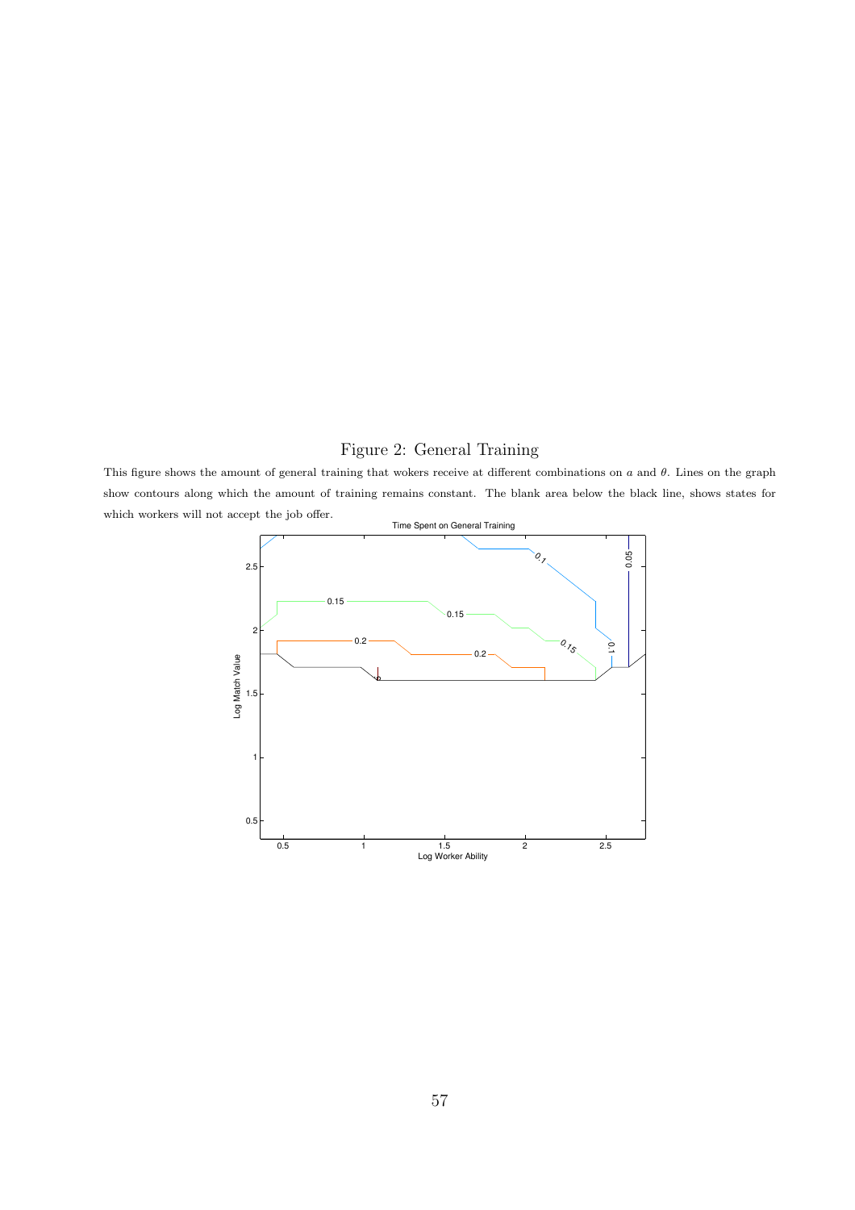Figure 2: General Training

This figure shows the amount of general training that wokers receive at different combinations on $a$ and $\theta$. Lines on the graph show contours along which the amount of training remains constant. The blank area below the black line, shows states for which workers will not accept the job offer.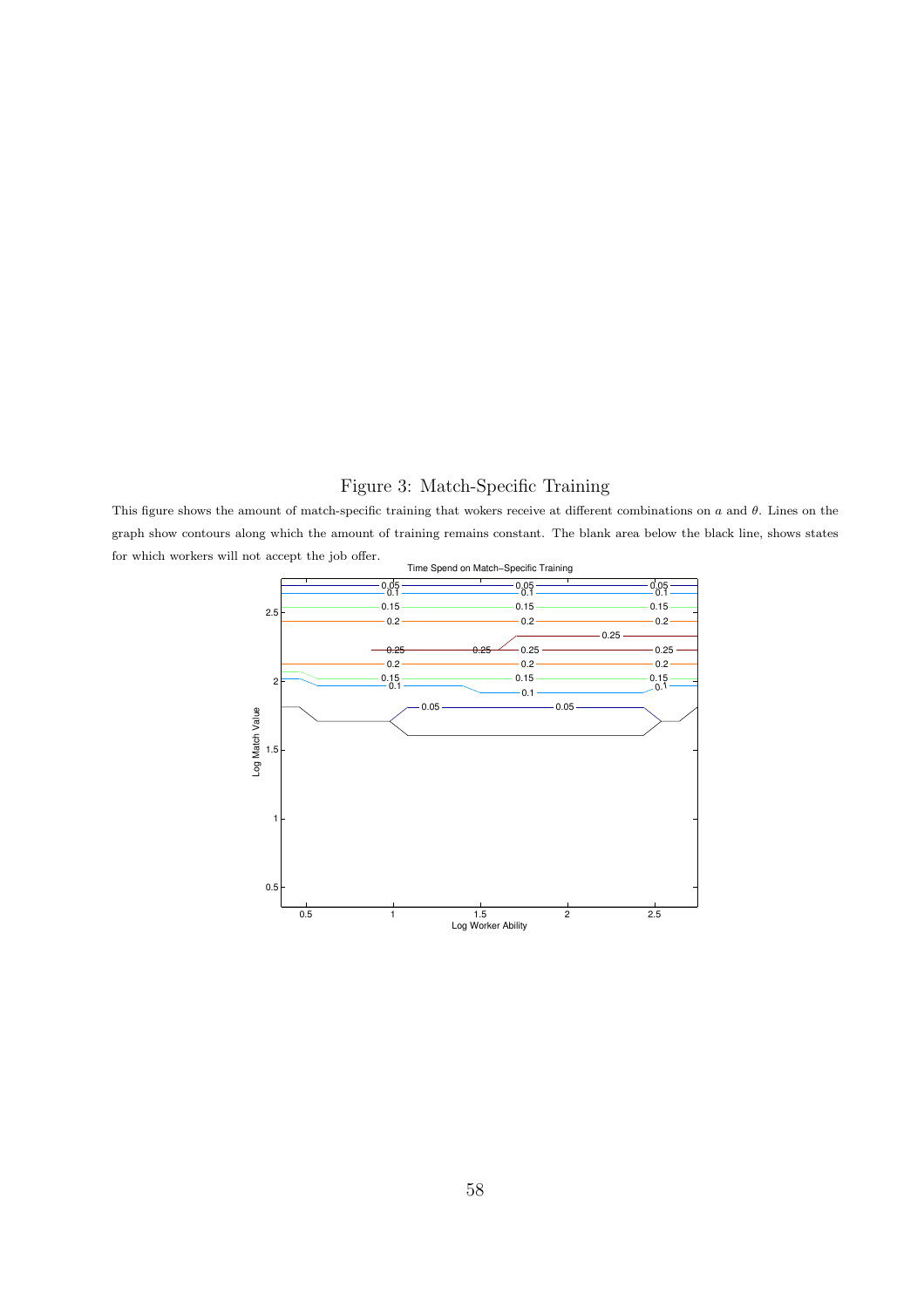# Figure 3: Match-Specific Training

This figure shows the amount of match-specific training that wokers receive at different combinations on $a$ and $\theta$. Lines on the graph show contours along which the amount of training remains constant. The blank area below the black line, shows states for which workers will not accept the job offer.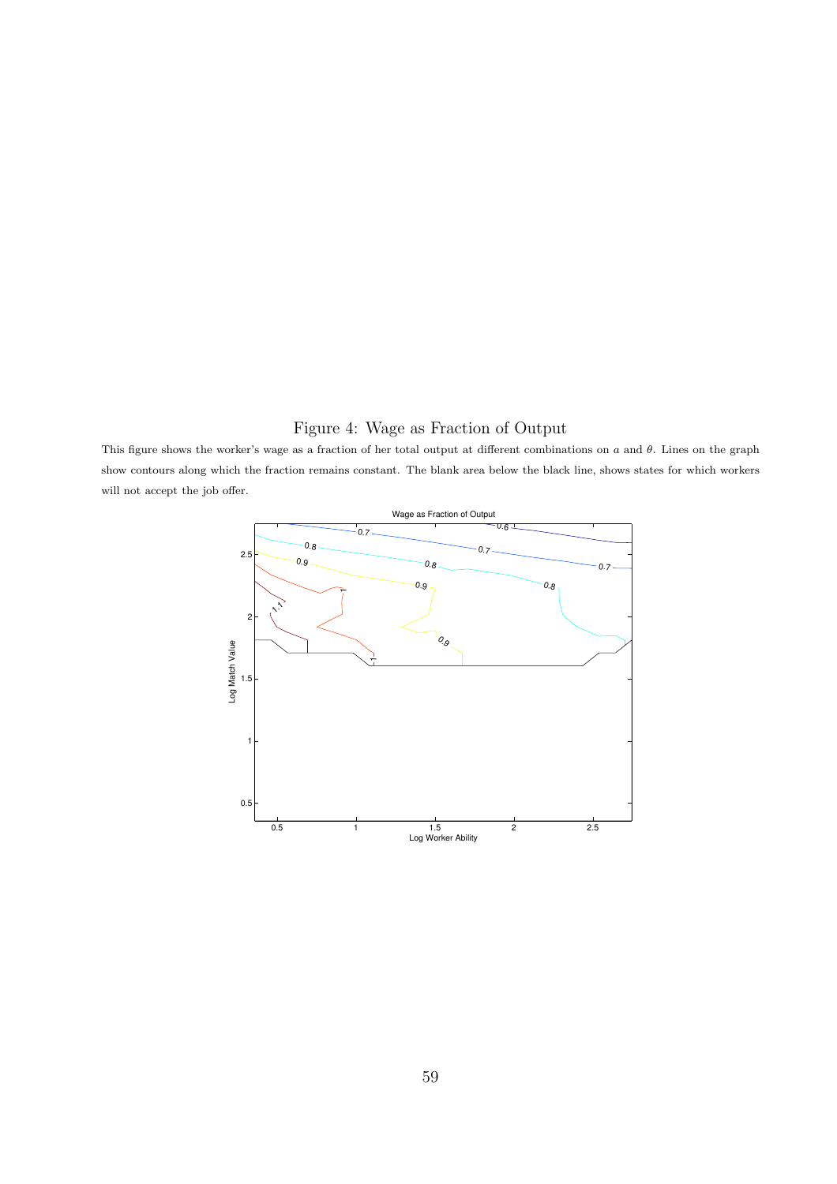Figure 4: Wage as Fraction of Output

This figure shows the worker's wage as a fraction of her total output at different combinations on $a$ and $\theta$. Lines on the graph show contours along which the fraction remains constant. The blank area below the black line, shows states for which workers will not accept the job offer.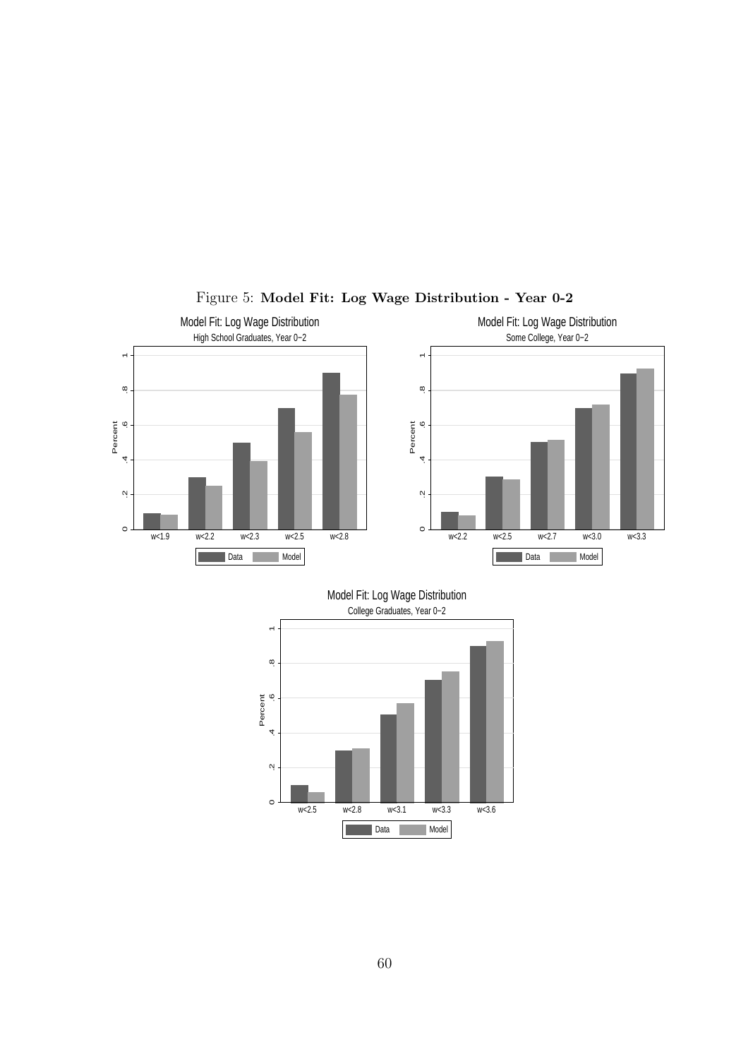Figure 5: **Model Fit: Log Wage Distribution - Year 0-2**

Model Fit: Log Wage Distribution

High School Graduates, Year 0−2

Model Fit: Log Wage Distribution

Some College, Year 0−2

Model Fit: Log Wage Distribution

College Graduates, Year 0−2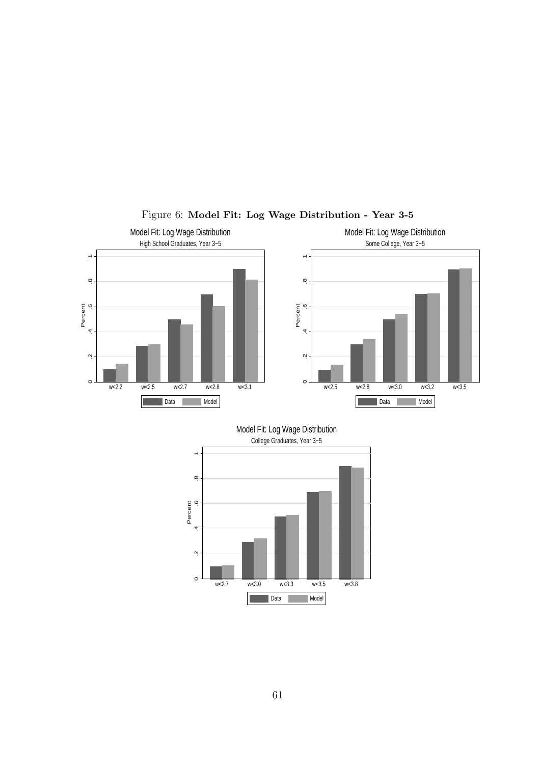Figure 6: **Model Fit: Log Wage Distribution - Year 3-5**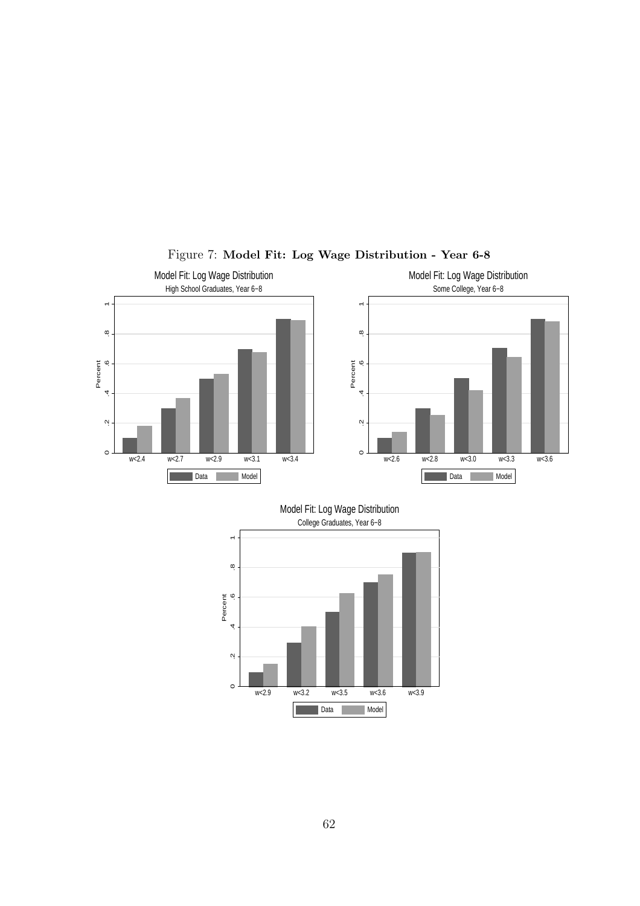Figure 7: **Model Fit: Log Wage Distribution - Year 6-8**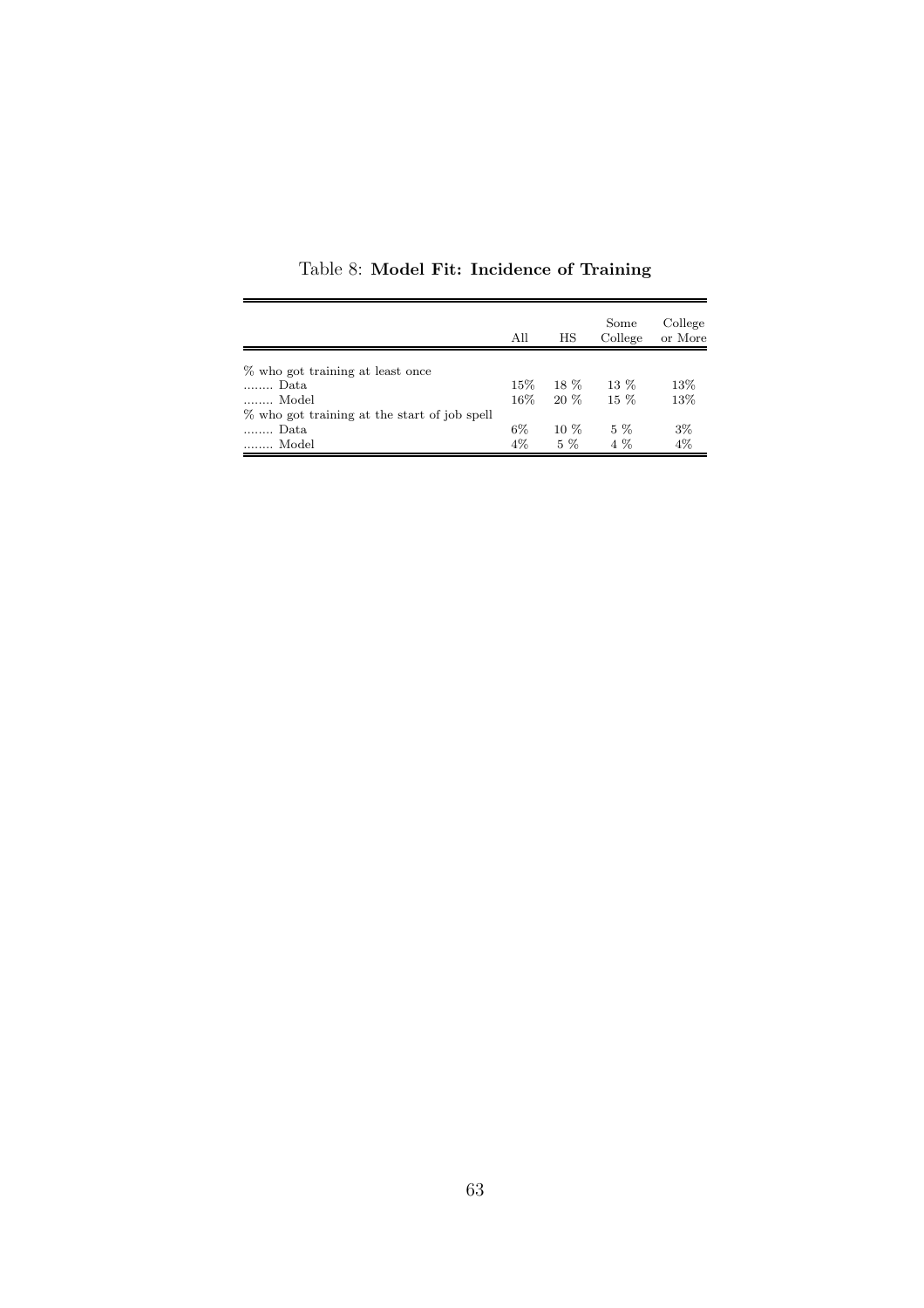Table 8: **Model Fit: Incidence of Training**

| | All | HS | Some College | College or More |
|---|---|---|---|---|
| % who got training at least once | | | | |
| ........ Data | 15% | 18 % | 13 % | 13% |
| ........ Model | 16% | 20 % | 15 % | 13% |
| % who got training at the start of job spell | | | | |
| ........ Data | 6% | 10 % | 5 % | 3% |
| ........ Model | 4% | 5 % | 4 % | 4% |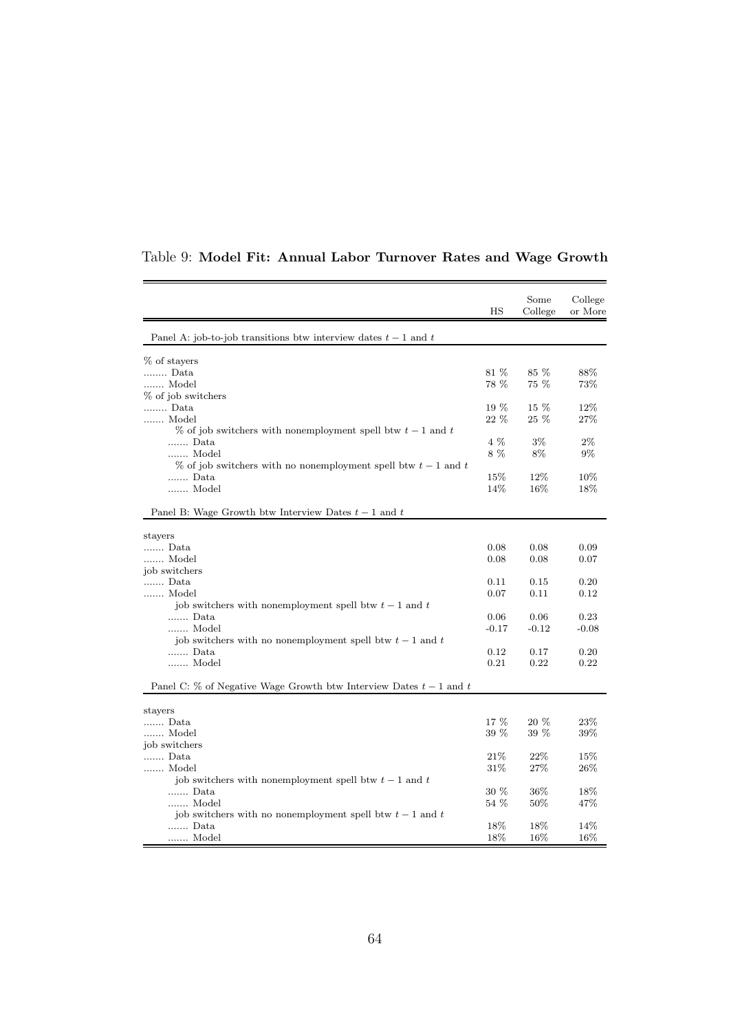Table 9: **Model Fit: Annual Labor Turnover Rates and Wage Growth**

| | HS | Some College | College or More |
|---|---|---|---|
| Panel A: job-to-job transitions btw interview dates $t-1$ and $t$ | | | |
| % of stayers | | | |
| ........ Data | 81 % | 85 % | 88% |
| ....... Model | 78 % | 75 % | 73% |
| % of job switchers | | | |
| ........ Data | 19 % | 15 % | 12% |
| ....... Model | 22 % | 25 % | 27% |
| % of job switchers with nonemployment spell btw $t-1$ and $t$ | | | |
| ....... Data | 4 % | 3% | 2% |
| ....... Model | 8 % | 8% | 9% |
| % of job switchers with no nonemployment spell btw $t-1$ and $t$ | | | |
| ....... Data | 15% | 12% | 10% |
| ....... Model | 14% | 16% | 18% |
| Panel B: Wage Growth btw Interview Dates $t-1$ and $t$ | | | |
| stayers | | | |
| ....... Data | 0.08 | 0.08 | 0.09 |
| ....... Model | 0.08 | 0.08 | 0.07 |
| job switchers | | | |
| ....... Data | 0.11 | 0.15 | 0.20 |
| ....... Model | 0.07 | 0.11 | 0.12 |
| job switchers with nonemployment spell btw $t-1$ and $t$ | | | |
| ....... Data | 0.06 | 0.06 | 0.23 |
| ....... Model | -0.17 | -0.12 | -0.08 |
| job switchers with no nonemployment spell btw $t-1$ and $t$ | | | |
| ....... Data | 0.12 | 0.17 | 0.20 |
| ....... Model | 0.21 | 0.22 | 0.22 |
| Panel C: % of Negative Wage Growth btw Interview Dates $t-1$ and $t$ | | | |
| stayers | | | |
| ....... Data | 17 % | 20 % | 23% |
| ....... Model | 39 % | 39 % | 39% |
| job switchers | | | |
| ....... Data | 21% | 22% | 15% |
| ....... Model | 31% | 27% | 26% |
| job switchers with nonemployment spell btw $t-1$ and $t$ | | | |
| ....... Data | 30 % | 36% | 18% |
| ....... Model | 54 % | 50% | 47% |
| job switchers with no nonemployment spell btw $t-1$ and $t$ | | | |
| ....... Data | 18% | 18% | 14% |
| ....... Model | 18% | 16% | 16% |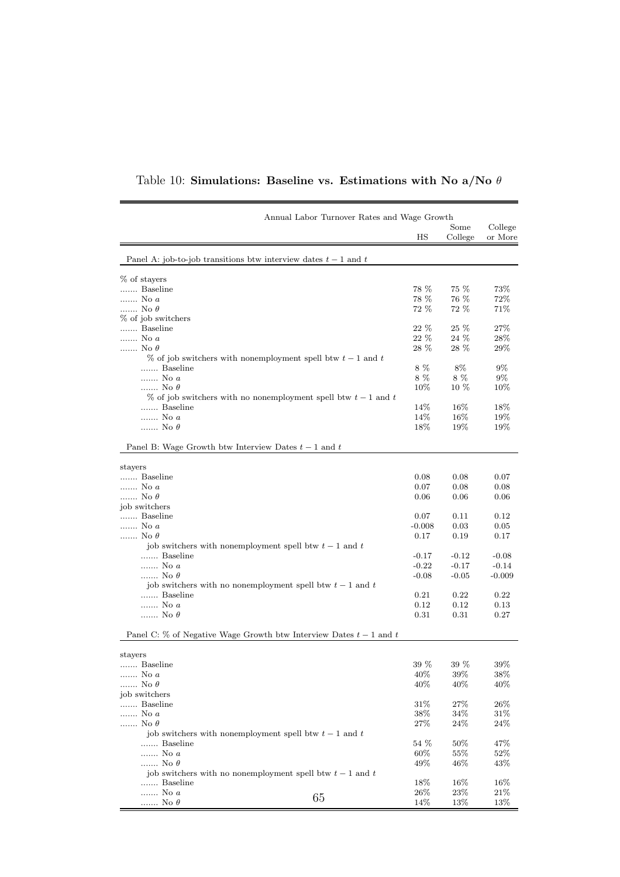Table 10: **Simulations: Baseline vs. Estimations with No a/No $\theta$**

| Annual Labor Turnover Rates and Wage Growth | HS | Some College | College or More |
|---|---|---|---|
| Panel A: job-to-job transitions btw interview dates $t-1$ and $t$ | | | |
| % of stayers | | | |
| ....... Baseline | 78 % | 75 % | 73% |
| ....... No $a$ | 78 % | 76 % | 72% |
| ....... No $\theta$ | 72 % | 72 % | 71% |
| % of job switchers | | | |
| ....... Baseline | 22 % | 25 % | 27% |
| ....... No $a$ | 22 % | 24 % | 28% |
| ....... No $\theta$ | 28 % | 28 % | 29% |
| % of job switchers with nonemployment spell btw $t-1$ and $t$ | | | |
| ....... Baseline | 8 % | 8% | 9% |
| ....... No $a$ | 8 % | 8 % | 9% |
| ....... No $\theta$ | 10% | 10 % | 10% |
| % of job switchers with no nonemployment spell btw $t-1$ and $t$ | | | |
| ....... Baseline | 14% | 16% | 18% |
| ....... No $a$ | 14% | 16% | 19% |
| ....... No $\theta$ | 18% | 19% | 19% |
| Panel B: Wage Growth btw Interview Dates $t-1$ and $t$ | | | |
| stayers | | | |
| ....... Baseline | 0.08 | 0.08 | 0.07 |
| ....... No $a$ | 0.07 | 0.08 | 0.08 |
| ....... No $\theta$ | 0.06 | 0.06 | 0.06 |
| job switchers | | | |
| ....... Baseline | 0.07 | 0.11 | 0.12 |
| ....... No $a$ | -0.008 | 0.03 | 0.05 |
| ....... No $\theta$ | 0.17 | 0.19 | 0.17 |
| job switchers with nonemployment spell btw $t-1$ and $t$ | | | |
| ....... Baseline | -0.17 | -0.12 | -0.08 |
| ....... No $a$ | -0.22 | -0.17 | -0.14 |
| ....... No $\theta$ | -0.08 | -0.05 | -0.009 |
| job switchers with no nonemployment spell btw $t-1$ and $t$ | | | |
| ....... Baseline | 0.21 | 0.22 | 0.22 |
| ....... No $a$ | 0.12 | 0.12 | 0.13 |
| ....... No $\theta$ | 0.31 | 0.31 | 0.27 |
| Panel C: % of Negative Wage Growth btw Interview Dates $t-1$ and $t$ | | | |
| stayers | | | |
| ....... Baseline | 39 % | 39 % | 39% |
| ....... No $a$ | 40% | 39% | 38% |
| ....... No $\theta$ | 40% | 40% | 40% |
| job switchers | | | |
| ....... Baseline | 31% | 27% | 26% |
| ....... No $a$ | 38% | 34% | 31% |
| ....... No $\theta$ | 27% | 24% | 24% |
| job switchers with nonemployment spell btw $t-1$ and $t$ | | | |
| ....... Baseline | 54 % | 50% | 47% |
| ....... No $a$ | 60% | 55% | 52% |
| ....... No $\theta$ | 49% | 46% | 43% |
| job switchers with no nonemployment spell btw $t-1$ and $t$ | | | |
| ....... Baseline | 18% | 16% | 16% |
| ....... No $a$ | 26% | 23% | 21% |
| ....... No $\theta$ | 14% | 13% | 13% |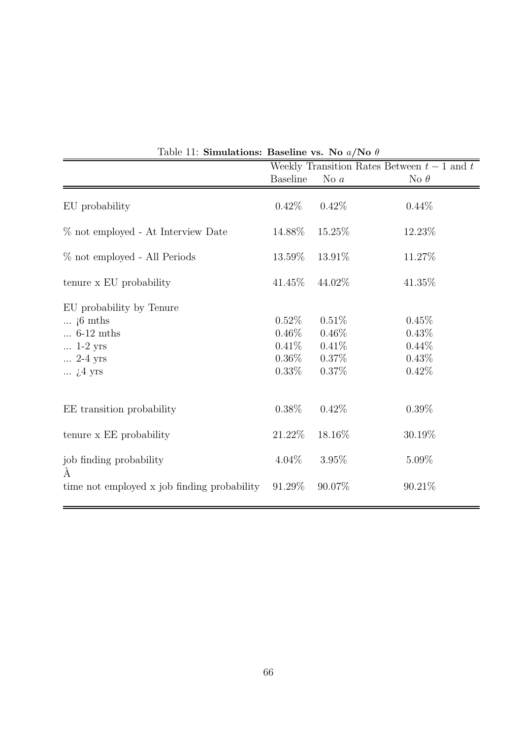Table 11: **Simulations: Baseline vs. No $a$/No $\theta$**

| | Weekly Transition Rates Between $t-1$ and $t$ | | |
|---|---|---|---|
| | Baseline | No $a$ | No $\theta$ |
| EU probability | 0.42% | 0.42% | 0.44% |
| % not employed - At Interview Date | 14.88% | 15.25% | 12.23% |
| % not employed - All Periods | 13.59% | 13.91% | 11.27% |
| tenure x EU probability | 41.45% | 44.02% | 41.35% |
| EU probability by Tenure | | | |
| ... ¡6 mths | 0.52% | 0.51% | 0.45% |
| ... 6-12 mths | 0.46% | 0.46% | 0.43% |
| ... 1-2 yrs | 0.41% | 0.41% | 0.44% |
| ... 2-4 yrs | 0.36% | 0.37% | 0.43% |
| ... ¿4 yrs | 0.33% | 0.37% | 0.42% |
| EE transition probability | 0.38% | 0.42% | 0.39% |
| tenure x EE probability | 21.22% | 18.16% | 30.19% |
| job finding probability | 4.04% | 3.95% | 5.09% |
| À | | | |
| time not employed x job finding probability | 91.29% | 90.07% | 90.21% |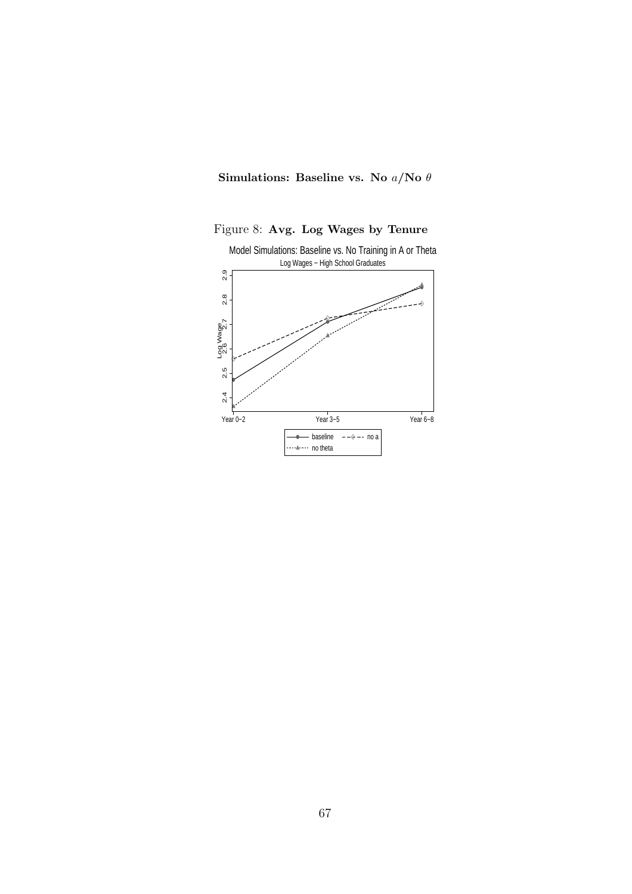**Simulations: Baseline vs. No $a$/No $\theta$**

Figure 8: **Avg. Log Wages by Tenure**

Model Simulations: Baseline vs. No Training in A or Theta

Log Wages – High School Graduates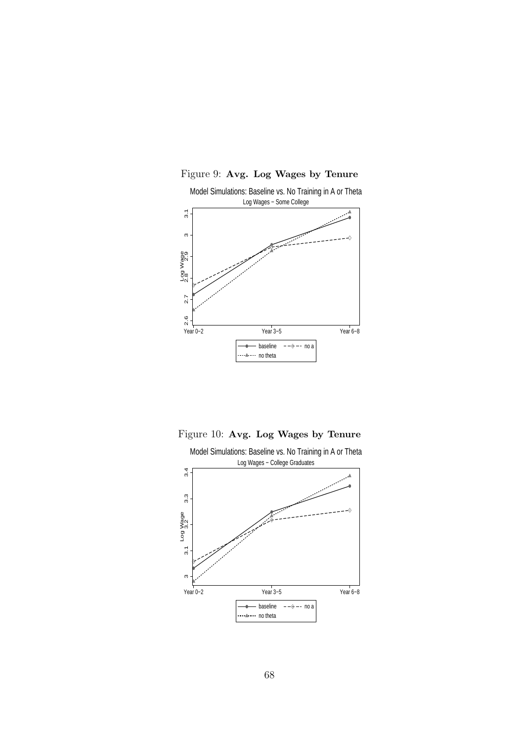Figure 9: **Avg. Log Wages by Tenure**

Model Simulations: Baseline vs. No Training in A or Theta

Log Wages − Some College

Figure 10: **Avg. Log Wages by Tenure**

Model Simulations: Baseline vs. No Training in A or Theta

Log Wages − College Graduates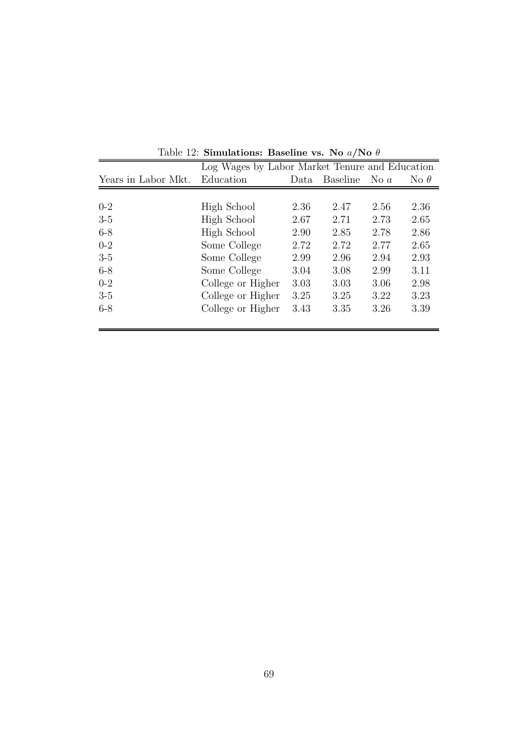Table 12: **Simulations: Baseline vs. No $a$/No $\theta$**

| | Log Wages by Labor Market Tenure and Education | | | | |
|---|---|---|---|---|---|
| Years in Labor Mkt. | Education | Data | Baseline | No $a$ | No $\theta$ |
| 0-2 | High School | 2.36 | 2.47 | 2.56 | 2.36 |
| 3-5 | High School | 2.67 | 2.71 | 2.73 | 2.65 |
| 6-8 | High School | 2.90 | 2.85 | 2.78 | 2.86 |
| 0-2 | Some College | 2.72 | 2.72 | 2.77 | 2.65 |
| 3-5 | Some College | 2.99 | 2.96 | 2.94 | 2.93 |
| 6-8 | Some College | 3.04 | 3.08 | 2.99 | 3.11 |
| 0-2 | College or Higher | 3.03 | 3.03 | 3.06 | 2.98 |
| 3-5 | College or Higher | 3.25 | 3.25 | 3.22 | 3.23 |
| 6-8 | College or Higher | 3.43 | 3.35 | 3.26 | 3.39 |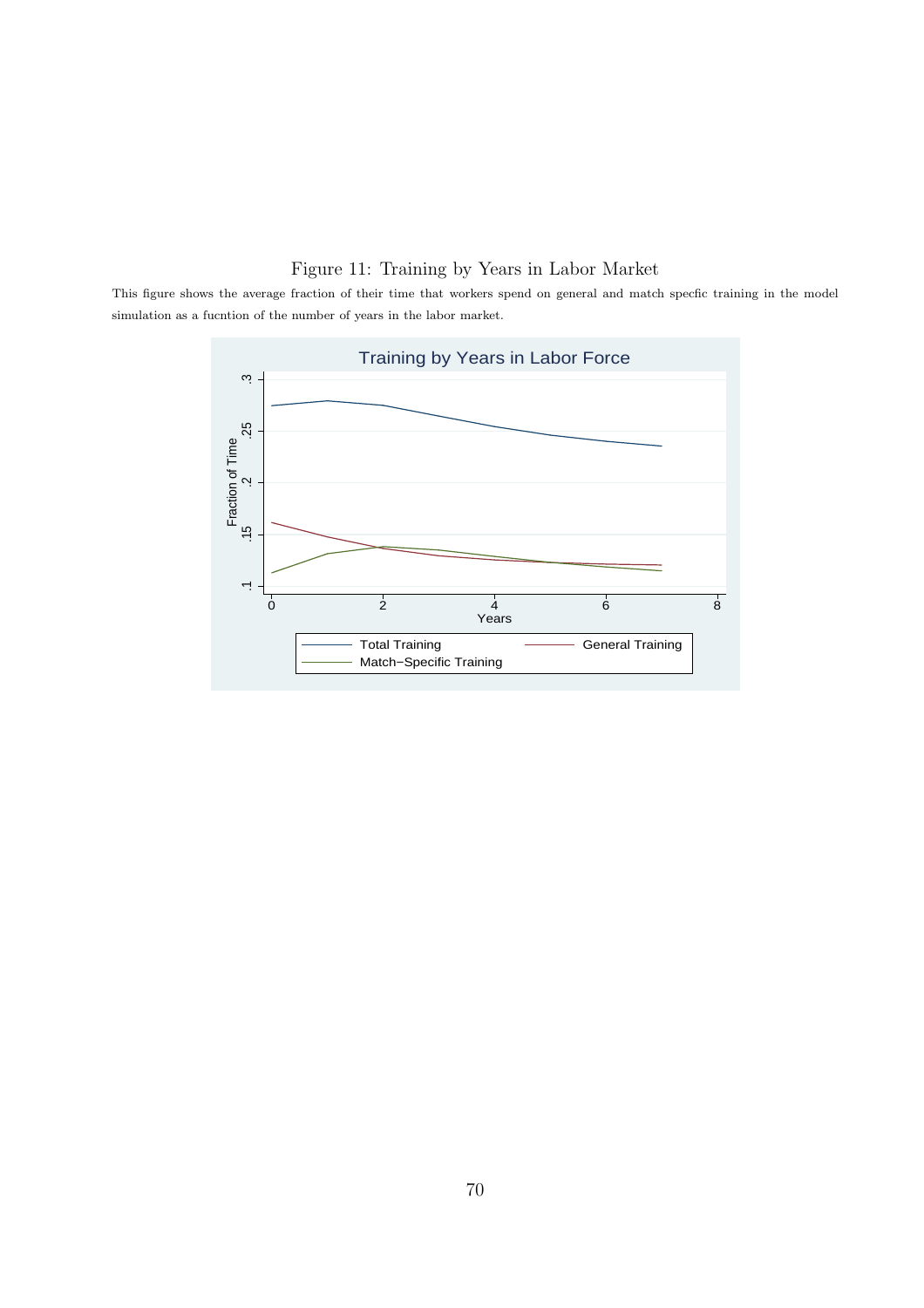Figure 11: Training by Years in Labor Market

This figure shows the average fraction of their time that workers spend on general and match specfic training in the model simulation as a fucntion of the number of years in the labor market.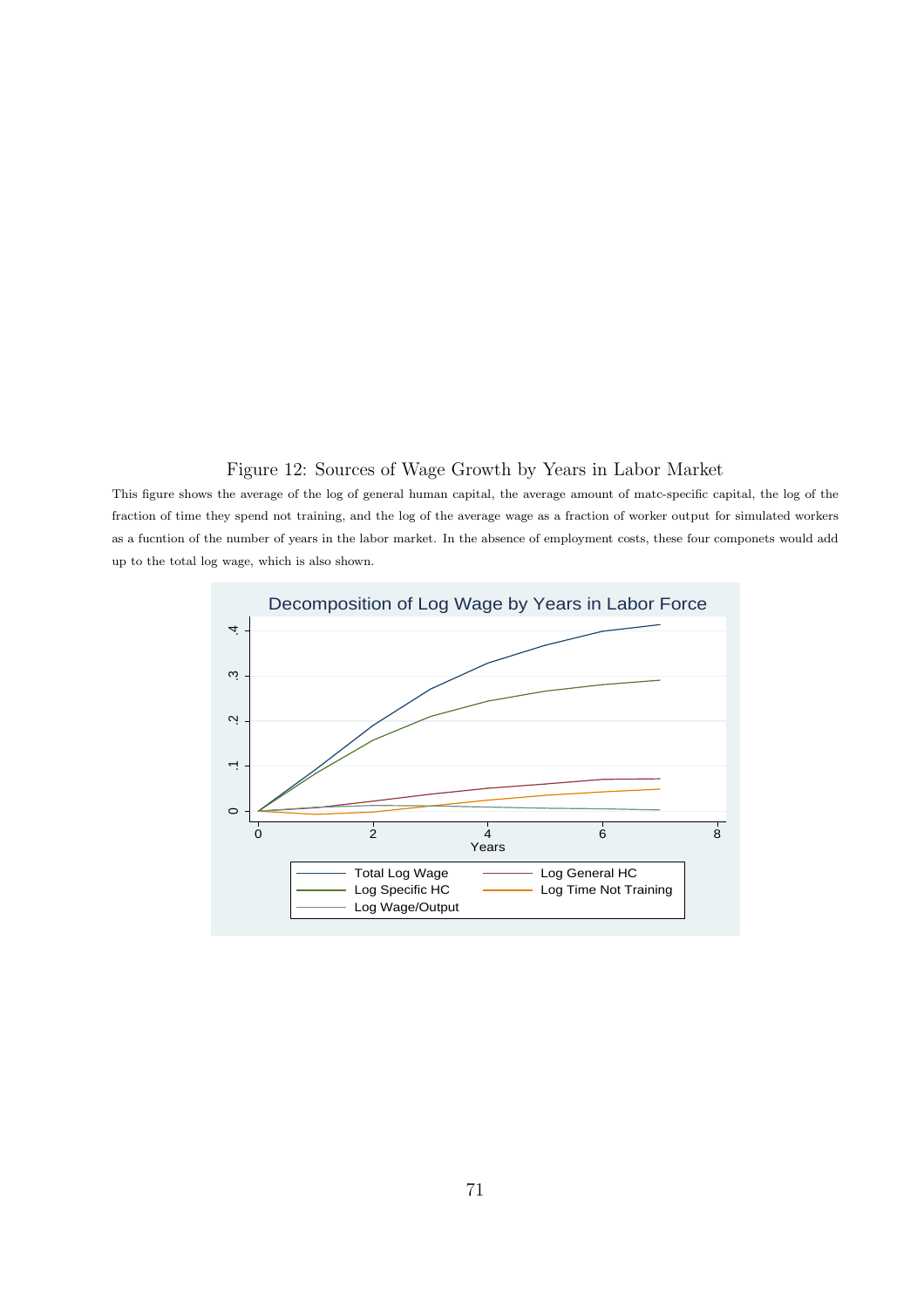Figure 12: Sources of Wage Growth by Years in Labor Market

This figure shows the average of the log of general human capital, the average amount of matc-specific capital, the log of the fraction of time they spend not training, and the log of the average wage as a fraction of worker output for simulated workers as a fucntion of the number of years in the labor market. In the absence of employment costs, these four componets would add up to the total log wage, which is also shown.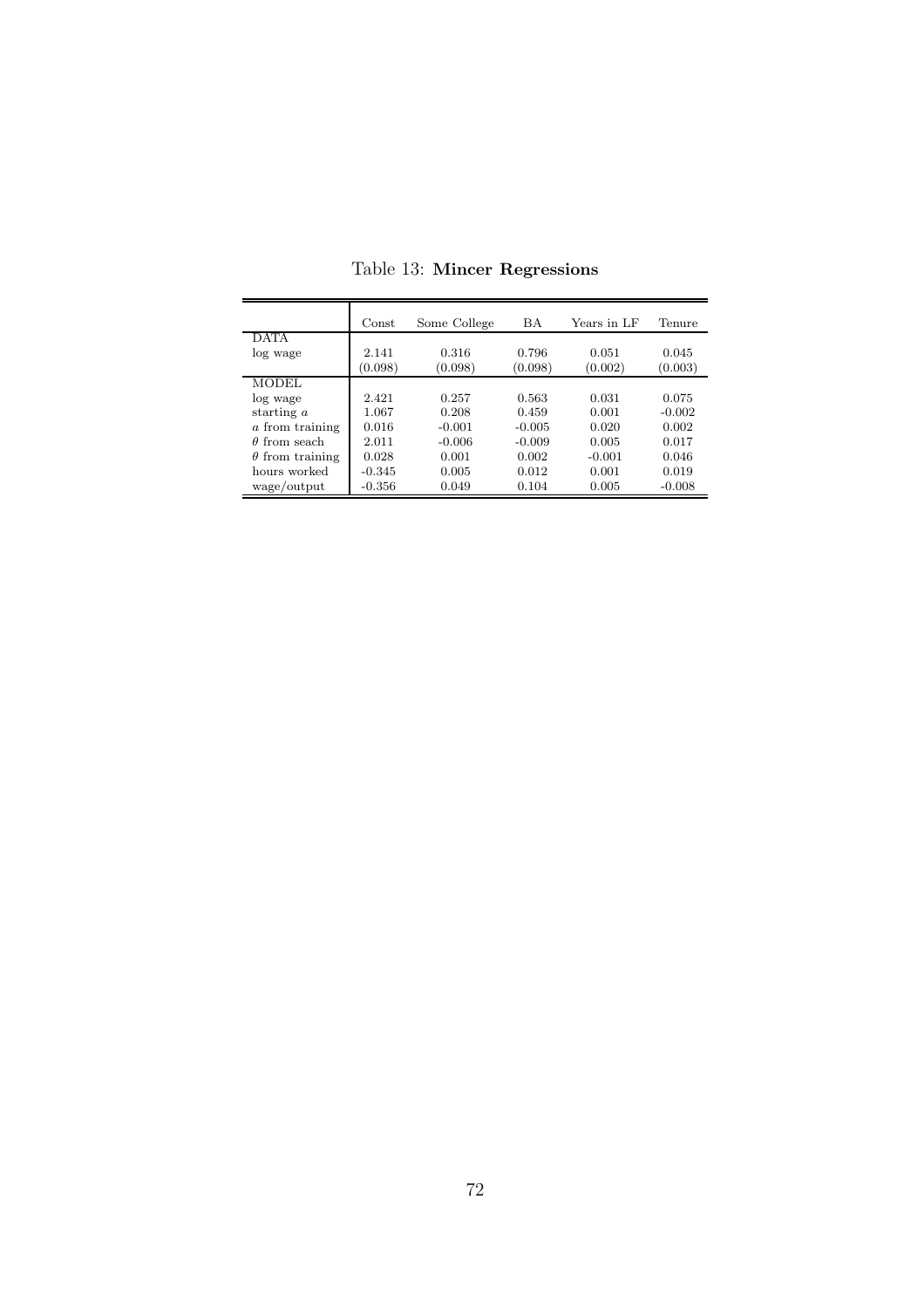Table 13: **Mincer Regressions**

| | Const | Some College | BA | Years in LF | Tenure |
|---|---|---|---|---|---|
| DATA | | | | | |
| log wage | 2.141 | 0.316 | 0.796 | 0.051 | 0.045 |
| | (0.098) | (0.098) | (0.098) | (0.002) | (0.003) |
| MODEL | | | | | |
| log wage | 2.421 | 0.257 | 0.563 | 0.031 | 0.075 |
| starting $a$ | 1.067 | 0.208 | 0.459 | 0.001 | -0.002 |
| $a$ from training | 0.016 | -0.001 | -0.005 | 0.020 | 0.002 |
| $\theta$ from seach | 2.011 | -0.006 | -0.009 | 0.005 | 0.017 |
| $\theta$ from training | 0.028 | 0.001 | 0.002 | -0.001 | 0.046 |
| hours worked | -0.345 | 0.005 | 0.012 | 0.001 | 0.019 |
| wage/output | -0.356 | 0.049 | 0.104 | 0.005 | -0.008 |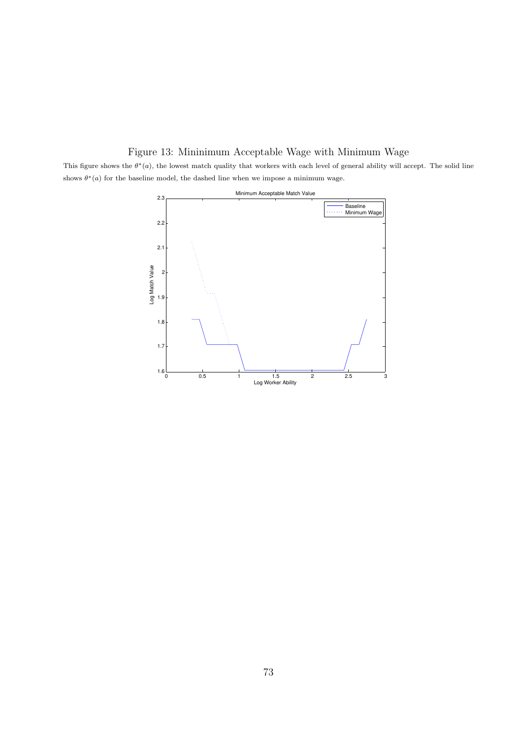# Figure 13: Mininimum Acceptable Wage with Minimum Wage

This figure shows the $\theta^*(a)$, the lowest match quality that workers with each level of general ability will accept. The solid line shows $\theta^*(a)$ for the baseline model, the dashed line when we impose a minimum wage.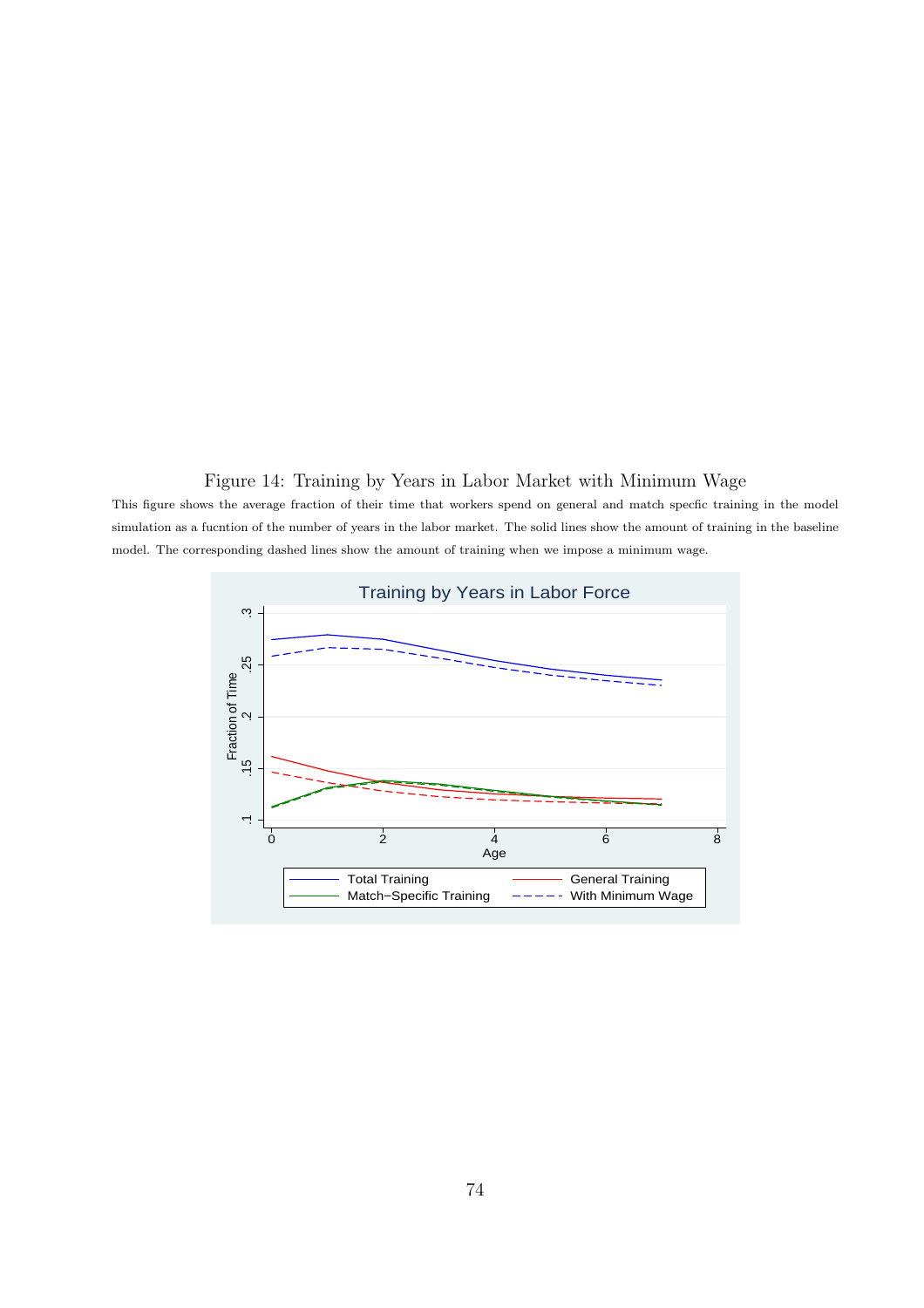Figure 14: Training by Years in Labor Market with Minimum Wage

This figure shows the average fraction of their time that workers spend on general and match specfic training in the model simulation as a fucntion of the number of years in the labor market. The solid lines show the amount of training in the baseline model. The corresponding dashed lines show the amount of training when we impose a minimum wage.

Training by Years in Labor Force

Fraction of Time

.1
.15
.2
.25
.3

0
2
4
6
8

Age

Total Training
General Training
Match−Specific Training
With Minimum Wage